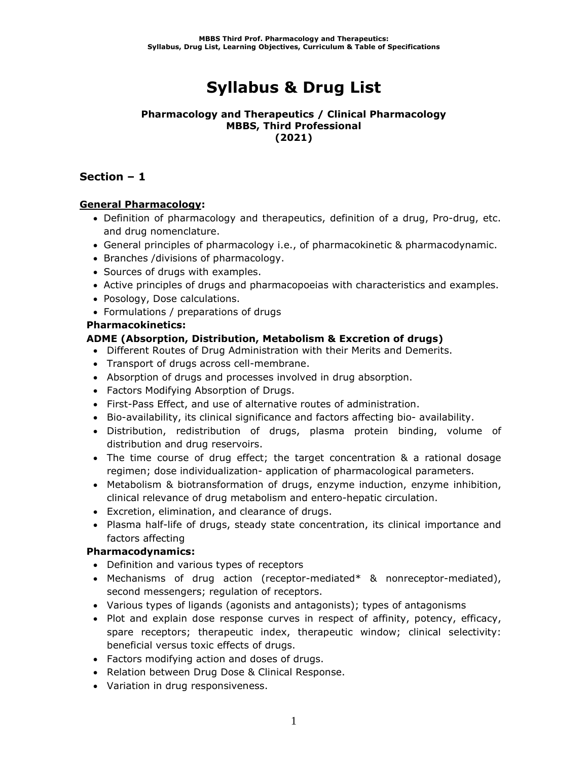# Syllabus & Drug List

**Pharmacology and Therapeutics / Clinical Pharmacology**
**MBBS, Third Professional**
**(2021)**

## Section – 1

**General Pharmacology:**

- Definition of pharmacology and therapeutics, definition of a drug, Pro-drug, etc. and drug nomenclature.
- General principles of pharmacology i.e., of pharmacokinetic & pharmacodynamic.
- Branches /divisions of pharmacology.
- Sources of drugs with examples.
- Active principles of drugs and pharmacopoeias with characteristics and examples.
- Posology, Dose calculations.
- Formulations / preparations of drugs

**Pharmacokinetics:**

**ADME (Absorption, Distribution, Metabolism & Excretion of drugs)**

- Different Routes of Drug Administration with their Merits and Demerits.
- Transport of drugs across cell-membrane.
- Absorption of drugs and processes involved in drug absorption.
- Factors Modifying Absorption of Drugs.
- First-Pass Effect, and use of alternative routes of administration.
- Bio-availability, its clinical significance and factors affecting bio- availability.
- Distribution, redistribution of drugs, plasma protein binding, volume of distribution and drug reservoirs.
- The time course of drug effect; the target concentration & a rational dosage regimen; dose individualization- application of pharmacological parameters.
- Metabolism & biotransformation of drugs, enzyme induction, enzyme inhibition, clinical relevance of drug metabolism and entero-hepatic circulation.
- Excretion, elimination, and clearance of drugs.
- Plasma half-life of drugs, steady state concentration, its clinical importance and factors affecting

**Pharmacodynamics:**

- Definition and various types of receptors
- Mechanisms of drug action (receptor-mediated* & nonreceptor-mediated), second messengers; regulation of receptors.
- Various types of ligands (agonists and antagonists); types of antagonisms
- Plot and explain dose response curves in respect of affinity, potency, efficacy, spare receptors; therapeutic index, therapeutic window; clinical selectivity: beneficial versus toxic effects of drugs.
- Factors modifying action and doses of drugs.
- Relation between Drug Dose & Clinical Response.
- Variation in drug responsiveness.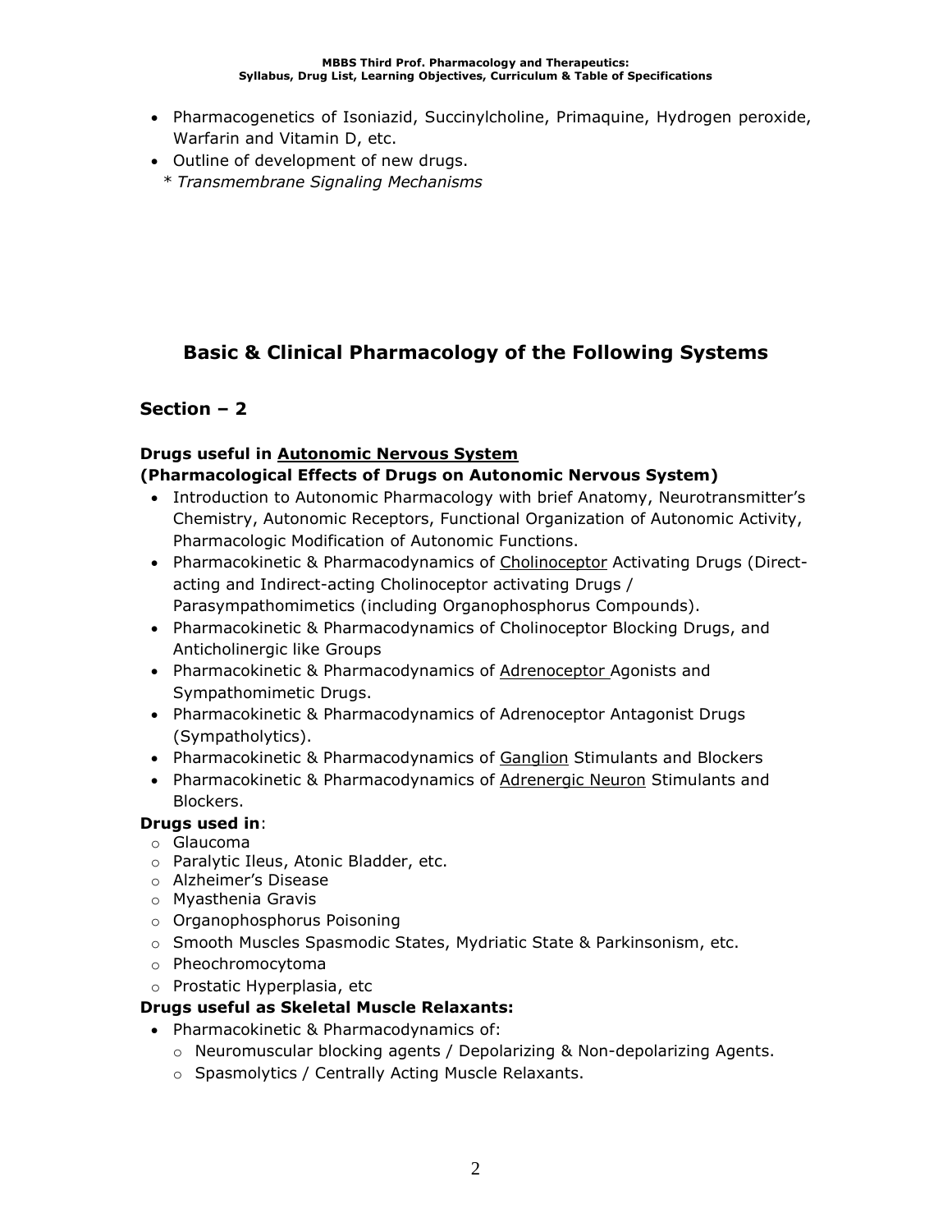- Pharmacogenetics of Isoniazid, Succinylcholine, Primaquine, Hydrogen peroxide, Warfarin and Vitamin D, etc.
- Outline of development of new drugs.
  * *Transmembrane Signaling Mechanisms*

## Basic & Clinical Pharmacology of the Following Systems

### Section – 2

**Drugs useful in Autonomic Nervous System**
**(Pharmacological Effects of Drugs on Autonomic Nervous System)**

- Introduction to Autonomic Pharmacology with brief Anatomy, Neurotransmitter's Chemistry, Autonomic Receptors, Functional Organization of Autonomic Activity, Pharmacologic Modification of Autonomic Functions.
- Pharmacokinetic & Pharmacodynamics of Cholinoceptor Activating Drugs (Direct-acting and Indirect-acting Cholinoceptor activating Drugs / Parasympathomimetics (including Organophosphorus Compounds).
- Pharmacokinetic & Pharmacodynamics of Cholinoceptor Blocking Drugs, and Anticholinergic like Groups
- Pharmacokinetic & Pharmacodynamics of Adrenoceptor Agonists and Sympathomimetic Drugs.
- Pharmacokinetic & Pharmacodynamics of Adrenoceptor Antagonist Drugs (Sympatholytics).
- Pharmacokinetic & Pharmacodynamics of Ganglion Stimulants and Blockers
- Pharmacokinetic & Pharmacodynamics of Adrenergic Neuron Stimulants and Blockers.

**Drugs used in**:

- Glaucoma
- Paralytic Ileus, Atonic Bladder, etc.
- Alzheimer's Disease
- Myasthenia Gravis
- Organophosphorus Poisoning
- Smooth Muscles Spasmodic States, Mydriatic State & Parkinsonism, etc.
- Pheochromocytoma
- Prostatic Hyperplasia, etc

**Drugs useful as Skeletal Muscle Relaxants:**

- Pharmacokinetic & Pharmacodynamics of:
  - Neuromuscular blocking agents / Depolarizing & Non-depolarizing Agents.
  - Spasmolytics / Centrally Acting Muscle Relaxants.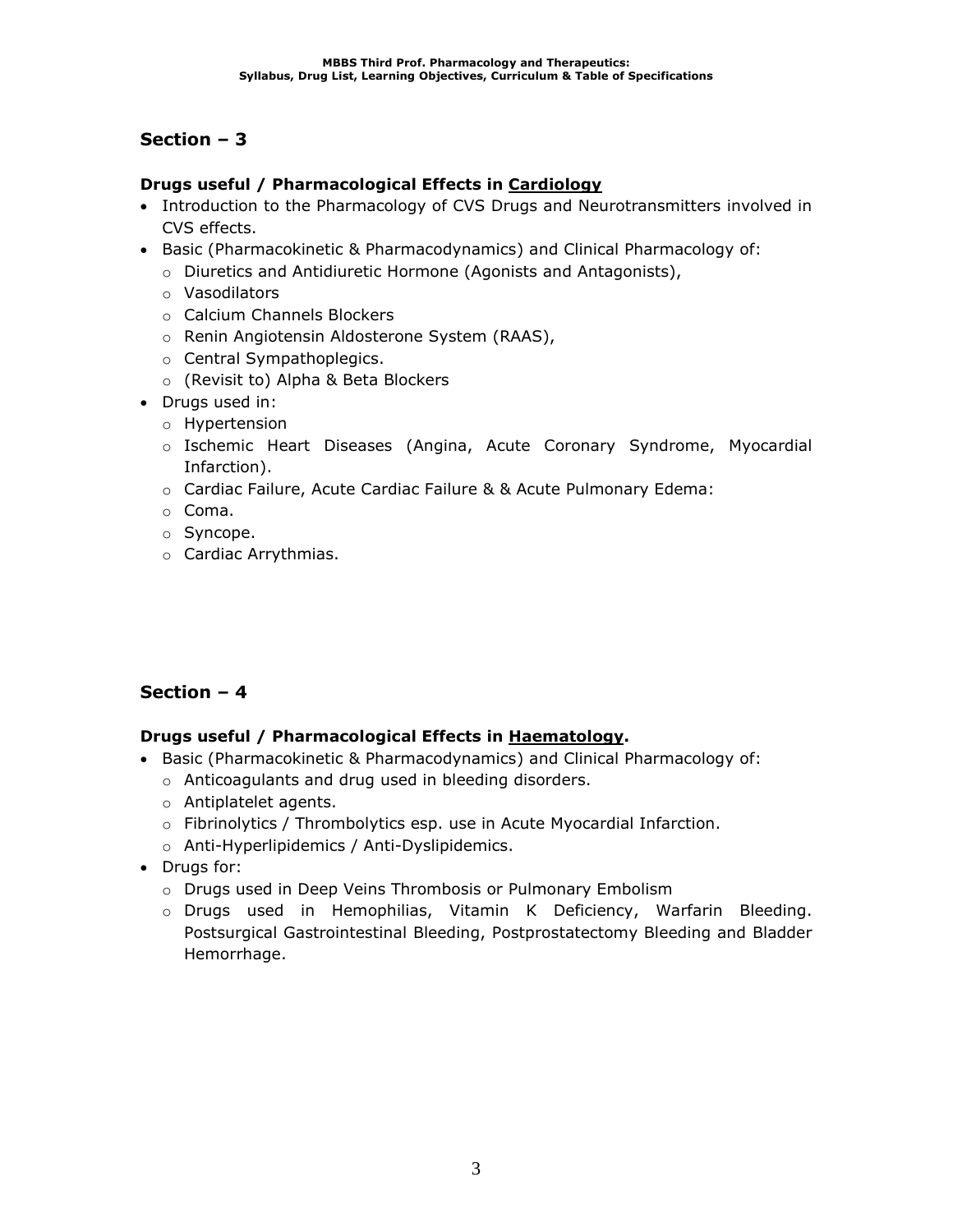## Section – 3

**Drugs useful / Pharmacological Effects in <u>Cardiology</u>**

- Introduction to the Pharmacology of CVS Drugs and Neurotransmitters involved in CVS effects.
- Basic (Pharmacokinetic & Pharmacodynamics) and Clinical Pharmacology of:
    - Diuretics and Antidiuretic Hormone (Agonists and Antagonists),
    - Vasodilators
    - Calcium Channels Blockers
    - Renin Angiotensin Aldosterone System (RAAS),
    - Central Sympathoplegics.
    - (Revisit to) Alpha & Beta Blockers
- Drugs used in:
    - Hypertension
    - Ischemic Heart Diseases (Angina, Acute Coronary Syndrome, Myocardial Infarction).
    - Cardiac Failure, Acute Cardiac Failure & & Acute Pulmonary Edema:
    - Coma.
    - Syncope.
    - Cardiac Arrythmias.

## Section – 4

**Drugs useful / Pharmacological Effects in <u>Haematology</u>.**

- Basic (Pharmacokinetic & Pharmacodynamics) and Clinical Pharmacology of:
    - Anticoagulants and drug used in bleeding disorders.
    - Antiplatelet agents.
    - Fibrinolytics / Thrombolytics esp. use in Acute Myocardial Infarction.
    - Anti-Hyperlipidemics / Anti-Dyslipidemics.
- Drugs for:
    - Drugs used in Deep Veins Thrombosis or Pulmonary Embolism
    - Drugs used in Hemophilias, Vitamin K Deficiency, Warfarin Bleeding. Postsurgical Gastrointestinal Bleeding, Postprostatectomy Bleeding and Bladder Hemorrhage.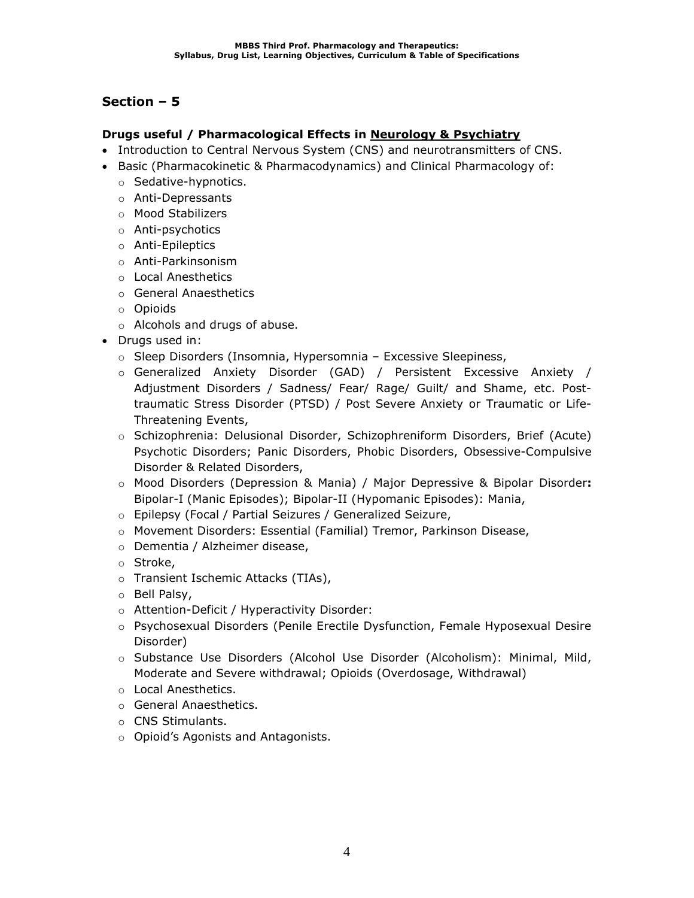## Section – 5

**Drugs useful / Pharmacological Effects in <u>Neurology & Psychiatry</u>**

- Introduction to Central Nervous System (CNS) and neurotransmitters of CNS.
- Basic (Pharmacokinetic & Pharmacodynamics) and Clinical Pharmacology of:
  - Sedative-hypnotics.
  - Anti-Depressants
  - Mood Stabilizers
  - Anti-psychotics
  - Anti-Epileptics
  - Anti-Parkinsonism
  - Local Anesthetics
  - General Anaesthetics
  - Opioids
  - Alcohols and drugs of abuse.
- Drugs used in:
  - Sleep Disorders (Insomnia, Hypersomnia – Excessive Sleepiness,
  - Generalized Anxiety Disorder (GAD) / Persistent Excessive Anxiety / Adjustment Disorders / Sadness/ Fear/ Rage/ Guilt/ and Shame, etc. Post-traumatic Stress Disorder (PTSD) / Post Severe Anxiety or Traumatic or Life-Threatening Events,
  - Schizophrenia: Delusional Disorder, Schizophreniform Disorders, Brief (Acute) Psychotic Disorders; Panic Disorders, Phobic Disorders, Obsessive-Compulsive Disorder & Related Disorders,
  - Mood Disorders (Depression & Mania) / Major Depressive & Bipolar Disorder**:** Bipolar-I (Manic Episodes); Bipolar-II (Hypomanic Episodes): Mania,
  - Epilepsy (Focal / Partial Seizures / Generalized Seizure,
  - Movement Disorders: Essential (Familial) Tremor, Parkinson Disease,
  - Dementia / Alzheimer disease,
  - Stroke,
  - Transient Ischemic Attacks (TIAs),
  - Bell Palsy,
  - Attention-Deficit / Hyperactivity Disorder:
  - Psychosexual Disorders (Penile Erectile Dysfunction, Female Hyposexual Desire Disorder)
  - Substance Use Disorders (Alcohol Use Disorder (Alcoholism): Minimal, Mild, Moderate and Severe withdrawal; Opioids (Overdosage, Withdrawal)
  - Local Anesthetics.
  - General Anaesthetics.
  - CNS Stimulants.
  - Opioid's Agonists and Antagonists.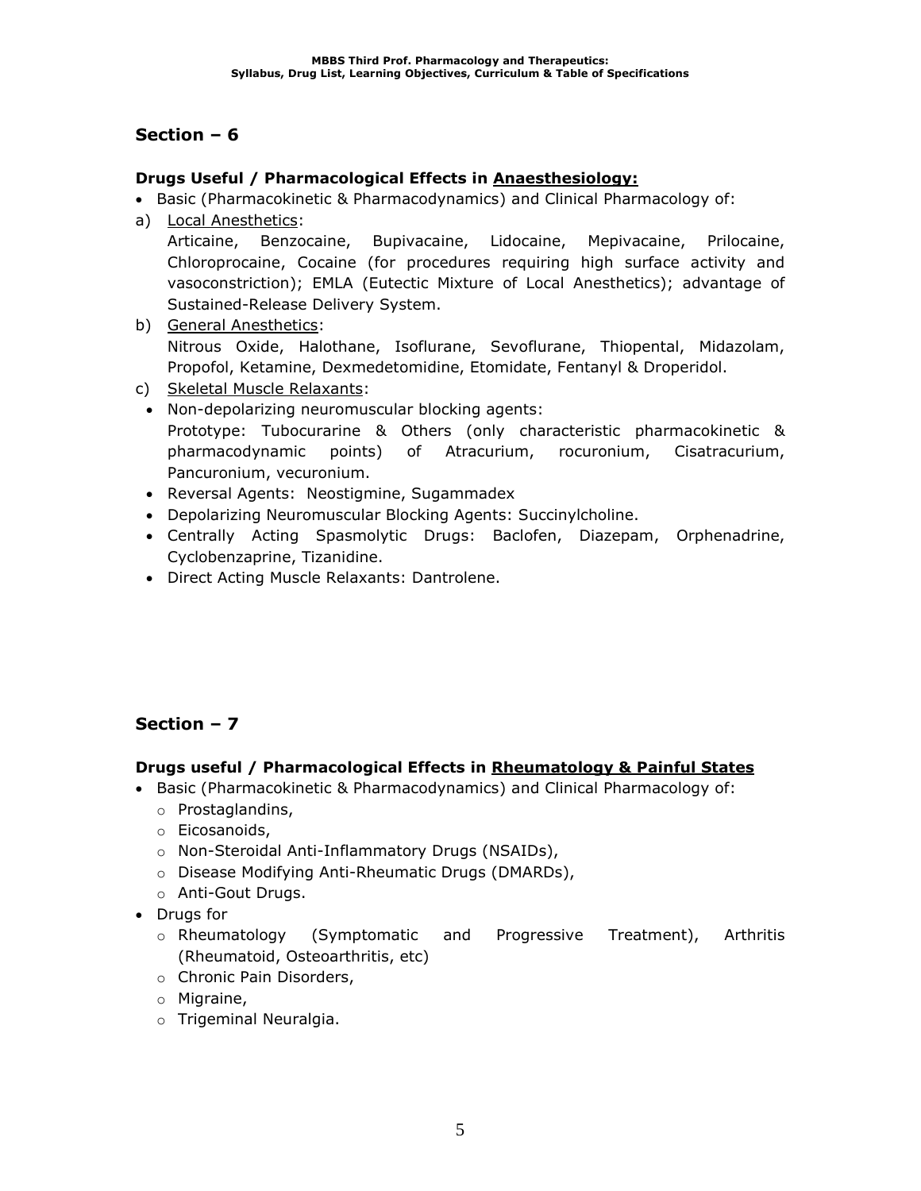## Section – 6

**Drugs Useful / Pharmacological Effects in <u>Anaesthesiology:</u>**

- Basic (Pharmacokinetic & Pharmacodynamics) and Clinical Pharmacology of:

a) <u>Local Anesthetics</u>:
   Articaine, Benzocaine, Bupivacaine, Lidocaine, Mepivacaine, Prilocaine, Chloroprocaine, Cocaine (for procedures requiring high surface activity and vasoconstriction); EMLA (Eutectic Mixture of Local Anesthetics); advantage of Sustained-Release Delivery System.

b) <u>General Anesthetics</u>:
   Nitrous Oxide, Halothane, Isoflurane, Sevoflurane, Thiopental, Midazolam, Propofol, Ketamine, Dexmedetomidine, Etomidate, Fentanyl & Droperidol.

c) <u>Skeletal Muscle Relaxants</u>:
   - Non-depolarizing neuromuscular blocking agents:
     Prototype: Tubocurarine & Others (only characteristic pharmacokinetic & pharmacodynamic points) of Atracurium, rocuronium, Cisatracurium, Pancuronium, vecuronium.
   - Reversal Agents: Neostigmine, Sugammadex
   - Depolarizing Neuromuscular Blocking Agents: Succinylcholine.
   - Centrally Acting Spasmolytic Drugs: Baclofen, Diazepam, Orphenadrine, Cyclobenzaprine, Tizanidine.
   - Direct Acting Muscle Relaxants: Dantrolene.

## Section – 7

**Drugs useful / Pharmacological Effects in <u>Rheumatology & Painful States</u>**

- Basic (Pharmacokinetic & Pharmacodynamics) and Clinical Pharmacology of:
  - Prostaglandins,
  - Eicosanoids,
  - Non-Steroidal Anti-Inflammatory Drugs (NSAIDs),
  - Disease Modifying Anti-Rheumatic Drugs (DMARDs),
  - Anti-Gout Drugs.
- Drugs for
  - Rheumatology (Symptomatic and Progressive Treatment), Arthritis (Rheumatoid, Osteoarthritis, etc)
  - Chronic Pain Disorders,
  - Migraine,
  - Trigeminal Neuralgia.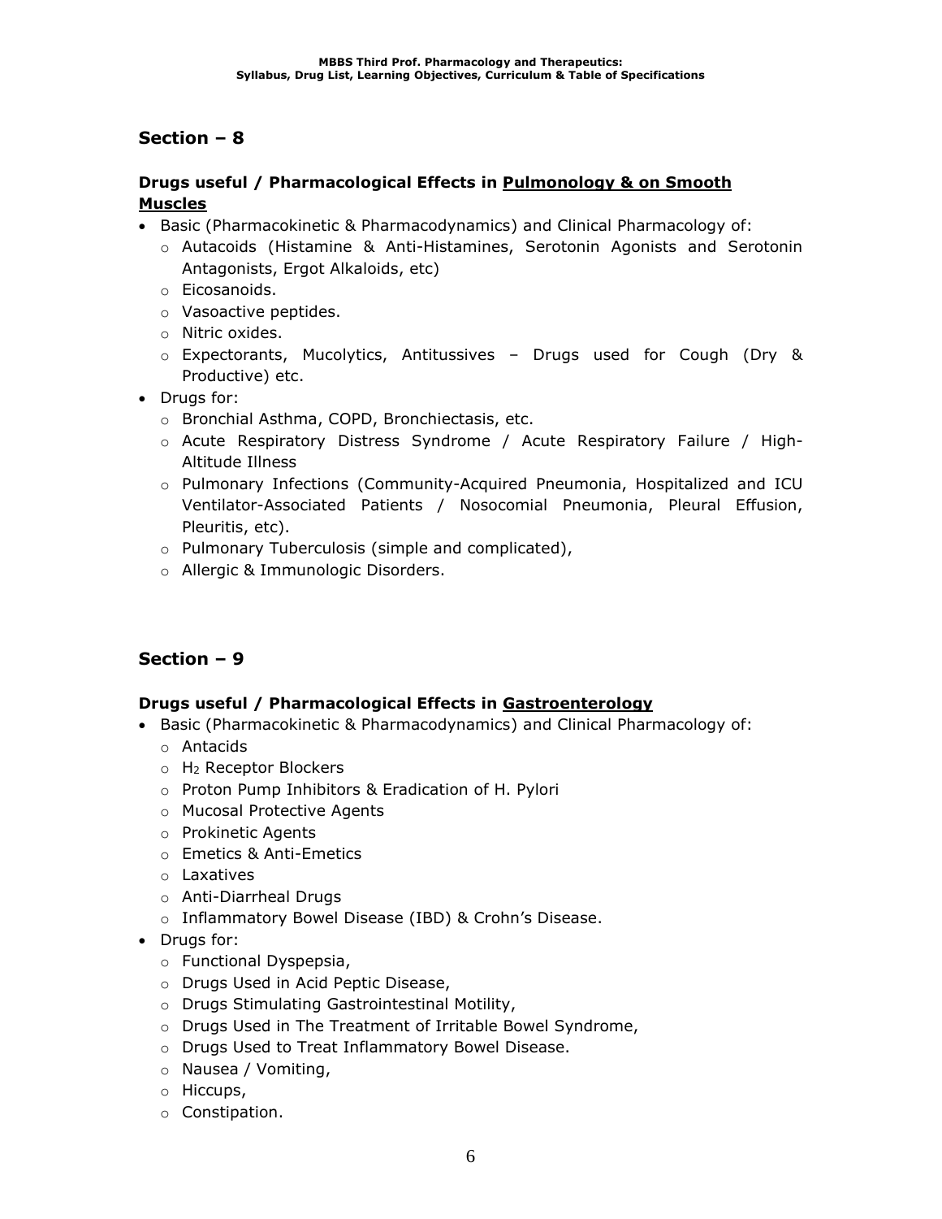## Section – 8

**Drugs useful / Pharmacological Effects in <u>Pulmonology & on Smooth Muscles</u>**

- Basic (Pharmacokinetic & Pharmacodynamics) and Clinical Pharmacology of:
  - Autacoids (Histamine & Anti-Histamines, Serotonin Agonists and Serotonin Antagonists, Ergot Alkaloids, etc)
  - Eicosanoids.
  - Vasoactive peptides.
  - Nitric oxides.
  - Expectorants, Mucolytics, Antitussives – Drugs used for Cough (Dry & Productive) etc.
- Drugs for:
  - Bronchial Asthma, COPD, Bronchiectasis, etc.
  - Acute Respiratory Distress Syndrome / Acute Respiratory Failure / High-Altitude Illness
  - Pulmonary Infections (Community-Acquired Pneumonia, Hospitalized and ICU Ventilator-Associated Patients / Nosocomial Pneumonia, Pleural Effusion, Pleuritis, etc).
  - Pulmonary Tuberculosis (simple and complicated),
  - Allergic & Immunologic Disorders.

## Section – 9

**Drugs useful / Pharmacological Effects in <u>Gastroenterology</u>**

- Basic (Pharmacokinetic & Pharmacodynamics) and Clinical Pharmacology of:
  - Antacids
  - $H_2$ Receptor Blockers
  - Proton Pump Inhibitors & Eradication of H. Pylori
  - Mucosal Protective Agents
  - Prokinetic Agents
  - Emetics & Anti-Emetics
  - Laxatives
  - Anti-Diarrheal Drugs
  - Inflammatory Bowel Disease (IBD) & Crohn's Disease.
- Drugs for:
  - Functional Dyspepsia,
  - Drugs Used in Acid Peptic Disease,
  - Drugs Stimulating Gastrointestinal Motility,
  - Drugs Used in The Treatment of Irritable Bowel Syndrome,
  - Drugs Used to Treat Inflammatory Bowel Disease.
  - Nausea / Vomiting,
  - Hiccups,
  - Constipation.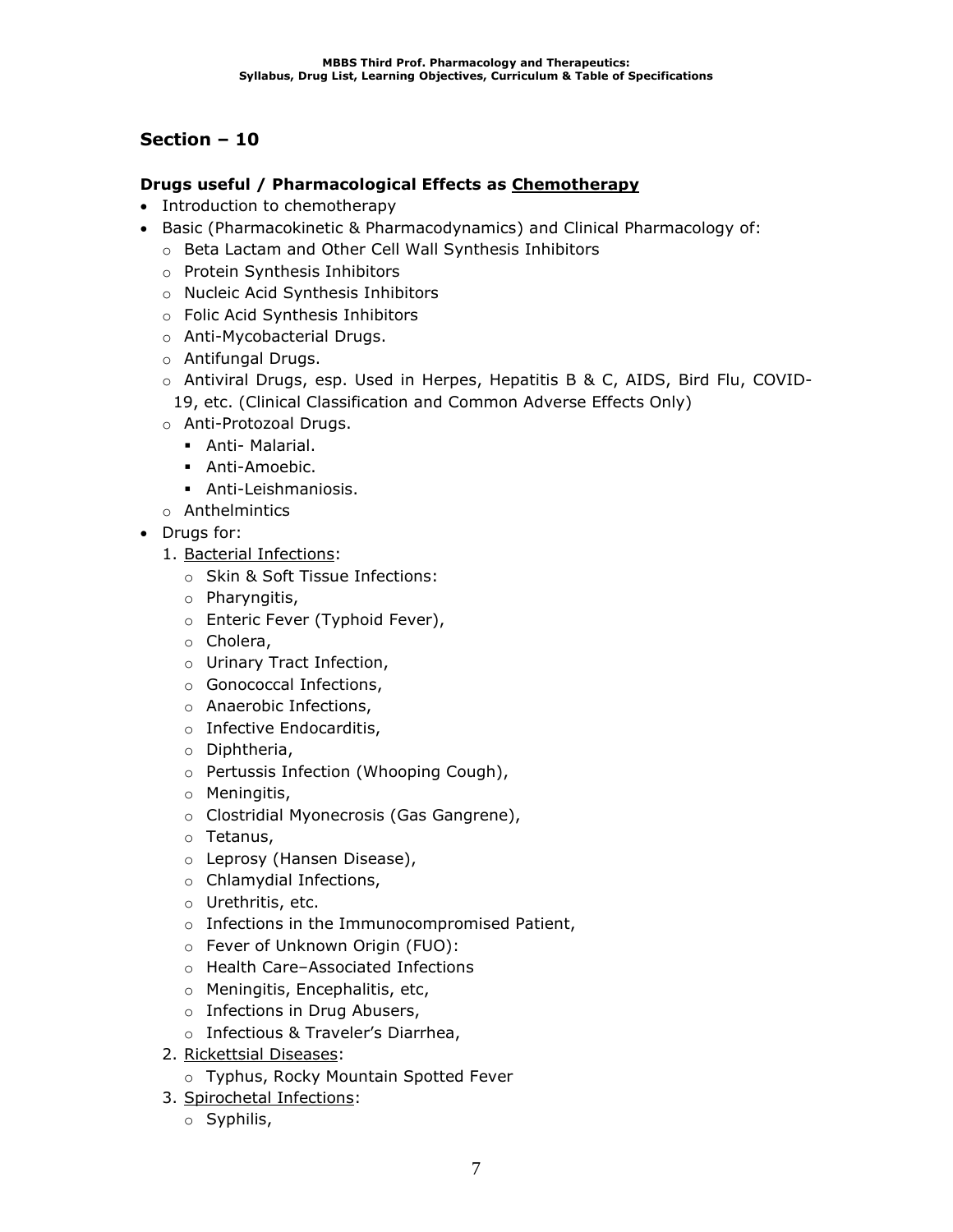## Section – 10

**Drugs useful / Pharmacological Effects as Chemotherapy**

- Introduction to chemotherapy
- Basic (Pharmacokinetic & Pharmacodynamics) and Clinical Pharmacology of:
  - Beta Lactam and Other Cell Wall Synthesis Inhibitors
  - Protein Synthesis Inhibitors
  - Nucleic Acid Synthesis Inhibitors
  - Folic Acid Synthesis Inhibitors
  - Anti-Mycobacterial Drugs.
  - Antifungal Drugs.
  - Antiviral Drugs, esp. Used in Herpes, Hepatitis B & C, AIDS, Bird Flu, COVID-19, etc. (Clinical Classification and Common Adverse Effects Only)
  - Anti-Protozoal Drugs.
    - Anti- Malarial.
    - Anti-Amoebic.
    - Anti-Leishmaniosis.
  - Anthelmintics
- Drugs for:
  1. Bacterial Infections:
     - Skin & Soft Tissue Infections:
     - Pharyngitis,
     - Enteric Fever (Typhoid Fever),
     - Cholera,
     - Urinary Tract Infection,
     - Gonococcal Infections,
     - Anaerobic Infections,
     - Infective Endocarditis,
     - Diphtheria,
     - Pertussis Infection (Whooping Cough),
     - Meningitis,
     - Clostridial Myonecrosis (Gas Gangrene),
     - Tetanus,
     - Leprosy (Hansen Disease),
     - Chlamydial Infections,
     - Urethritis, etc.
     - Infections in the Immunocompromised Patient,
     - Fever of Unknown Origin (FUO):
     - Health Care–Associated Infections
     - Meningitis, Encephalitis, etc,
     - Infections in Drug Abusers,
     - Infectious & Traveler's Diarrhea,
  2. Rickettsial Diseases:
     - Typhus, Rocky Mountain Spotted Fever
  3. Spirochetal Infections:
     - Syphilis,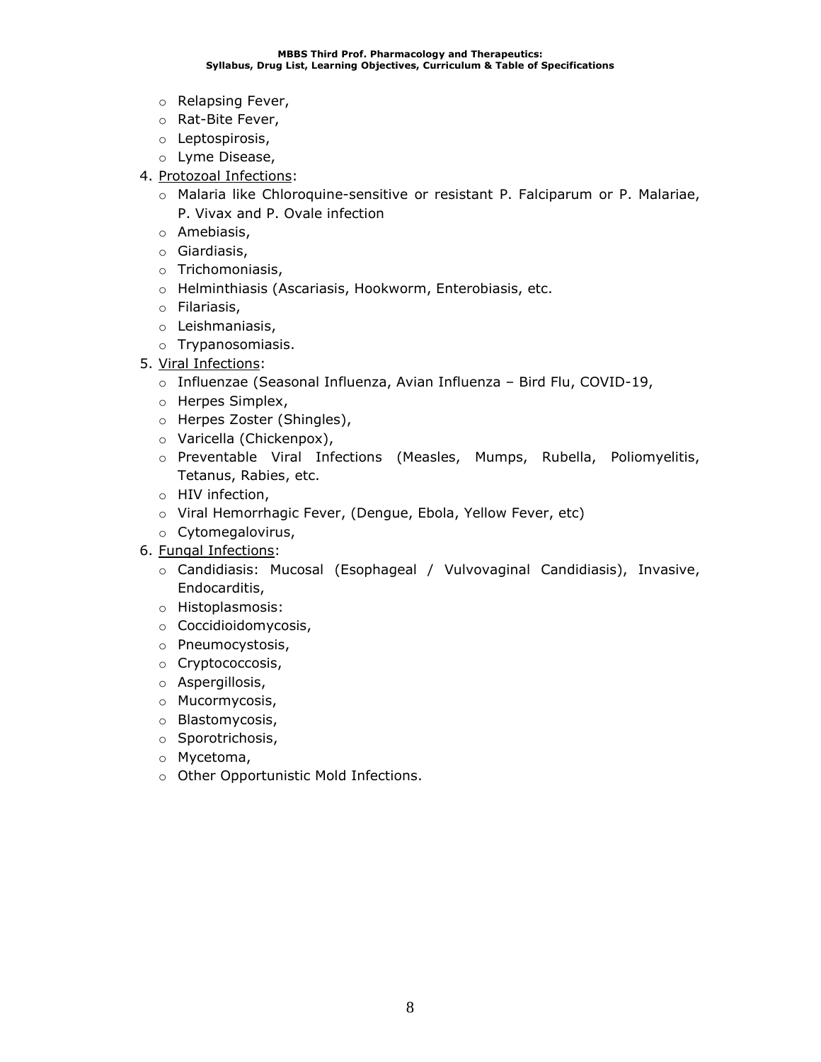- Relapsing Fever,
- Rat-Bite Fever,
- Leptospirosis,
- Lyme Disease,

4. <u>Protozoal Infections</u>:
   - Malaria like Chloroquine-sensitive or resistant P. Falciparum or P. Malariae, P. Vivax and P. Ovale infection
   - Amebiasis,
   - Giardiasis,
   - Trichomoniasis,
   - Helminthiasis (Ascariasis, Hookworm, Enterobiasis, etc.
   - Filariasis,
   - Leishmaniasis,
   - Trypanosomiasis.
5. <u>Viral Infections</u>:
   - Influenzae (Seasonal Influenza, Avian Influenza – Bird Flu, COVID-19,
   - Herpes Simplex,
   - Herpes Zoster (Shingles),
   - Varicella (Chickenpox),
   - Preventable Viral Infections (Measles, Mumps, Rubella, Poliomyelitis, Tetanus, Rabies, etc.
   - HIV infection,
   - Viral Hemorrhagic Fever, (Dengue, Ebola, Yellow Fever, etc)
   - Cytomegalovirus,
6. <u>Fungal Infections</u>:
   - Candidiasis: Mucosal (Esophageal / Vulvovaginal Candidiasis), Invasive, Endocarditis,
   - Histoplasmosis:
   - Coccidioidomycosis,
   - Pneumocystosis,
   - Cryptococcosis,
   - Aspergillosis,
   - Mucormycosis,
   - Blastomycosis,
   - Sporotrichosis,
   - Mycetoma,
   - Other Opportunistic Mold Infections.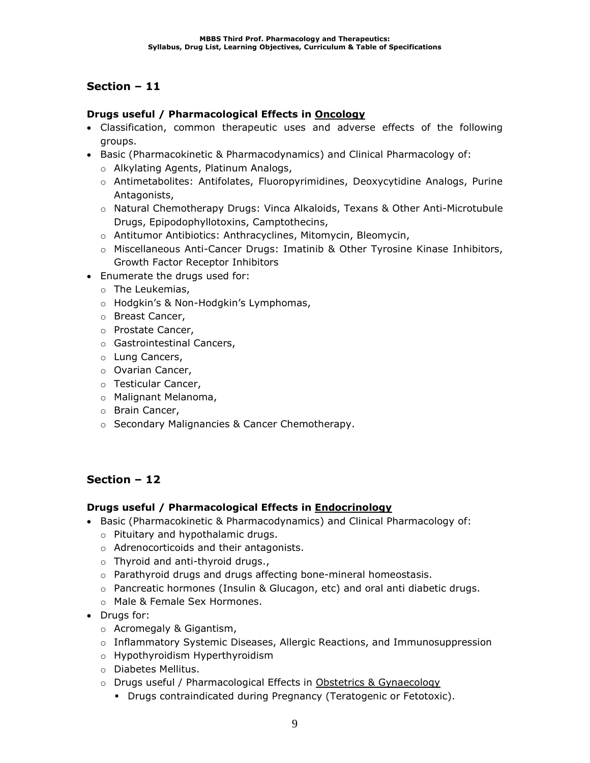## Section – 11

**Drugs useful / Pharmacological Effects in Oncology**

- Classification, common therapeutic uses and adverse effects of the following groups.
- Basic (Pharmacokinetic & Pharmacodynamics) and Clinical Pharmacology of:
  - Alkylating Agents, Platinum Analogs,
  - Antimetabolites: Antifolates, Fluoropyrimidines, Deoxycytidine Analogs, Purine Antagonists,
  - Natural Chemotherapy Drugs: Vinca Alkaloids, Texans & Other Anti-Microtubule Drugs, Epipodophyllotoxins, Camptothecins,
  - Antitumor Antibiotics: Anthracyclines, Mitomycin, Bleomycin,
  - Miscellaneous Anti-Cancer Drugs: Imatinib & Other Tyrosine Kinase Inhibitors, Growth Factor Receptor Inhibitors
- Enumerate the drugs used for:
  - The Leukemias,
  - Hodgkin's & Non-Hodgkin's Lymphomas,
  - Breast Cancer,
  - Prostate Cancer,
  - Gastrointestinal Cancers,
  - Lung Cancers,
  - Ovarian Cancer,
  - Testicular Cancer,
  - Malignant Melanoma,
  - Brain Cancer,
  - Secondary Malignancies & Cancer Chemotherapy.

## Section – 12

**Drugs useful / Pharmacological Effects in Endocrinology**

- Basic (Pharmacokinetic & Pharmacodynamics) and Clinical Pharmacology of:
  - Pituitary and hypothalamic drugs.
  - Adrenocorticoids and their antagonists.
  - Thyroid and anti-thyroid drugs.,
  - Parathyroid drugs and drugs affecting bone-mineral homeostasis.
  - Pancreatic hormones (Insulin & Glucagon, etc) and oral anti diabetic drugs.
  - Male & Female Sex Hormones.
- Drugs for:
  - Acromegaly & Gigantism,
  - Inflammatory Systemic Diseases, Allergic Reactions, and Immunosuppression
  - Hypothyroidism Hyperthyroidism
  - Diabetes Mellitus.
  - Drugs useful / Pharmacological Effects in Obstetrics & Gynaecology
    - Drugs contraindicated during Pregnancy (Teratogenic or Fetotoxic).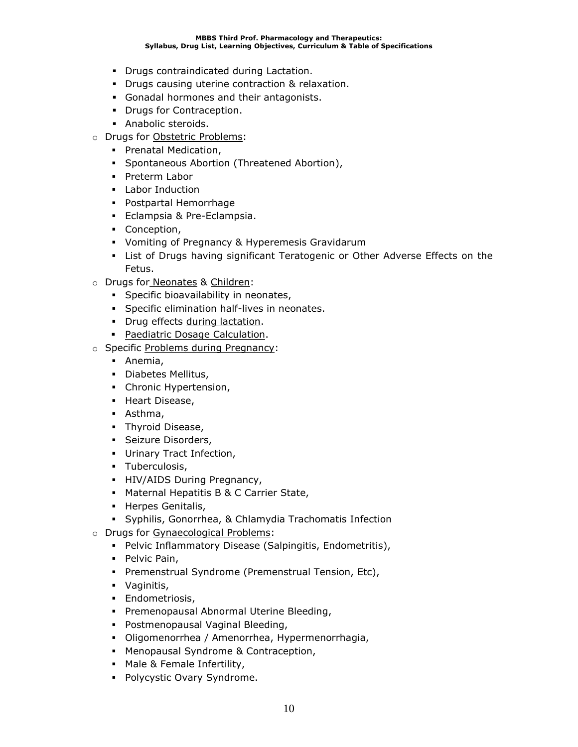- Drugs contraindicated during Lactation.
    - Drugs causing uterine contraction & relaxation.
    - Gonadal hormones and their antagonists.
    - Drugs for Contraception.
    - Anabolic steroids.
- Drugs for <u>Obstetric Problems</u>:
    - Prenatal Medication,
    - Spontaneous Abortion (Threatened Abortion),
    - Preterm Labor
    - Labor Induction
    - Postpartal Hemorrhage
    - Eclampsia & Pre-Eclampsia.
    - Conception,
    - Vomiting of Pregnancy & Hyperemesis Gravidarum
    - List of Drugs having significant Teratogenic or Other Adverse Effects on the Fetus.
- Drugs for <u>Neonates</u> & <u>Children</u>:
    - Specific bioavailability in neonates,
    - Specific elimination half-lives in neonates.
    - Drug effects <u>during lactation</u>.
    - <u>Paediatric Dosage Calculation</u>.
- Specific <u>Problems during Pregnancy</u>:
    - Anemia,
    - Diabetes Mellitus,
    - Chronic Hypertension,
    - Heart Disease,
    - Asthma,
    - Thyroid Disease,
    - Seizure Disorders,
    - Urinary Tract Infection,
    - Tuberculosis,
    - HIV/AIDS During Pregnancy,
    - Maternal Hepatitis B & C Carrier State,
    - Herpes Genitalis,
    - Syphilis, Gonorrhea, & Chlamydia Trachomatis Infection
- Drugs for <u>Gynaecological Problems</u>:
    - Pelvic Inflammatory Disease (Salpingitis, Endometritis),
    - Pelvic Pain,
    - Premenstrual Syndrome (Premenstrual Tension, Etc),
    - Vaginitis,
    - Endometriosis,
    - Premenopausal Abnormal Uterine Bleeding,
    - Postmenopausal Vaginal Bleeding,
    - Oligomenorrhea / Amenorrhea, Hypermenorrhagia,
    - Menopausal Syndrome & Contraception,
    - Male & Female Infertility,
    - Polycystic Ovary Syndrome.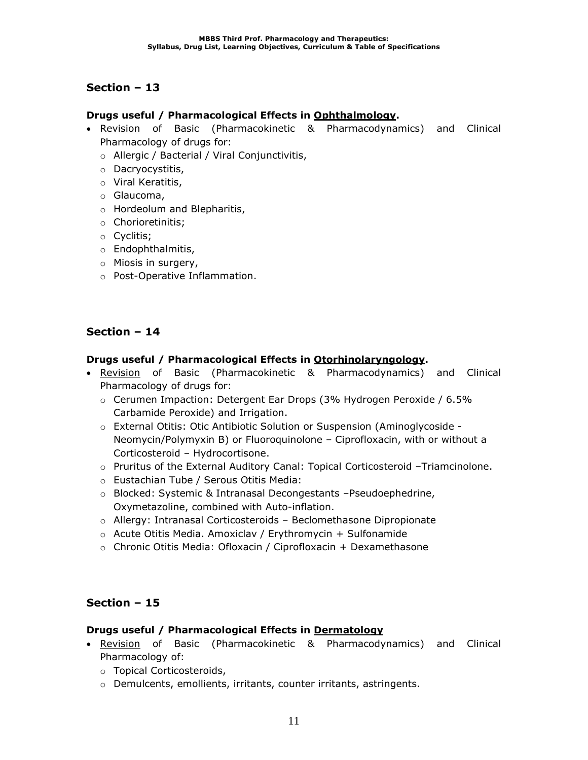## Section – 13

**Drugs useful / Pharmacological Effects in Ophthalmology.**

- Revision of Basic (Pharmacokinetic & Pharmacodynamics) and Clinical Pharmacology of drugs for:
    - Allergic / Bacterial / Viral Conjunctivitis,
    - Dacryocystitis,
    - Viral Keratitis,
    - Glaucoma,
    - Hordeolum and Blepharitis,
    - Chorioretinitis;
    - Cyclitis;
    - Endophthalmitis,
    - Miosis in surgery,
    - Post-Operative Inflammation.

## Section – 14

**Drugs useful / Pharmacological Effects in Otorhinolaryngology.**

- Revision of Basic (Pharmacokinetic & Pharmacodynamics) and Clinical Pharmacology of drugs for:
    - Cerumen Impaction: Detergent Ear Drops (3% Hydrogen Peroxide / 6.5% Carbamide Peroxide) and Irrigation.
    - External Otitis: Otic Antibiotic Solution or Suspension (Aminoglycoside - Neomycin/Polymyxin B) or Fluoroquinolone – Ciprofloxacin, with or without a Corticosteroid – Hydrocortisone.
    - Pruritus of the External Auditory Canal: Topical Corticosteroid –Triamcinolone.
    - Eustachian Tube / Serous Otitis Media:
    - Blocked: Systemic & Intranasal Decongestants –Pseudoephedrine, Oxymetazoline, combined with Auto-inflation.
    - Allergy: Intranasal Corticosteroids – Beclomethasone Dipropionate
    - Acute Otitis Media. Amoxiclav / Erythromycin + Sulfonamide
    - Chronic Otitis Media: Ofloxacin / Ciprofloxacin + Dexamethasone

## Section – 15

**Drugs useful / Pharmacological Effects in Dermatology**

- Revision of Basic (Pharmacokinetic & Pharmacodynamics) and Clinical Pharmacology of:
    - Topical Corticosteroids,
    - Demulcents, emollients, irritants, counter irritants, astringents.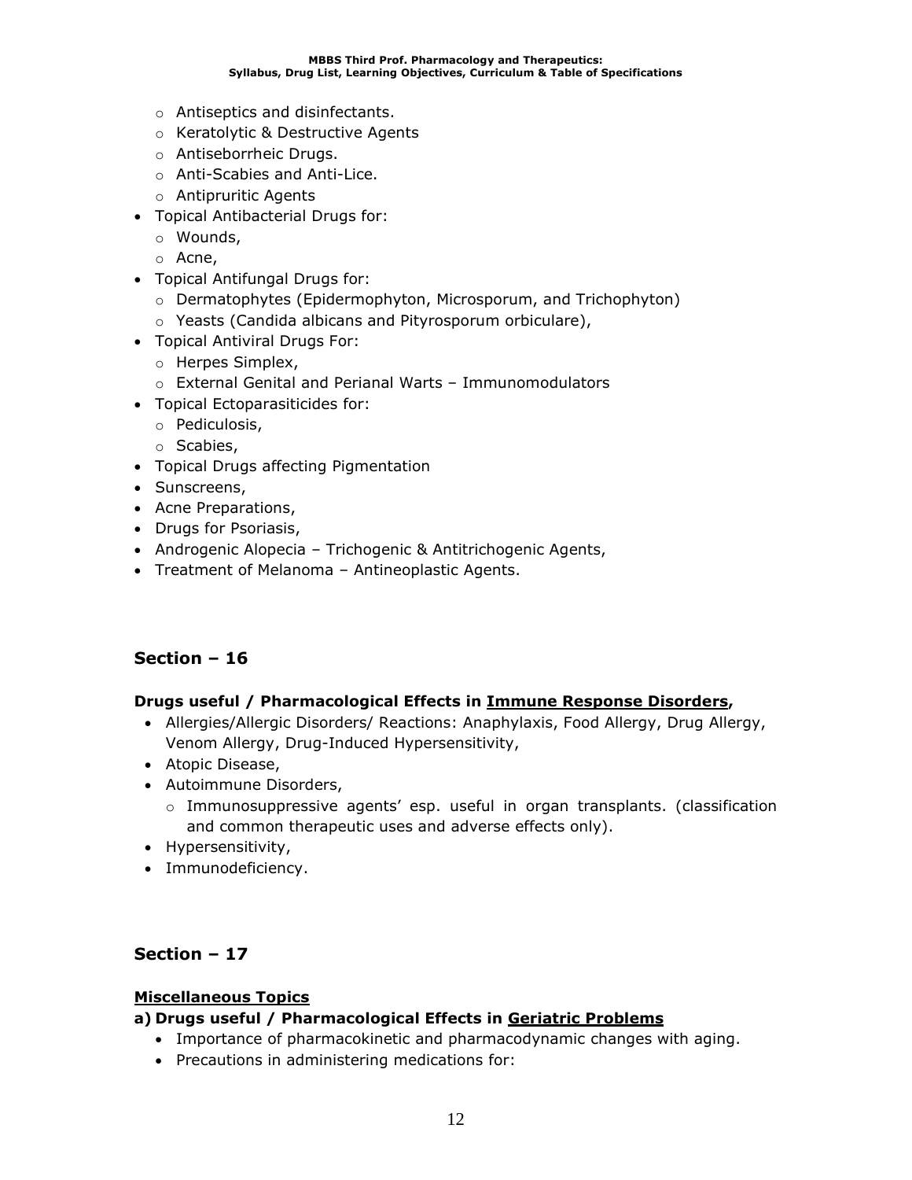- Antiseptics and disinfectants.
  - Keratolytic & Destructive Agents
  - Antiseborrheic Drugs.
  - Anti-Scabies and Anti-Lice.
  - Antipruritic Agents
- Topical Antibacterial Drugs for:
  - Wounds,
  - Acne,
- Topical Antifungal Drugs for:
  - Dermatophytes (Epidermophyton, Microsporum, and Trichophyton)
  - Yeasts (Candida albicans and Pityrosporum orbiculare),
- Topical Antiviral Drugs For:
  - Herpes Simplex,
  - External Genital and Perianal Warts – Immunomodulators
- Topical Ectoparasiticides for:
  - Pediculosis,
  - Scabies,
- Topical Drugs affecting Pigmentation
- Sunscreens,
- Acne Preparations,
- Drugs for Psoriasis,
- Androgenic Alopecia – Trichogenic & Antitrichogenic Agents,
- Treatment of Melanoma – Antineoplastic Agents.

## Section – 16

**Drugs useful / Pharmacological Effects in <u>Immune Response Disorders</u>,**

- Allergies/Allergic Disorders/ Reactions: Anaphylaxis, Food Allergy, Drug Allergy, Venom Allergy, Drug-Induced Hypersensitivity,
- Atopic Disease,
- Autoimmune Disorders,
  - Immunosuppressive agents' esp. useful in organ transplants. (classification and common therapeutic uses and adverse effects only).
- Hypersensitivity,
- Immunodeficiency.

## Section – 17

**<u>Miscellaneous Topics</u>**

**a) Drugs useful / Pharmacological Effects in <u>Geriatric Problems</u>**

- Importance of pharmacokinetic and pharmacodynamic changes with aging.
- Precautions in administering medications for: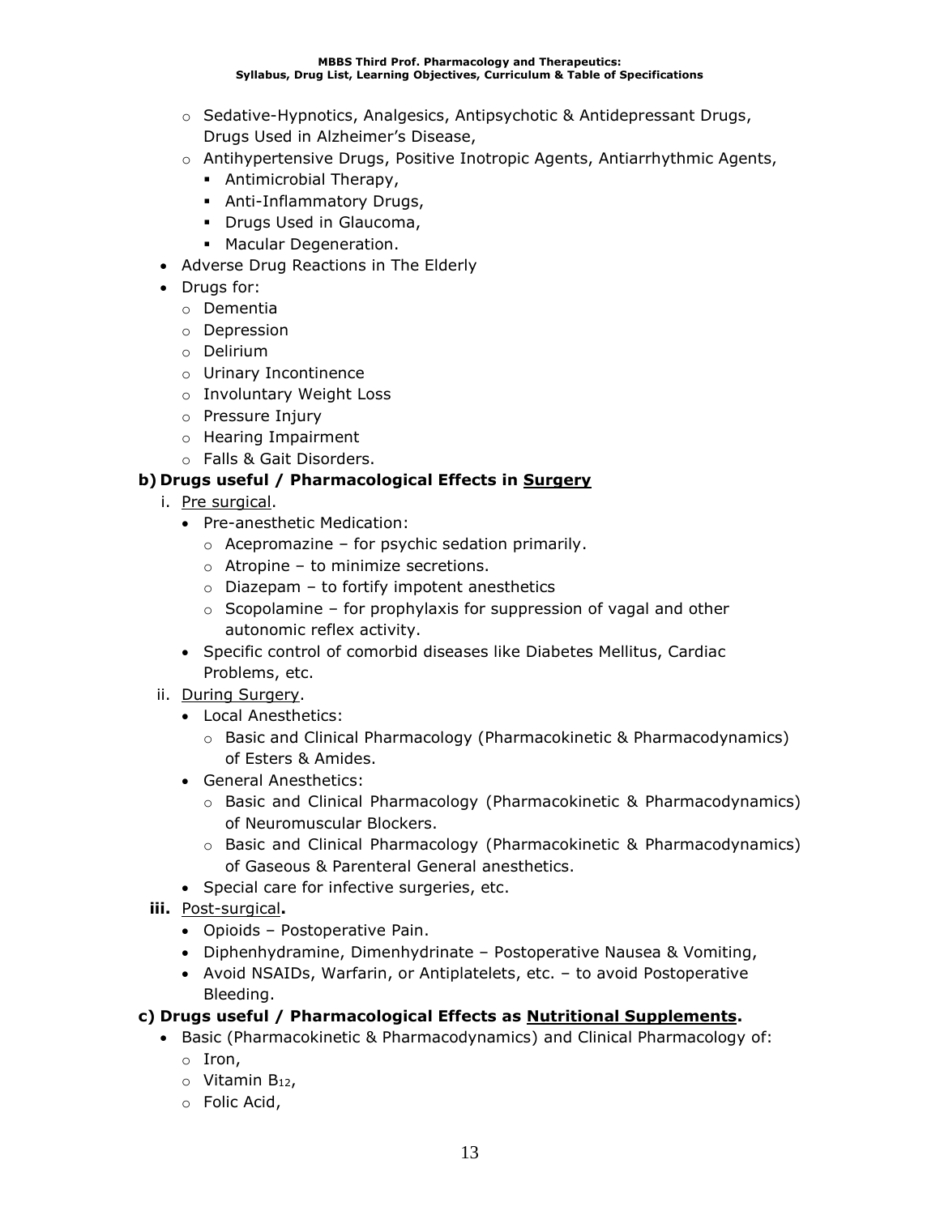- Sedative-Hypnotics, Analgesics, Antipsychotic & Antidepressant Drugs, Drugs Used in Alzheimer's Disease,
    - Antihypertensive Drugs, Positive Inotropic Agents, Antiarrhythmic Agents,
      - Antimicrobial Therapy,
      - Anti-Inflammatory Drugs,
      - Drugs Used in Glaucoma,
      - Macular Degeneration.
- Adverse Drug Reactions in The Elderly
- Drugs for:
    - Dementia
    - Depression
    - Delirium
    - Urinary Incontinence
    - Involuntary Weight Loss
    - Pressure Injury
    - Hearing Impairment
    - Falls & Gait Disorders.

**b) Drugs useful / Pharmacological Effects in Surgery**

i. Pre surgical.
- Pre-anesthetic Medication:
    - Acepromazine – for psychic sedation primarily.
    - Atropine – to minimize secretions.
    - Diazepam – to fortify impotent anesthetics
    - Scopolamine – for prophylaxis for suppression of vagal and other autonomic reflex activity.
- Specific control of comorbid diseases like Diabetes Mellitus, Cardiac Problems, etc.

ii. During Surgery.
- Local Anesthetics:
    - Basic and Clinical Pharmacology (Pharmacokinetic & Pharmacodynamics) of Esters & Amides.
- General Anesthetics:
    - Basic and Clinical Pharmacology (Pharmacokinetic & Pharmacodynamics) of Neuromuscular Blockers.
    - Basic and Clinical Pharmacology (Pharmacokinetic & Pharmacodynamics) of Gaseous & Parenteral General anesthetics.
- Special care for infective surgeries, etc.

**iii. Post-surgical.**
- Opioids – Postoperative Pain.
- Diphenhydramine, Dimenhydrinate – Postoperative Nausea & Vomiting,
- Avoid NSAIDs, Warfarin, or Antiplatelets, etc. – to avoid Postoperative Bleeding.

**c) Drugs useful / Pharmacological Effects as Nutritional Supplements.**

- Basic (Pharmacokinetic & Pharmacodynamics) and Clinical Pharmacology of:
    - Iron,
    - Vitamin $B_{12}$,
    - Folic Acid,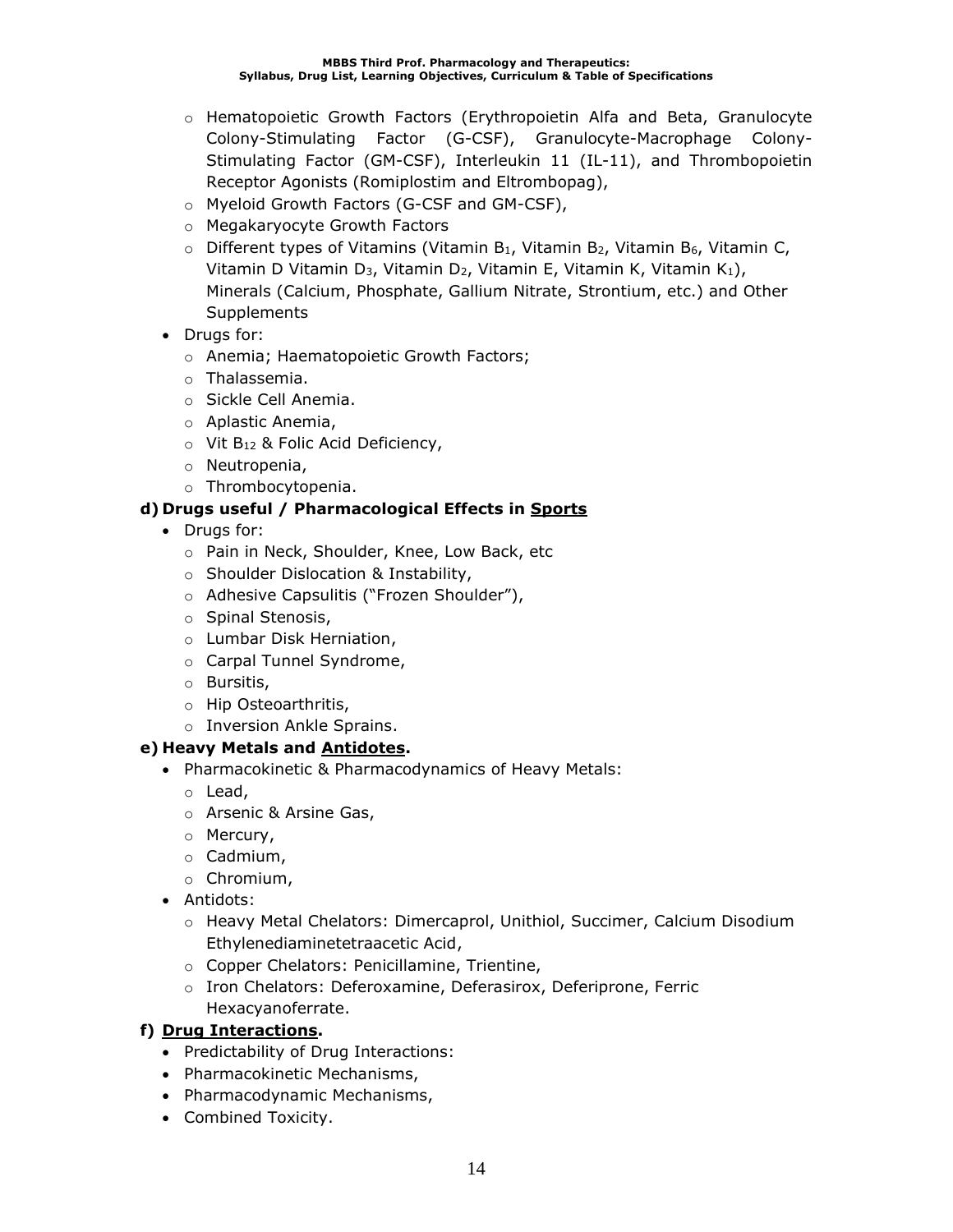- Hematopoietic Growth Factors (Erythropoietin Alfa and Beta, Granulocyte Colony-Stimulating Factor (G-CSF), Granulocyte-Macrophage Colony-Stimulating Factor (GM-CSF), Interleukin 11 (IL-11), and Thrombopoietin Receptor Agonists (Romiplostim and Eltrombopag),
- Myeloid Growth Factors (G-CSF and GM-CSF),
- Megakaryocyte Growth Factors
- Different types of Vitamins (Vitamin $B_1$, Vitamin $B_2$, Vitamin $B_6$, Vitamin C, Vitamin D Vitamin $D_3$, Vitamin $D_2$, Vitamin E, Vitamin K, Vitamin $K_1$), Minerals (Calcium, Phosphate, Gallium Nitrate, Strontium, etc.) and Other Supplements

- Drugs for:
  - Anemia; Haematopoietic Growth Factors;
  - Thalassemia.
  - Sickle Cell Anemia.
  - Aplastic Anemia,
  - Vit $B_{12}$ & Folic Acid Deficiency,
  - Neutropenia,
  - Thrombocytopenia.

**d) Drugs useful / Pharmacological Effects in <u>Sports</u>**

- Drugs for:
  - Pain in Neck, Shoulder, Knee, Low Back, etc
  - Shoulder Dislocation & Instability,
  - Adhesive Capsulitis ("Frozen Shoulder"),
  - Spinal Stenosis,
  - Lumbar Disk Herniation,
  - Carpal Tunnel Syndrome,
  - Bursitis,
  - Hip Osteoarthritis,
  - Inversion Ankle Sprains.

**e) Heavy Metals and <u>Antidotes</u>.**

- Pharmacokinetic & Pharmacodynamics of Heavy Metals:
  - Lead,
  - Arsenic & Arsine Gas,
  - Mercury,
  - Cadmium,
  - Chromium,
- Antidots:
  - Heavy Metal Chelators: Dimercaprol, Unithiol, Succimer, Calcium Disodium Ethylenediaminetetraacetic Acid,
  - Copper Chelators: Penicillamine, Trientine,
  - Iron Chelators: Deferoxamine, Deferasirox, Deferiprone, Ferric Hexacyanoferrate.

**f) <u>Drug Interactions</u>.**

- Predictability of Drug Interactions:
- Pharmacokinetic Mechanisms,
- Pharmacodynamic Mechanisms,
- Combined Toxicity.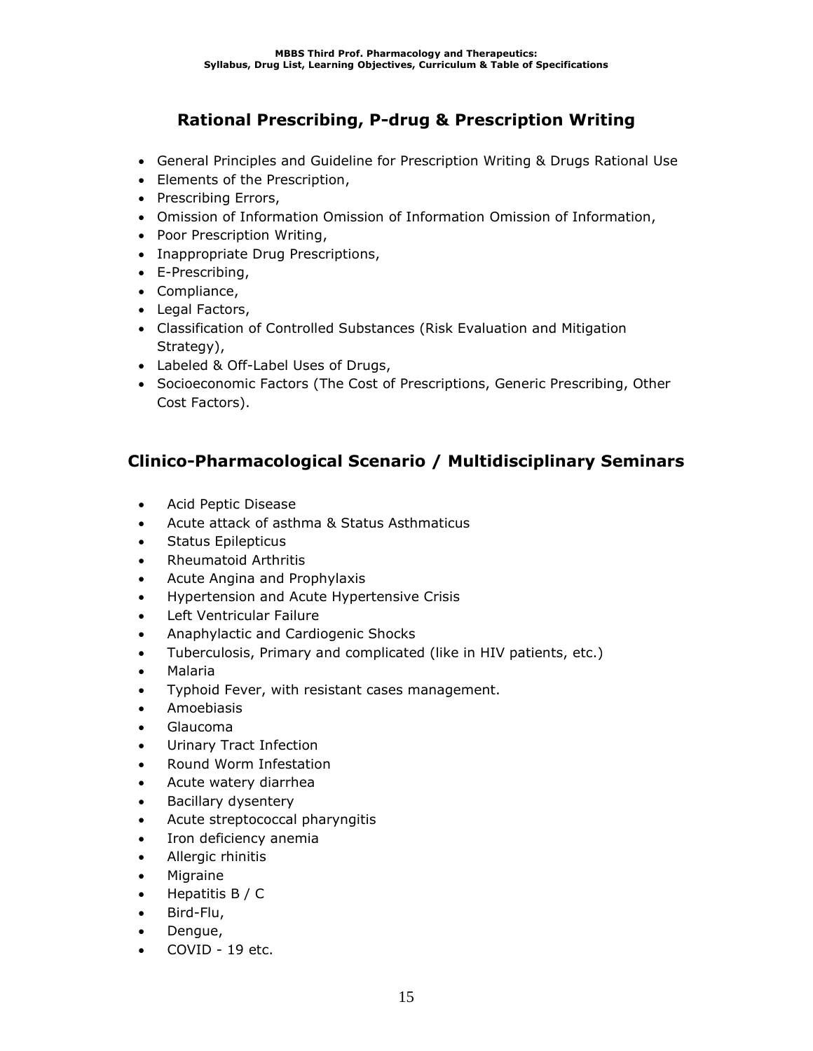## Rational Prescribing, P-drug & Prescription Writing

- General Principles and Guideline for Prescription Writing & Drugs Rational Use
- Elements of the Prescription,
- Prescribing Errors,
- Omission of Information Omission of Information Omission of Information,
- Poor Prescription Writing,
- Inappropriate Drug Prescriptions,
- E-Prescribing,
- Compliance,
- Legal Factors,
- Classification of Controlled Substances (Risk Evaluation and Mitigation Strategy),
- Labeled & Off-Label Uses of Drugs,
- Socioeconomic Factors (The Cost of Prescriptions, Generic Prescribing, Other Cost Factors).

## Clinico-Pharmacological Scenario / Multidisciplinary Seminars

- Acid Peptic Disease
- Acute attack of asthma & Status Asthmaticus
- Status Epilepticus
- Rheumatoid Arthritis
- Acute Angina and Prophylaxis
- Hypertension and Acute Hypertensive Crisis
- Left Ventricular Failure
- Anaphylactic and Cardiogenic Shocks
- Tuberculosis, Primary and complicated (like in HIV patients, etc.)
- Malaria
- Typhoid Fever, with resistant cases management.
- Amoebiasis
- Glaucoma
- Urinary Tract Infection
- Round Worm Infestation
- Acute watery diarrhea
- Bacillary dysentery
- Acute streptococcal pharyngitis
- Iron deficiency anemia
- Allergic rhinitis
- Migraine
- Hepatitis B / C
- Bird-Flu,
- Dengue,
- COVID - 19 etc.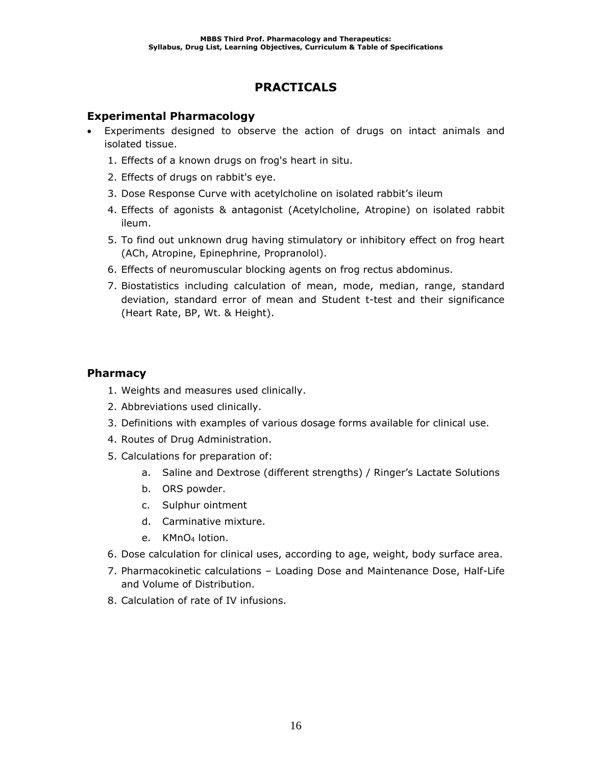# PRACTICALS

## Experimental Pharmacology

- Experiments designed to observe the action of drugs on intact animals and isolated tissue.
  1. Effects of a known drugs on frog's heart in situ.
  2. Effects of drugs on rabbit's eye.
  3. Dose Response Curve with acetylcholine on isolated rabbit's ileum
  4. Effects of agonists & antagonist (Acetylcholine, Atropine) on isolated rabbit ileum.
  5. To find out unknown drug having stimulatory or inhibitory effect on frog heart (ACh, Atropine, Epinephrine, Propranolol).
  6. Effects of neuromuscular blocking agents on frog rectus abdominus.
  7. Biostatistics including calculation of mean, mode, median, range, standard deviation, standard error of mean and Student t-test and their significance (Heart Rate, BP, Wt. & Height).

## Pharmacy

1. Weights and measures used clinically.
2. Abbreviations used clinically.
3. Definitions with examples of various dosage forms available for clinical use.
4. Routes of Drug Administration.
5. Calculations for preparation of:
   a. Saline and Dextrose (different strengths) / Ringer's Lactate Solutions
   b. ORS powder.
   c. Sulphur ointment
   d. Carminative mixture.
   e. $KMnO_4$ lotion.
6. Dose calculation for clinical uses, according to age, weight, body surface area.
7. Pharmacokinetic calculations – Loading Dose and Maintenance Dose, Half-Life and Volume of Distribution.
8. Calculation of rate of IV infusions.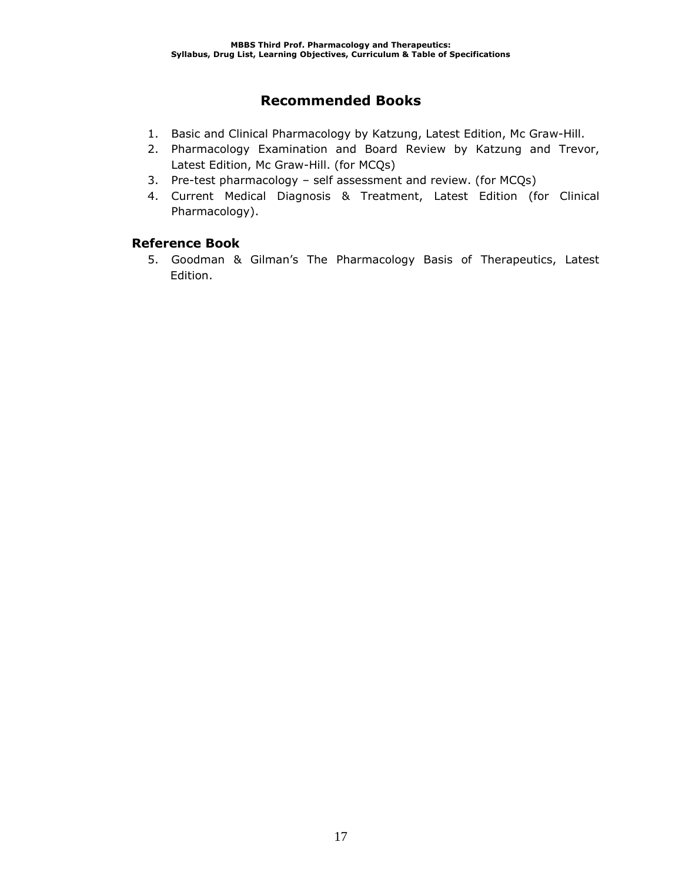## Recommended Books

1. Basic and Clinical Pharmacology by Katzung, Latest Edition, Mc Graw-Hill.
2. Pharmacology Examination and Board Review by Katzung and Trevor, Latest Edition, Mc Graw-Hill. (for MCQs)
3. Pre-test pharmacology – self assessment and review. (for MCQs)
4. Current Medical Diagnosis & Treatment, Latest Edition (for Clinical Pharmacology).

### Reference Book

5. Goodman & Gilman's The Pharmacology Basis of Therapeutics, Latest Edition.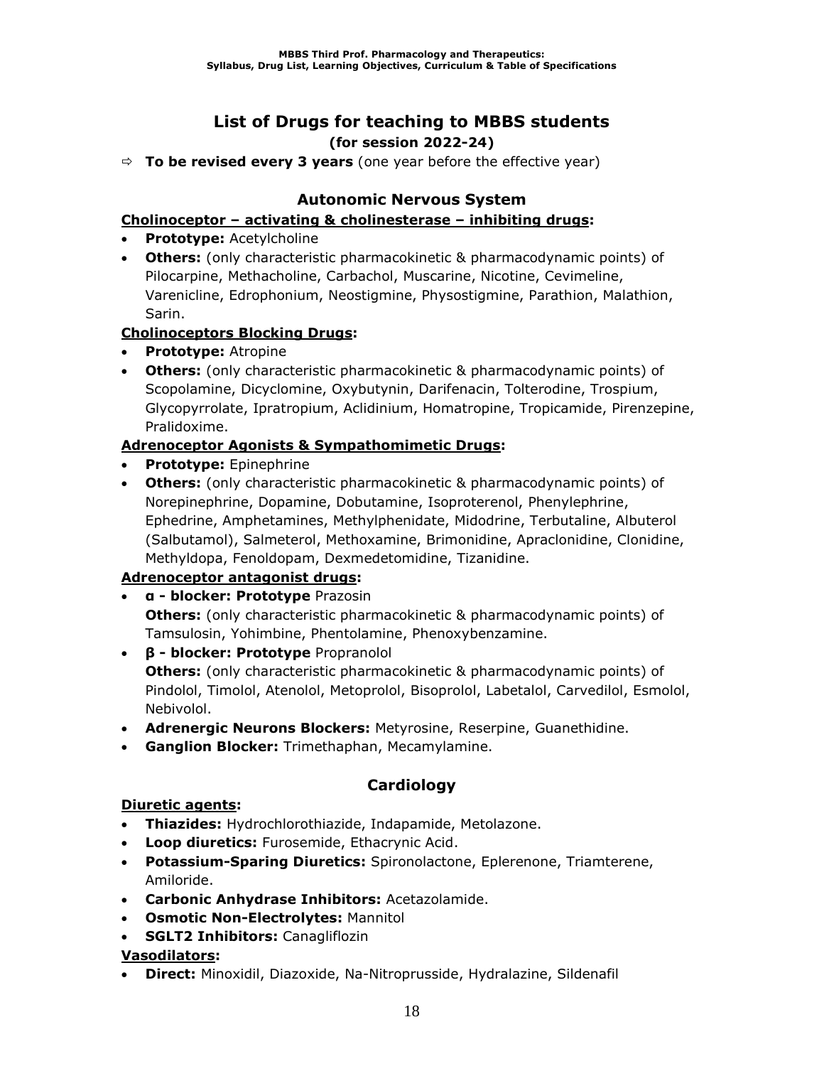# List of Drugs for teaching to MBBS students

**(for session 2022-24)**

⇨ **To be revised every 3 years** (one year before the effective year)

## Autonomic Nervous System

**<u>Cholinoceptor – activating & cholinesterase – inhibiting drugs</u>:**

- **Prototype:** Acetylcholine
- **Others:** (only characteristic pharmacokinetic & pharmacodynamic points) of Pilocarpine, Methacholine, Carbachol, Muscarine, Nicotine, Cevimeline, Varenicline, Edrophonium, Neostigmine, Physostigmine, Parathion, Malathion, Sarin.

**<u>Cholinoceptors Blocking Drugs</u>:**

- **Prototype:** Atropine
- **Others:** (only characteristic pharmacokinetic & pharmacodynamic points) of Scopolamine, Dicyclomine, Oxybutynin, Darifenacin, Tolterodine, Trospium, Glycopyrrolate, Ipratropium, Aclidinium, Homatropine, Tropicamide, Pirenzepine, Pralidoxime.

**<u>Adrenoceptor Agonists & Sympathomimetic Drugs</u>:**

- **Prototype:** Epinephrine
- **Others:** (only characteristic pharmacokinetic & pharmacodynamic points) of Norepinephrine, Dopamine, Dobutamine, Isoproterenol, Phenylephrine, Ephedrine, Amphetamines, Methylphenidate, Midodrine, Terbutaline, Albuterol (Salbutamol), Salmeterol, Methoxamine, Brimonidine, Apraclonidine, Clonidine, Methyldopa, Fenoldopam, Dexmedetomidine, Tizanidine.

**<u>Adrenoceptor antagonist drugs</u>:**

- **α - blocker: Prototype** Prazosin
  **Others:** (only characteristic pharmacokinetic & pharmacodynamic points) of Tamsulosin, Yohimbine, Phentolamine, Phenoxybenzamine.
- **β - blocker: Prototype** Propranolol
  **Others:** (only characteristic pharmacokinetic & pharmacodynamic points) of Pindolol, Timolol, Atenolol, Metoprolol, Bisoprolol, Labetalol, Carvedilol, Esmolol, Nebivolol.
- **Adrenergic Neurons Blockers:** Metyrosine, Reserpine, Guanethidine.
- **Ganglion Blocker:** Trimethaphan, Mecamylamine.

## Cardiology

**<u>Diuretic agents</u>:**

- **Thiazides:** Hydrochlorothiazide, Indapamide, Metolazone.
- **Loop diuretics:** Furosemide, Ethacrynic Acid.
- **Potassium-Sparing Diuretics:** Spironolactone, Eplerenone, Triamterene, Amiloride.
- **Carbonic Anhydrase Inhibitors:** Acetazolamide.
- **Osmotic Non-Electrolytes:** Mannitol
- **SGLT2 Inhibitors:** Canagliflozin

**<u>Vasodilators</u>:**

- **Direct:** Minoxidil, Diazoxide, Na-Nitroprusside, Hydralazine, Sildenafil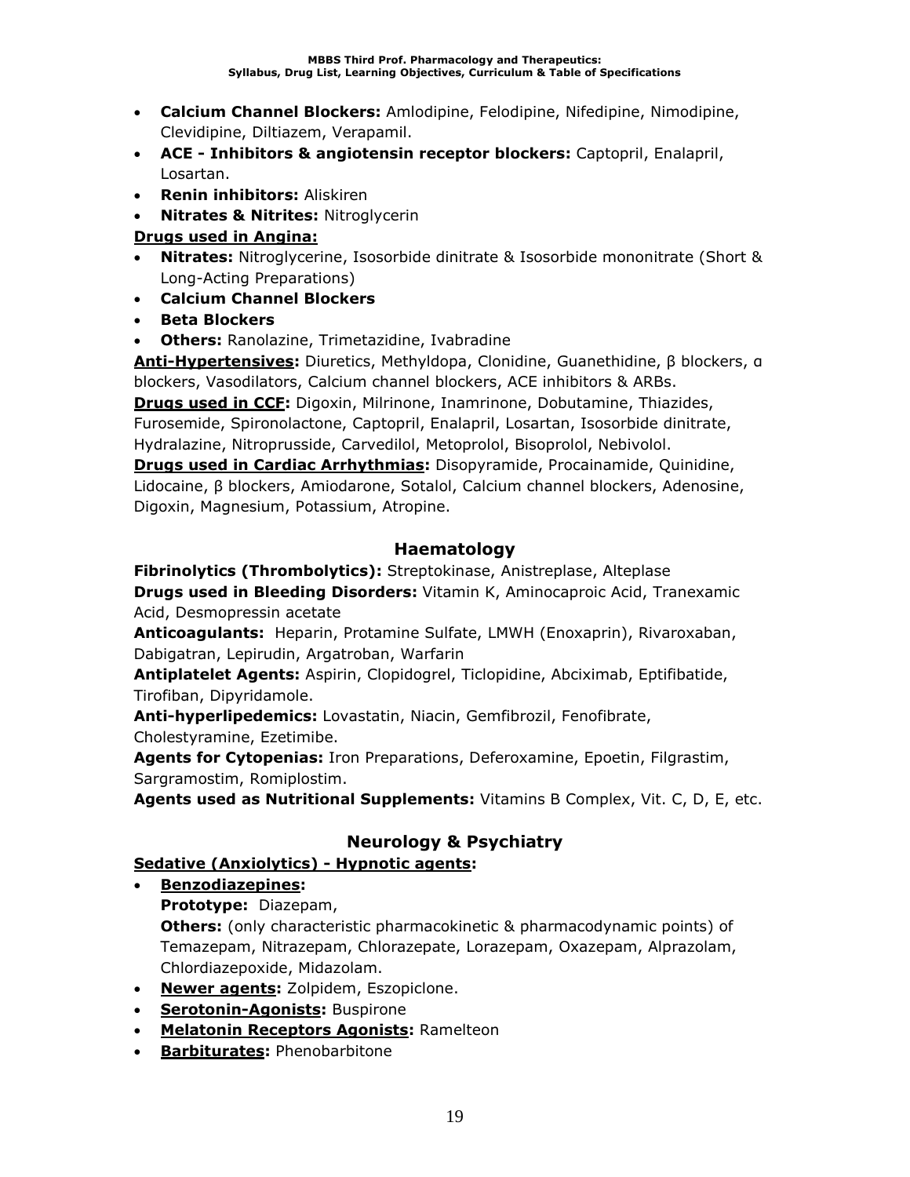- **Calcium Channel Blockers:** Amlodipine, Felodipine, Nifedipine, Nimodipine, Clevidipine, Diltiazem, Verapamil.
- **ACE - Inhibitors & angiotensin receptor blockers:** Captopril, Enalapril, Losartan.
- **Renin inhibitors:** Aliskiren
- **Nitrates & Nitrites:** Nitroglycerin

**Drugs used in Angina:**

- **Nitrates:** Nitroglycerine, Isosorbide dinitrate & Isosorbide mononitrate (Short & Long-Acting Preparations)
- **Calcium Channel Blockers**
- **Beta Blockers**
- **Others:** Ranolazine, Trimetazidine, Ivabradine

**Anti-Hypertensives:** Diuretics, Methyldopa, Clonidine, Guanethidine, β blockers, α blockers, Vasodilators, Calcium channel blockers, ACE inhibitors & ARBs.

**Drugs used in CCF:** Digoxin, Milrinone, Inamrinone, Dobutamine, Thiazides, Furosemide, Spironolactone, Captopril, Enalapril, Losartan, Isosorbide dinitrate, Hydralazine, Nitroprusside, Carvedilol, Metoprolol, Bisoprolol, Nebivolol.

**Drugs used in Cardiac Arrhythmias:** Disopyramide, Procainamide, Quinidine, Lidocaine, β blockers, Amiodarone, Sotalol, Calcium channel blockers, Adenosine, Digoxin, Magnesium, Potassium, Atropine.

## Haematology

**Fibrinolytics (Thrombolytics):** Streptokinase, Anistreplase, Alteplase

**Drugs used in Bleeding Disorders:** Vitamin K, Aminocaproic Acid, Tranexamic Acid, Desmopressin acetate

**Anticoagulants:** Heparin, Protamine Sulfate, LMWH (Enoxaprin), Rivaroxaban, Dabigatran, Lepirudin, Argatroban, Warfarin

**Antiplatelet Agents:** Aspirin, Clopidogrel, Ticlopidine, Abciximab, Eptifibatide, Tirofiban, Dipyridamole.

**Anti-hyperlipedemics:** Lovastatin, Niacin, Gemfibrozil, Fenofibrate, Cholestyramine, Ezetimibe.

**Agents for Cytopenias:** Iron Preparations, Deferoxamine, Epoetin, Filgrastim, Sargramostim, Romiplostim.

**Agents used as Nutritional Supplements:** Vitamins B Complex, Vit. C, D, E, etc.

## Neurology & Psychiatry

**Sedative (Anxiolytics) - Hypnotic agents:**

- **Benzodiazepines:**
  **Prototype:** Diazepam,
  **Others:** (only characteristic pharmacokinetic & pharmacodynamic points) of Temazepam, Nitrazepam, Chlorazepate, Lorazepam, Oxazepam, Alprazolam, Chlordiazepoxide, Midazolam.
- **Newer agents:** Zolpidem, Eszopiclone.
- **Serotonin-Agonists:** Buspirone
- **Melatonin Receptors Agonists:** Ramelteon
- **Barbiturates:** Phenobarbitone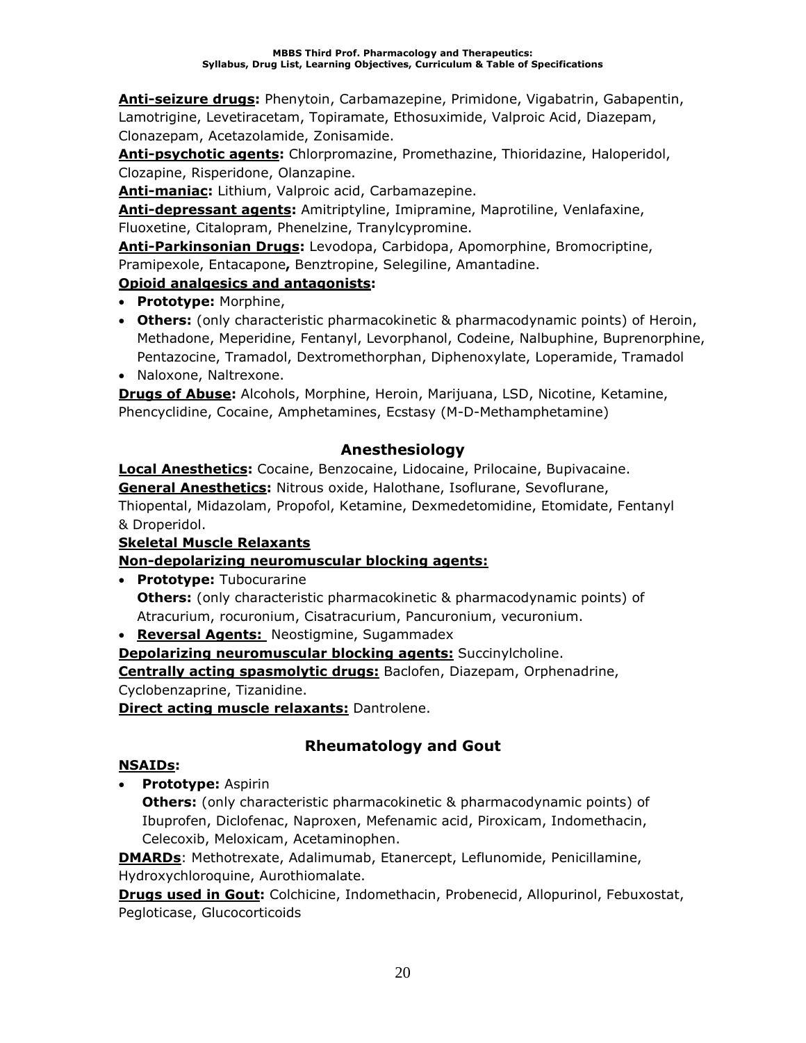**Anti-seizure drugs:** Phenytoin, Carbamazepine, Primidone, Vigabatrin, Gabapentin, Lamotrigine, Levetiracetam, Topiramate, Ethosuximide, Valproic Acid, Diazepam, Clonazepam, Acetazolamide, Zonisamide.

**Anti-psychotic agents:** Chlorpromazine, Promethazine, Thioridazine, Haloperidol, Clozapine, Risperidone, Olanzapine.

**Anti-maniac:** Lithium, Valproic acid, Carbamazepine.

**Anti-depressant agents:** Amitriptyline, Imipramine, Maprotiline, Venlafaxine, Fluoxetine, Citalopram, Phenelzine, Tranylcypromine.

**Anti-Parkinsonian Drugs:** Levodopa, Carbidopa, Apomorphine, Bromocriptine, Pramipexole, Entacapone**,** Benztropine, Selegiline, Amantadine.

**Opioid analgesics and antagonists:**

- **Prototype:** Morphine,
- **Others:** (only characteristic pharmacokinetic & pharmacodynamic points) of Heroin, Methadone, Meperidine, Fentanyl, Levorphanol, Codeine, Nalbuphine, Buprenorphine, Pentazocine, Tramadol, Dextromethorphan, Diphenoxylate, Loperamide, Tramadol
- Naloxone, Naltrexone.

**Drugs of Abuse:** Alcohols, Morphine, Heroin, Marijuana, LSD, Nicotine, Ketamine, Phencyclidine, Cocaine, Amphetamines, Ecstasy (M-D-Methamphetamine)

## Anesthesiology

**Local Anesthetics:** Cocaine, Benzocaine, Lidocaine, Prilocaine, Bupivacaine.

**General Anesthetics:** Nitrous oxide, Halothane, Isoflurane, Sevoflurane, Thiopental, Midazolam, Propofol, Ketamine, Dexmedetomidine, Etomidate, Fentanyl & Droperidol.

**Skeletal Muscle Relaxants**

**Non-depolarizing neuromuscular blocking agents:**

- **Prototype:** Tubocurarine
  **Others:** (only characteristic pharmacokinetic & pharmacodynamic points) of Atracurium, rocuronium, Cisatracurium, Pancuronium, vecuronium.
- **Reversal Agents:** Neostigmine, Sugammadex

**Depolarizing neuromuscular blocking agents:** Succinylcholine.

**Centrally acting spasmolytic drugs:** Baclofen, Diazepam, Orphenadrine, Cyclobenzaprine, Tizanidine.

**Direct acting muscle relaxants:** Dantrolene.

## Rheumatology and Gout

**NSAIDs:**

- **Prototype:** Aspirin
  **Others:** (only characteristic pharmacokinetic & pharmacodynamic points) of Ibuprofen, Diclofenac, Naproxen, Mefenamic acid, Piroxicam, Indomethacin, Celecoxib, Meloxicam, Acetaminophen.

**DMARDs**: Methotrexate, Adalimumab, Etanercept, Leflunomide, Penicillamine, Hydroxychloroquine, Aurothiomalate.

**Drugs used in Gout:** Colchicine, Indomethacin, Probenecid, Allopurinol, Febuxostat, Pegloticase, Glucocorticoids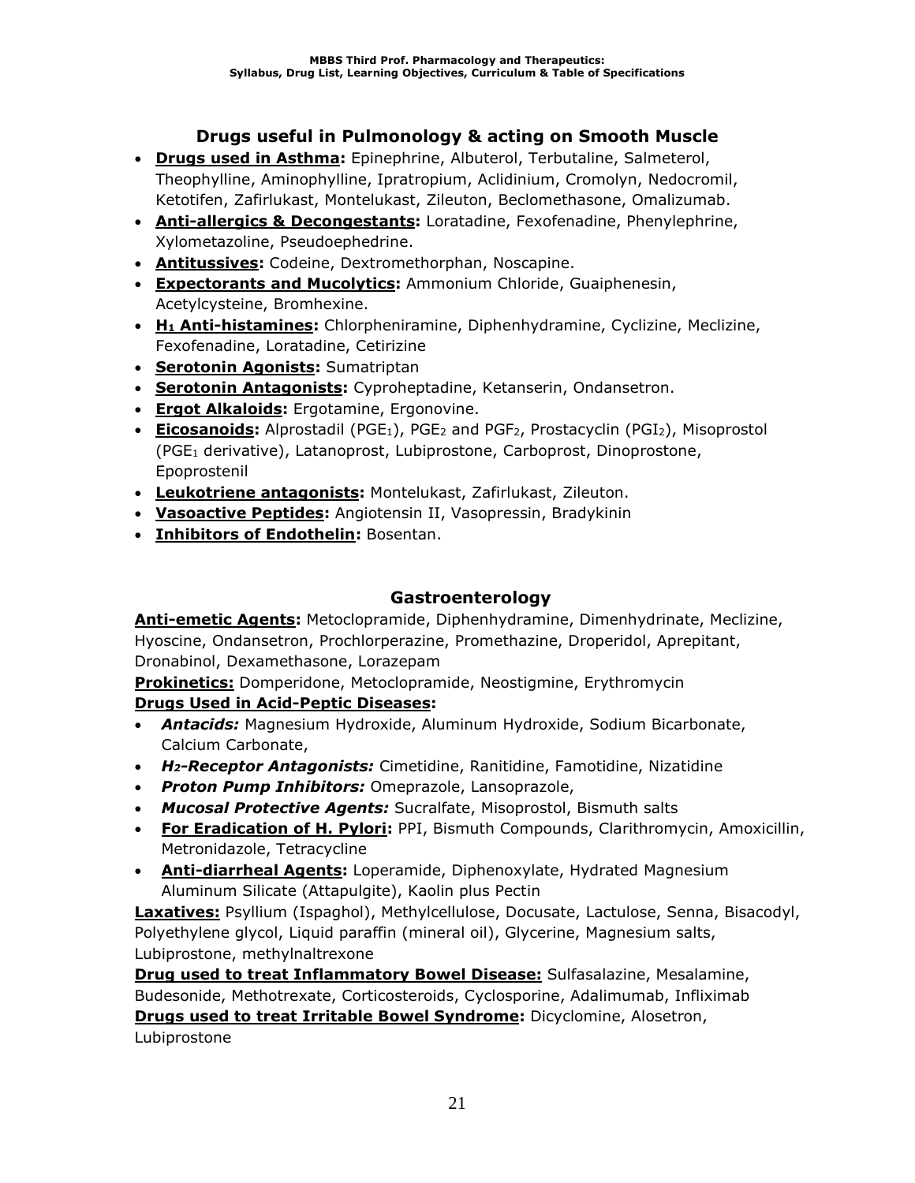## Drugs useful in Pulmonology & acting on Smooth Muscle

- **Drugs used in Asthma:** Epinephrine, Albuterol, Terbutaline, Salmeterol, Theophylline, Aminophylline, Ipratropium, Aclidinium, Cromolyn, Nedocromil, Ketotifen, Zafirlukast, Montelukast, Zileuton, Beclomethasone, Omalizumab.
- **Anti-allergics & Decongestants:** Loratadine, Fexofenadine, Phenylephrine, Xylometazoline, Pseudoephedrine.
- **Antitussives:** Codeine, Dextromethorphan, Noscapine.
- **Expectorants and Mucolytics:** Ammonium Chloride, Guaiphenesin, Acetylcysteine, Bromhexine.
- **$H_1$ Anti-histamines:** Chlorpheniramine, Diphenhydramine, Cyclizine, Meclizine, Fexofenadine, Loratadine, Cetirizine
- **Serotonin Agonists:** Sumatriptan
- **Serotonin Antagonists:** Cyproheptadine, Ketanserin, Ondansetron.
- **Ergot Alkaloids:** Ergotamine, Ergonovine.
- **Eicosanoids:** Alprostadil ($PGE_1$), $PGE_2$ and $PGF_2$, Prostacyclin ($PGI_2$), Misoprostol ($PGE_1$ derivative), Latanoprost, Lubiprostone, Carboprost, Dinoprostone, Epoprostenil
- **Leukotriene antagonists:** Montelukast, Zafirlukast, Zileuton.
- **Vasoactive Peptides:** Angiotensin II, Vasopressin, Bradykinin
- **Inhibitors of Endothelin:** Bosentan.

## Gastroenterology

**Anti-emetic Agents:** Metoclopramide, Diphenhydramine, Dimenhydrinate, Meclizine, Hyoscine, Ondansetron, Prochlorperazine, Promethazine, Droperidol, Aprepitant, Dronabinol, Dexamethasone, Lorazepam

**Prokinetics:** Domperidone, Metoclopramide, Neostigmine, Erythromycin

**Drugs Used in Acid-Peptic Diseases:**

- ***Antacids:*** Magnesium Hydroxide, Aluminum Hydroxide, Sodium Bicarbonate, Calcium Carbonate,
- ***$H_2$-Receptor Antagonists:*** Cimetidine, Ranitidine, Famotidine, Nizatidine
- ***Proton Pump Inhibitors:*** Omeprazole, Lansoprazole,
- ***Mucosal Protective Agents:*** Sucralfate, Misoprostol, Bismuth salts
- **For Eradication of H. Pylori:** PPI, Bismuth Compounds, Clarithromycin, Amoxicillin, Metronidazole, Tetracycline
- **Anti-diarrheal Agents:** Loperamide, Diphenoxylate, Hydrated Magnesium Aluminum Silicate (Attapulgite), Kaolin plus Pectin

**Laxatives:** Psyllium (Ispaghol), Methylcellulose, Docusate, Lactulose, Senna, Bisacodyl, Polyethylene glycol, Liquid paraffin (mineral oil), Glycerine, Magnesium salts, Lubiprostone, methylnaltrexone

**Drug used to treat Inflammatory Bowel Disease:** Sulfasalazine, Mesalamine, Budesonide, Methotrexate, Corticosteroids, Cyclosporine, Adalimumab, Infliximab

**Drugs used to treat Irritable Bowel Syndrome:** Dicyclomine, Alosetron, Lubiprostone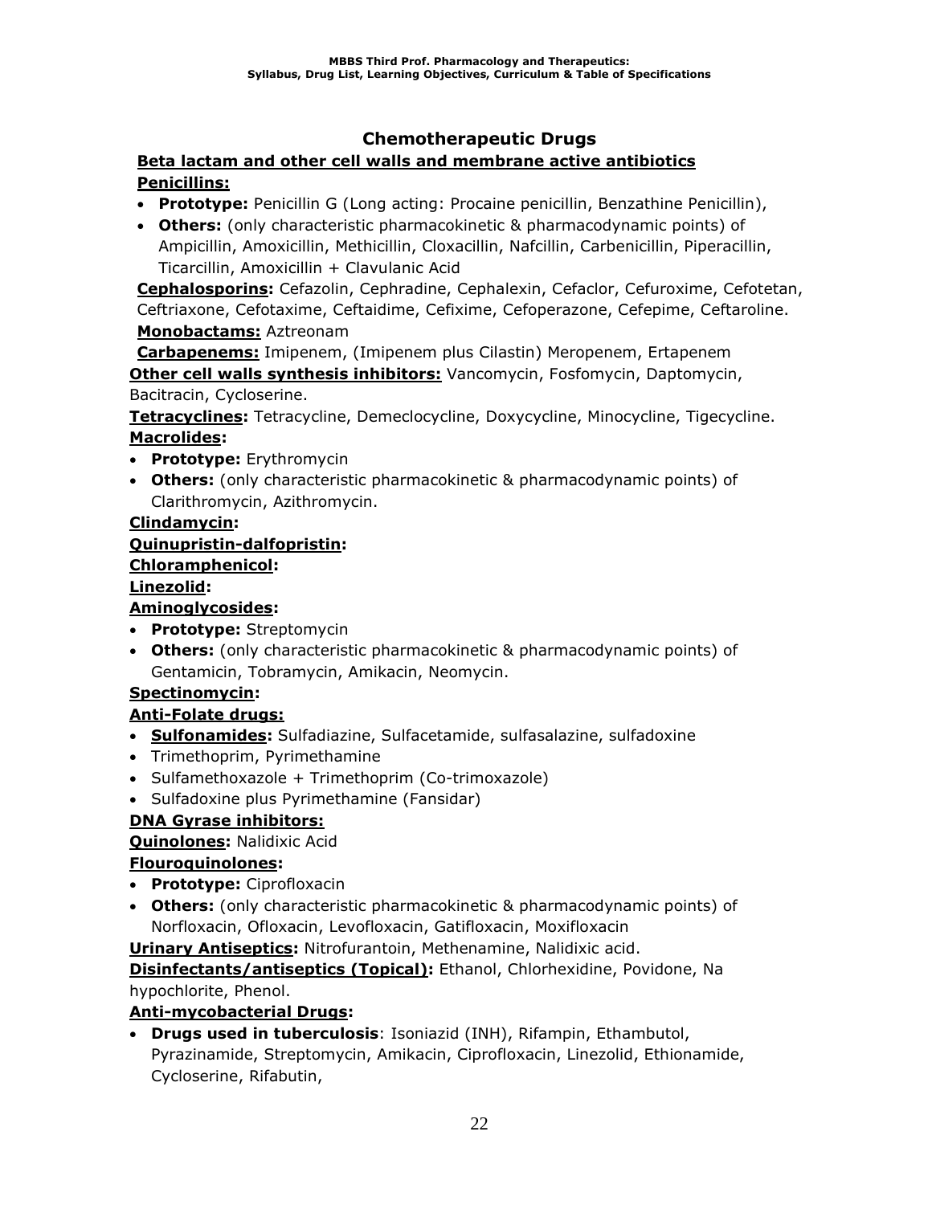## Chemotherapeutic Drugs

**Beta lactam and other cell walls and membrane active antibiotics**

**Penicillins:**

- **Prototype:** Penicillin G (Long acting: Procaine penicillin, Benzathine Penicillin),
- **Others:** (only characteristic pharmacokinetic & pharmacodynamic points) of Ampicillin, Amoxicillin, Methicillin, Cloxacillin, Nafcillin, Carbenicillin, Piperacillin, Ticarcillin, Amoxicillin + Clavulanic Acid

**Cephalosporins:** Cefazolin, Cephradine, Cephalexin, Cefaclor, Cefuroxime, Cefotetan, Ceftriaxone, Cefotaxime, Ceftaidime, Cefixime, Cefoperazone, Cefepime, Ceftaroline.

**Monobactams:** Aztreonam

**Carbapenems:** Imipenem, (Imipenem plus Cilastin) Meropenem, Ertapenem

**Other cell walls synthesis inhibitors:** Vancomycin, Fosfomycin, Daptomycin, Bacitracin, Cycloserine.

**Tetracyclines:** Tetracycline, Demeclocycline, Doxycycline, Minocycline, Tigecycline.

**Macrolides:**

- **Prototype:** Erythromycin
- **Others:** (only characteristic pharmacokinetic & pharmacodynamic points) of Clarithromycin, Azithromycin.

**Clindamycin:**

**Quinupristin-dalfopristin:**

**Chloramphenicol:**

**Linezolid:**

**Aminoglycosides:**

- **Prototype:** Streptomycin
- **Others:** (only characteristic pharmacokinetic & pharmacodynamic points) of Gentamicin, Tobramycin, Amikacin, Neomycin.

**Spectinomycin:**

**Anti-Folate drugs:**

- **Sulfonamides:** Sulfadiazine, Sulfacetamide, sulfasalazine, sulfadoxine
- Trimethoprim, Pyrimethamine
- Sulfamethoxazole + Trimethoprim (Co-trimoxazole)
- Sulfadoxine plus Pyrimethamine (Fansidar)

**DNA Gyrase inhibitors:**

**Quinolones:** Nalidixic Acid

**Flouroquinolones:**

- **Prototype:** Ciprofloxacin
- **Others:** (only characteristic pharmacokinetic & pharmacodynamic points) of Norfloxacin, Ofloxacin, Levofloxacin, Gatifloxacin, Moxifloxacin

**Urinary Antiseptics:** Nitrofurantoin, Methenamine, Nalidixic acid.

**Disinfectants/antiseptics (Topical):** Ethanol, Chlorhexidine, Povidone, Na hypochlorite, Phenol.

**Anti-mycobacterial Drugs:**

- **Drugs used in tuberculosis**: Isoniazid (INH), Rifampin, Ethambutol, Pyrazinamide, Streptomycin, Amikacin, Ciprofloxacin, Linezolid, Ethionamide, Cycloserine, Rifabutin,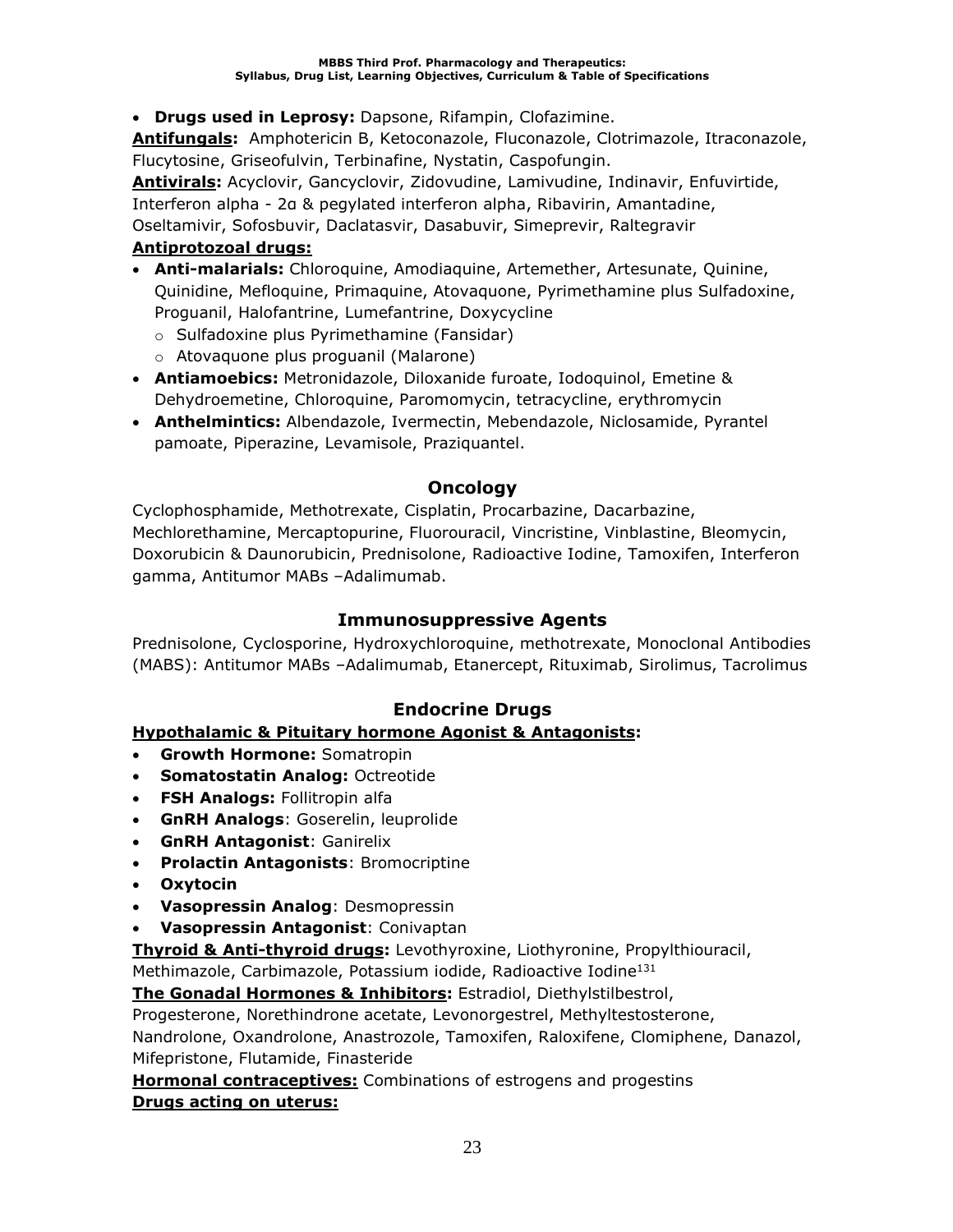- **Drugs used in Leprosy:** Dapsone, Rifampin, Clofazimine.

**Antifungals:** Amphotericin B, Ketoconazole, Fluconazole, Clotrimazole, Itraconazole, Flucytosine, Griseofulvin, Terbinafine, Nystatin, Caspofungin.

**Antivirals:** Acyclovir, Gancyclovir, Zidovudine, Lamivudine, Indinavir, Enfuvirtide, Interferon alpha - 2ɑ & pegylated interferon alpha, Ribavirin, Amantadine, Oseltamivir, Sofosbuvir, Daclatasvir, Dasabuvir, Simeprevir, Raltegravir

**Antiprotozoal drugs:**

- **Anti-malarials:** Chloroquine, Amodiaquine, Artemether, Artesunate, Quinine, Quinidine, Mefloquine, Primaquine, Atovaquone, Pyrimethamine plus Sulfadoxine, Proguanil, Halofantrine, Lumefantrine, Doxycycline
  - Sulfadoxine plus Pyrimethamine (Fansidar)
  - Atovaquone plus proguanil (Malarone)
- **Antiamoebics:** Metronidazole, Diloxanide furoate, Iodoquinol, Emetine & Dehydroemetine, Chloroquine, Paromomycin, tetracycline, erythromycin
- **Anthelmintics:** Albendazole, Ivermectin, Mebendazole, Niclosamide, Pyrantel pamoate, Piperazine, Levamisole, Praziquantel.

## Oncology

Cyclophosphamide, Methotrexate, Cisplatin, Procarbazine, Dacarbazine, Mechlorethamine, Mercaptopurine, Fluorouracil, Vincristine, Vinblastine, Bleomycin, Doxorubicin & Daunorubicin, Prednisolone, Radioactive Iodine, Tamoxifen, Interferon gamma, Antitumor MABs –Adalimumab.

## Immunosuppressive Agents

Prednisolone, Cyclosporine, Hydroxychloroquine, methotrexate, Monoclonal Antibodies (MABS): Antitumor MABs –Adalimumab, Etanercept, Rituximab, Sirolimus, Tacrolimus

## Endocrine Drugs

**Hypothalamic & Pituitary hormone Agonist & Antagonists:**

- **Growth Hormone:** Somatropin
- **Somatostatin Analog:** Octreotide
- **FSH Analogs:** Follitropin alfa
- **GnRH Analogs**: Goserelin, leuprolide
- **GnRH Antagonist**: Ganirelix
- **Prolactin Antagonists**: Bromocriptine
- **Oxytocin**
- **Vasopressin Analog**: Desmopressin
- **Vasopressin Antagonist**: Conivaptan

**Thyroid & Anti-thyroid drugs:** Levothyroxine, Liothyronine, Propylthiouracil, Methimazole, Carbimazole, Potassium iodide, Radioactive Iodine$^{131}$

**The Gonadal Hormones & Inhibitors:** Estradiol, Diethylstilbestrol, Progesterone, Norethindrone acetate, Levonorgestrel, Methyltestosterone, Nandrolone, Oxandrolone, Anastrozole, Tamoxifen, Raloxifene, Clomiphene, Danazol, Mifepristone, Flutamide, Finasteride

**Hormonal contraceptives:** Combinations of estrogens and progestins

**Drugs acting on uterus:**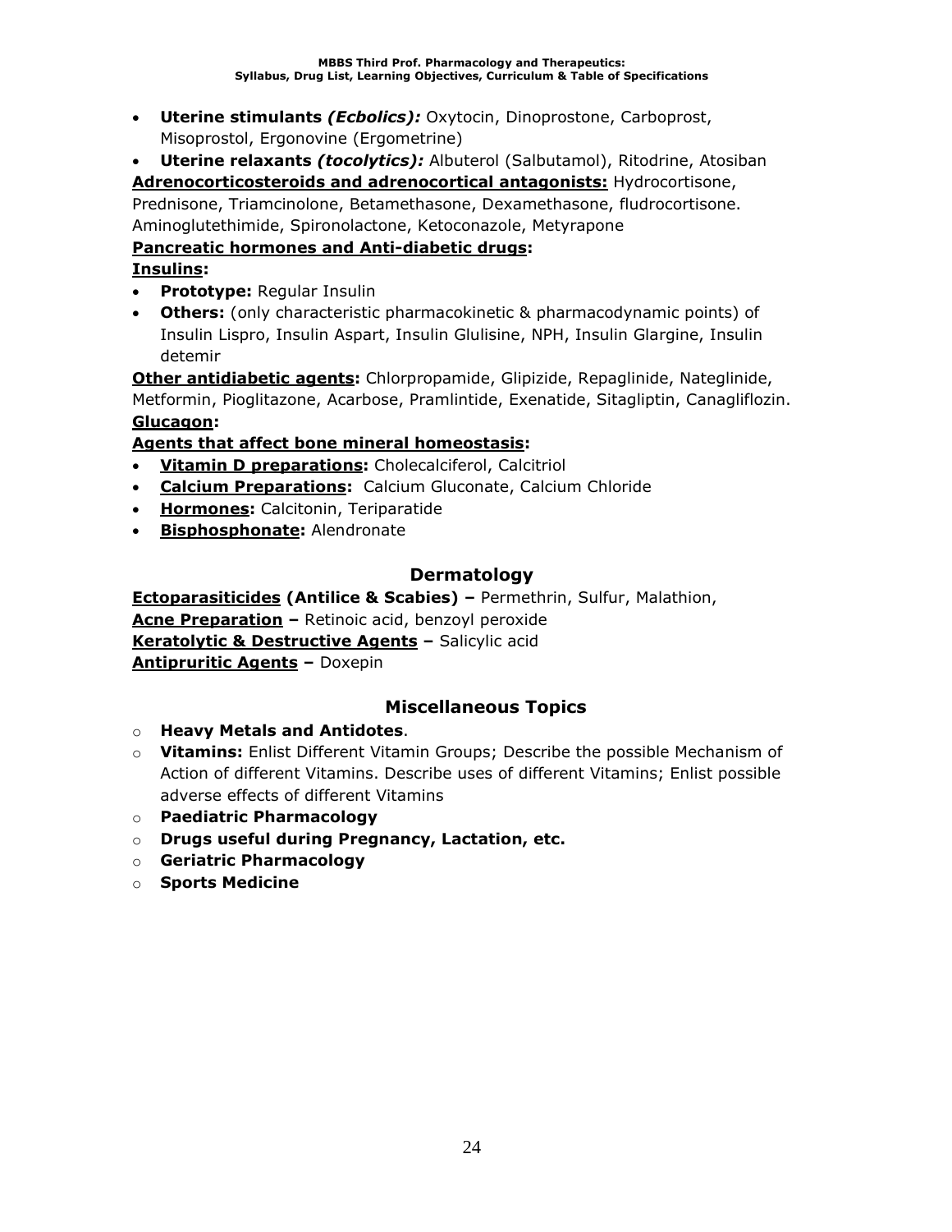- **Uterine stimulants *(Ecbolics):*** Oxytocin, Dinoprostone, Carboprost, Misoprostol, Ergonovine (Ergometrine)
- **Uterine relaxants *(tocolytics):*** Albuterol (Salbutamol), Ritodrine, Atosiban

**Adrenocorticosteroids and adrenocortical antagonists:** Hydrocortisone, Prednisone, Triamcinolone, Betamethasone, Dexamethasone, fludrocortisone. Aminoglutethimide, Spironolactone, Ketoconazole, Metyrapone

**Pancreatic hormones and Anti-diabetic drugs:**

**Insulins:**

- **Prototype:** Regular Insulin
- **Others:** (only characteristic pharmacokinetic & pharmacodynamic points) of Insulin Lispro, Insulin Aspart, Insulin Glulisine, NPH, Insulin Glargine, Insulin detemir

**Other antidiabetic agents:** Chlorpropamide, Glipizide, Repaglinide, Nateglinide, Metformin, Pioglitazone, Acarbose, Pramlintide, Exenatide, Sitagliptin, Canagliflozin.

**Glucagon:**

**Agents that affect bone mineral homeostasis:**

- **Vitamin D preparations:** Cholecalciferol, Calcitriol
- **Calcium Preparations:** Calcium Gluconate, Calcium Chloride
- **Hormones:** Calcitonin, Teriparatide
- **Bisphosphonate:** Alendronate

## Dermatology

**Ectoparasiticides (Antilice & Scabies) –** Permethrin, Sulfur, Malathion,

**Acne Preparation –** Retinoic acid, benzoyl peroxide

**Keratolytic & Destructive Agents –** Salicylic acid

**Antipruritic Agents –** Doxepin

## Miscellaneous Topics

- **Heavy Metals and Antidotes**.
- **Vitamins:** Enlist Different Vitamin Groups; Describe the possible Mechanism of Action of different Vitamins. Describe uses of different Vitamins; Enlist possible adverse effects of different Vitamins
- **Paediatric Pharmacology**
- **Drugs useful during Pregnancy, Lactation, etc.**
- **Geriatric Pharmacology**
- **Sports Medicine**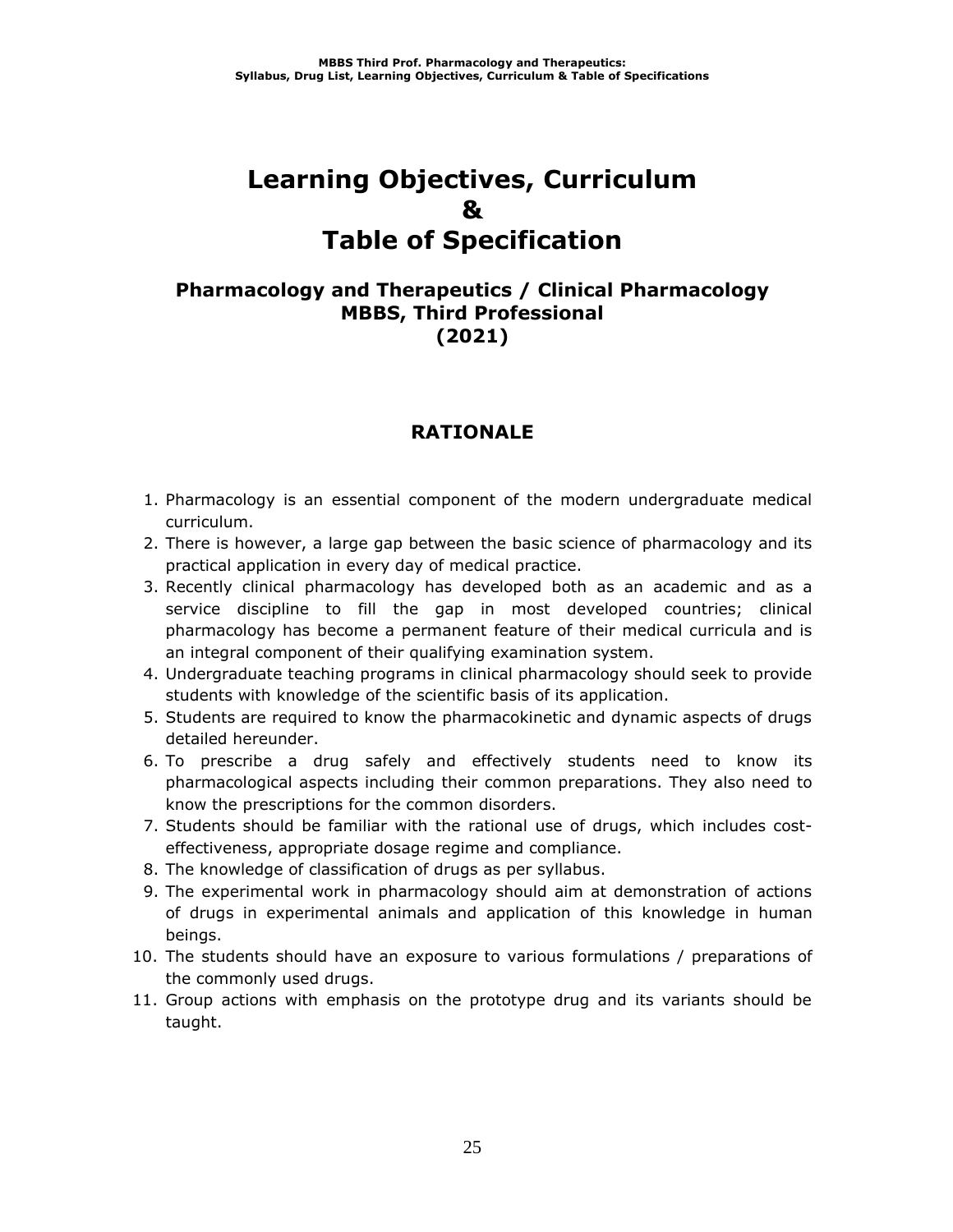# Learning Objectives, Curriculum & Table of Specification

## Pharmacology and Therapeutics / Clinical Pharmacology MBBS, Third Professional (2021)

## RATIONALE

1. Pharmacology is an essential component of the modern undergraduate medical curriculum.
2. There is however, a large gap between the basic science of pharmacology and its practical application in every day of medical practice.
3. Recently clinical pharmacology has developed both as an academic and as a service discipline to fill the gap in most developed countries; clinical pharmacology has become a permanent feature of their medical curricula and is an integral component of their qualifying examination system.
4. Undergraduate teaching programs in clinical pharmacology should seek to provide students with knowledge of the scientific basis of its application.
5. Students are required to know the pharmacokinetic and dynamic aspects of drugs detailed hereunder.
6. To prescribe a drug safely and effectively students need to know its pharmacological aspects including their common preparations. They also need to know the prescriptions for the common disorders.
7. Students should be familiar with the rational use of drugs, which includes cost-effectiveness, appropriate dosage regime and compliance.
8. The knowledge of classification of drugs as per syllabus.
9. The experimental work in pharmacology should aim at demonstration of actions of drugs in experimental animals and application of this knowledge in human beings.
10. The students should have an exposure to various formulations / preparations of the commonly used drugs.
11. Group actions with emphasis on the prototype drug and its variants should be taught.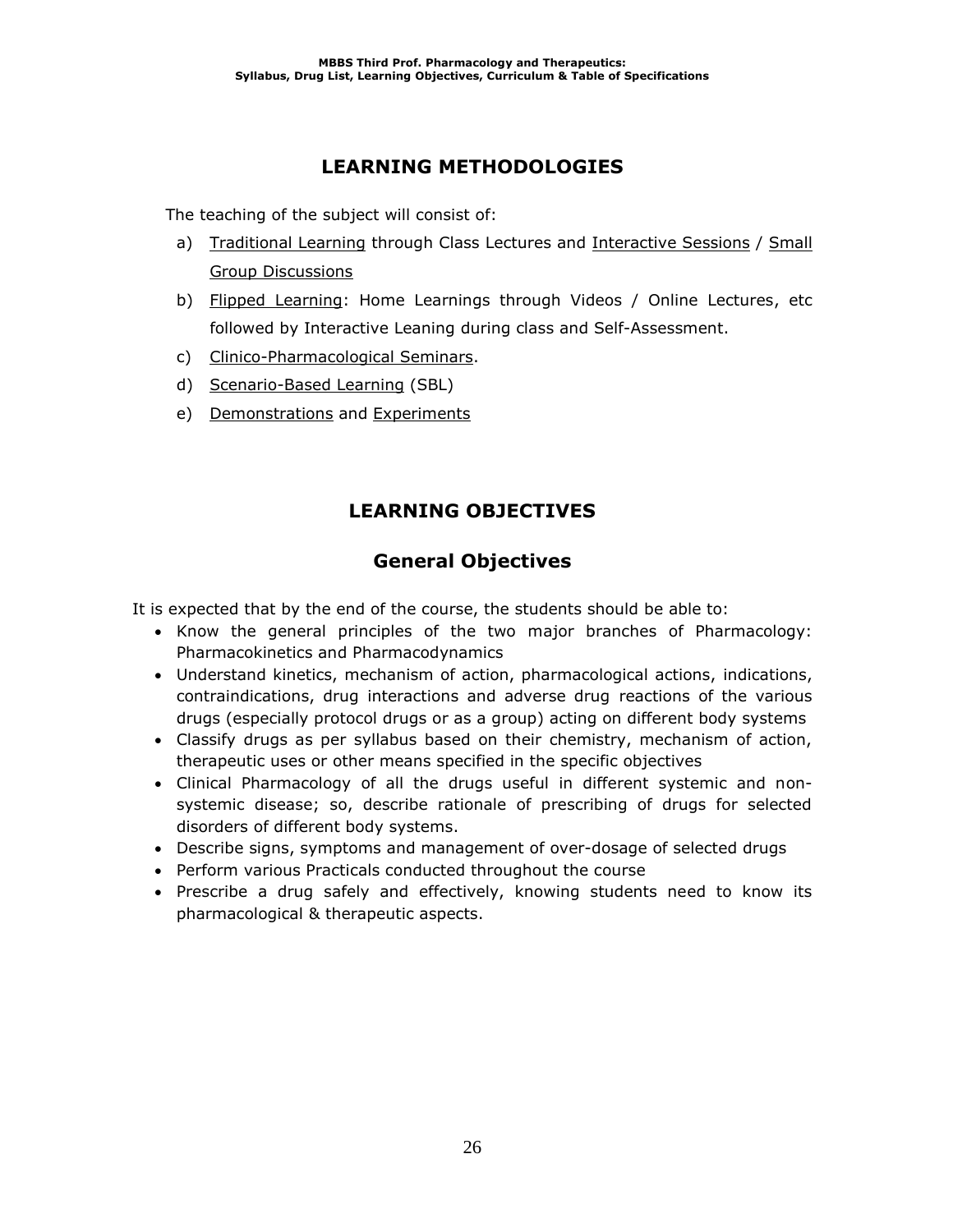## LEARNING METHODOLOGIES

The teaching of the subject will consist of:

a) Traditional Learning through Class Lectures and Interactive Sessions / Small Group Discussions
b) Flipped Learning: Home Learnings through Videos / Online Lectures, etc followed by Interactive Leaning during class and Self-Assessment.
c) Clinico-Pharmacological Seminars.
d) Scenario-Based Learning (SBL)
e) Demonstrations and Experiments

## LEARNING OBJECTIVES

### General Objectives

It is expected that by the end of the course, the students should be able to:

- Know the general principles of the two major branches of Pharmacology: Pharmacokinetics and Pharmacodynamics
- Understand kinetics, mechanism of action, pharmacological actions, indications, contraindications, drug interactions and adverse drug reactions of the various drugs (especially protocol drugs or as a group) acting on different body systems
- Classify drugs as per syllabus based on their chemistry, mechanism of action, therapeutic uses or other means specified in the specific objectives
- Clinical Pharmacology of all the drugs useful in different systemic and non-systemic disease; so, describe rationale of prescribing of drugs for selected disorders of different body systems.
- Describe signs, symptoms and management of over-dosage of selected drugs
- Perform various Practicals conducted throughout the course
- Prescribe a drug safely and effectively, knowing students need to know its pharmacological & therapeutic aspects.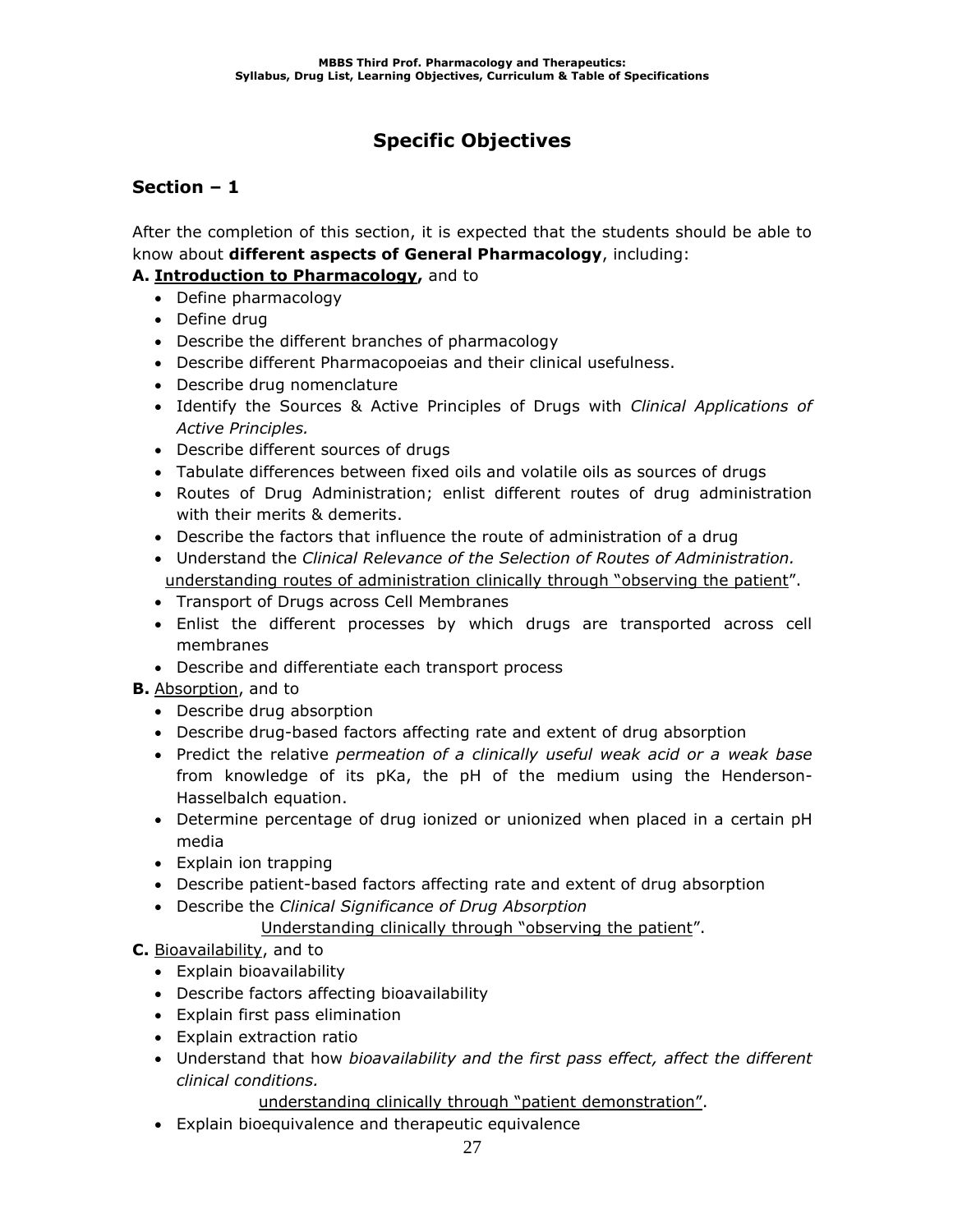# Specific Objectives

## Section – 1

After the completion of this section, it is expected that the students should be able to know about **different aspects of General Pharmacology**, including:

**A. Introduction to Pharmacology,** and to

- Define pharmacology
- Define drug
- Describe the different branches of pharmacology
- Describe different Pharmacopoeias and their clinical usefulness.
- Describe drug nomenclature
- Identify the Sources & Active Principles of Drugs with *Clinical Applications of Active Principles.*
- Describe different sources of drugs
- Tabulate differences between fixed oils and volatile oils as sources of drugs
- Routes of Drug Administration; enlist different routes of drug administration with their merits & demerits.
- Describe the factors that influence the route of administration of a drug
- Understand the *Clinical Relevance of the Selection of Routes of Administration.* understanding routes of administration clinically through "observing the patient".
- Transport of Drugs across Cell Membranes
- Enlist the different processes by which drugs are transported across cell membranes
- Describe and differentiate each transport process

**B.** Absorption, and to

- Describe drug absorption
- Describe drug-based factors affecting rate and extent of drug absorption
- Predict the relative *permeation of a clinically useful weak acid or a weak base* from knowledge of its pKa, the pH of the medium using the Henderson-Hasselbalch equation.
- Determine percentage of drug ionized or unionized when placed in a certain pH media
- Explain ion trapping
- Describe patient-based factors affecting rate and extent of drug absorption
- Describe the *Clinical Significance of Drug Absorption*
  Understanding clinically through "observing the patient".

**C.** Bioavailability, and to

- Explain bioavailability
- Describe factors affecting bioavailability
- Explain first pass elimination
- Explain extraction ratio
- Understand that how *bioavailability and the first pass effect, affect the different clinical conditions.*
  understanding clinically through "patient demonstration".
- Explain bioequivalence and therapeutic equivalence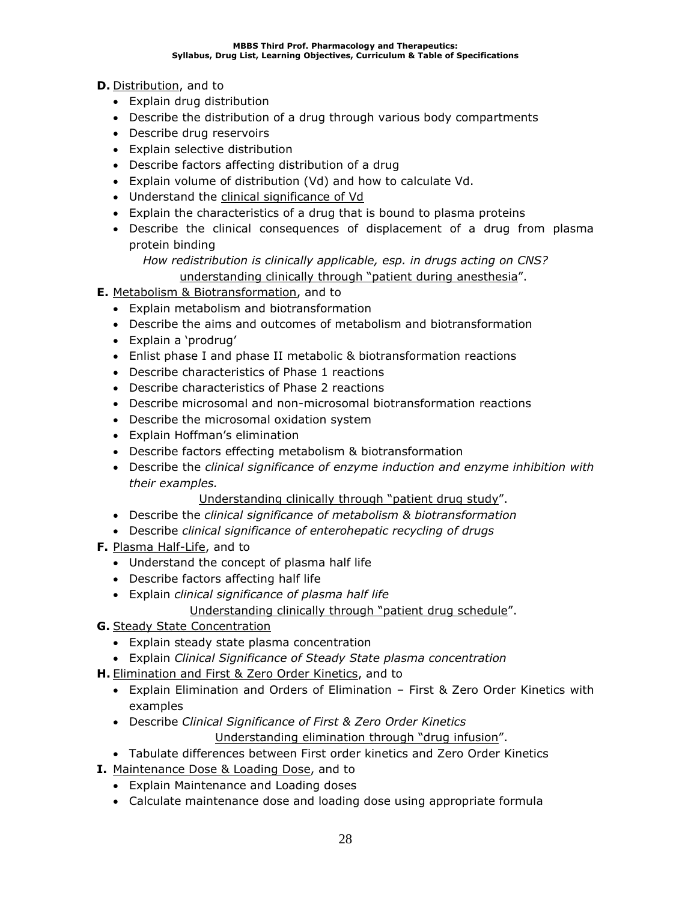**D.** <u>Distribution</u>, and to

- Explain drug distribution
- Describe the distribution of a drug through various body compartments
- Describe drug reservoirs
- Explain selective distribution
- Describe factors affecting distribution of a drug
- Explain volume of distribution (Vd) and how to calculate Vd.
- Understand the <u>clinical significance of Vd</u>
- Explain the characteristics of a drug that is bound to plasma proteins
- Describe the clinical consequences of displacement of a drug from plasma protein binding

  *How redistribution is clinically applicable, esp. in drugs acting on CNS?*
  <u>understanding clinically through "patient during anesthesia</u>".

**E.** <u>Metabolism & Biotransformation</u>, and to

- Explain metabolism and biotransformation
- Describe the aims and outcomes of metabolism and biotransformation
- Explain a 'prodrug'
- Enlist phase I and phase II metabolic & biotransformation reactions
- Describe characteristics of Phase 1 reactions
- Describe characteristics of Phase 2 reactions
- Describe microsomal and non-microsomal biotransformation reactions
- Describe the microsomal oxidation system
- Explain Hoffman's elimination
- Describe factors effecting metabolism & biotransformation
- Describe the *clinical significance of enzyme induction and enzyme inhibition with their examples.*

  <u>Understanding clinically through "patient drug study</u>".
- Describe the *clinical significance of metabolism & biotransformation*
- Describe *clinical significance of enterohepatic recycling of drugs*

**F.** <u>Plasma Half-Life</u>, and to

- Understand the concept of plasma half life
- Describe factors affecting half life
- Explain *clinical significance of plasma half life*

  <u>Understanding clinically through "patient drug schedule</u>".

**G.** <u>Steady State Concentration</u>

- Explain steady state plasma concentration
- Explain *Clinical Significance of Steady State plasma concentration*

**H.** <u>Elimination and First & Zero Order Kinetics</u>, and to

- Explain Elimination and Orders of Elimination – First & Zero Order Kinetics with examples
- Describe *Clinical Significance of First & Zero Order Kinetics*

  <u>Understanding elimination through "drug infusion</u>".
- Tabulate differences between First order kinetics and Zero Order Kinetics

**I.** <u>Maintenance Dose & Loading Dose</u>, and to

- Explain Maintenance and Loading doses
- Calculate maintenance dose and loading dose using appropriate formula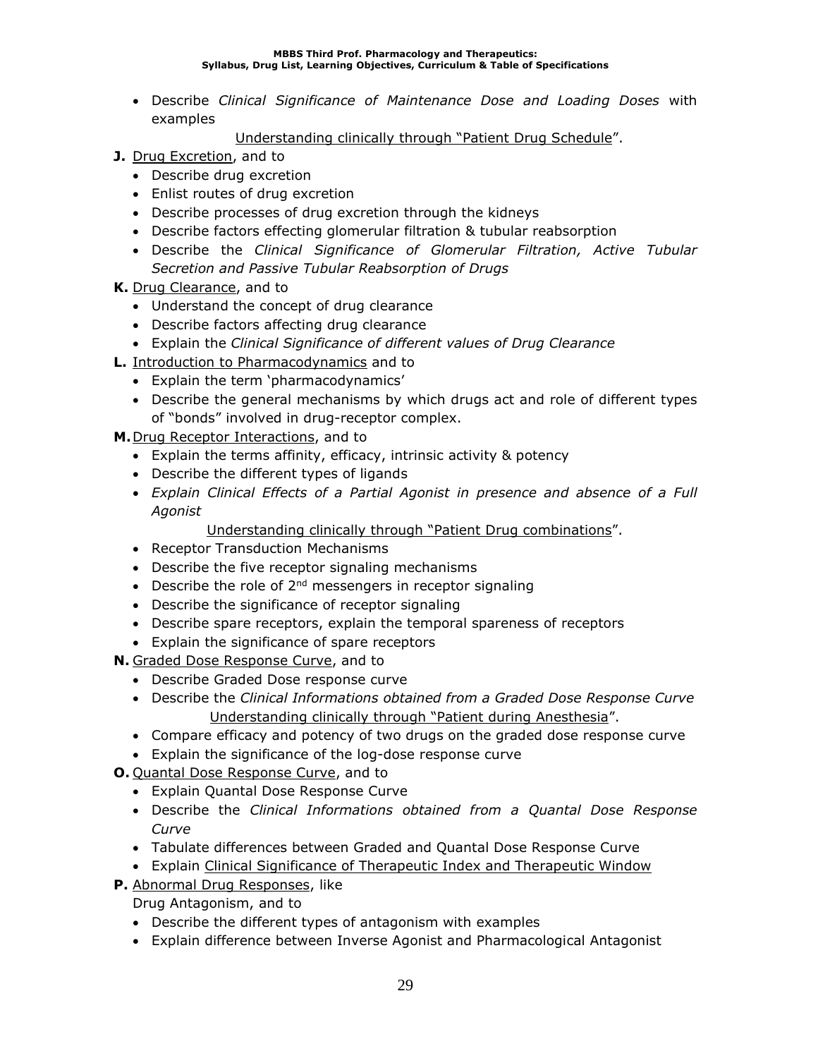- Describe *Clinical Significance of Maintenance Dose and Loading Doses* with examples

  Understanding clinically through "Patient Drug Schedule".

**J.** Drug Excretion, and to

- Describe drug excretion
- Enlist routes of drug excretion
- Describe processes of drug excretion through the kidneys
- Describe factors effecting glomerular filtration & tubular reabsorption
- Describe the *Clinical Significance of Glomerular Filtration, Active Tubular Secretion and Passive Tubular Reabsorption of Drugs*

**K.** Drug Clearance, and to

- Understand the concept of drug clearance
- Describe factors affecting drug clearance
- Explain the *Clinical Significance of different values of Drug Clearance*

**L.** Introduction to Pharmacodynamics and to

- Explain the term 'pharmacodynamics'
- Describe the general mechanisms by which drugs act and role of different types of "bonds" involved in drug-receptor complex.

**M.** Drug Receptor Interactions, and to

- Explain the terms affinity, efficacy, intrinsic activity & potency
- Describe the different types of ligands
- *Explain Clinical Effects of a Partial Agonist in presence and absence of a Full Agonist*

  Understanding clinically through "Patient Drug combinations".
- Receptor Transduction Mechanisms
- Describe the five receptor signaling mechanisms
- Describe the role of 2nd messengers in receptor signaling
- Describe the significance of receptor signaling
- Describe spare receptors, explain the temporal spareness of receptors
- Explain the significance of spare receptors

**N.** Graded Dose Response Curve, and to

- Describe Graded Dose response curve
- Describe the *Clinical Informations obtained from a Graded Dose Response Curve*

  Understanding clinically through "Patient during Anesthesia".
- Compare efficacy and potency of two drugs on the graded dose response curve
- Explain the significance of the log-dose response curve

**O.** Quantal Dose Response Curve, and to

- Explain Quantal Dose Response Curve
- Describe the *Clinical Informations obtained from a Quantal Dose Response Curve*
- Tabulate differences between Graded and Quantal Dose Response Curve
- Explain Clinical Significance of Therapeutic Index and Therapeutic Window

**P.** Abnormal Drug Responses, like

Drug Antagonism, and to

- Describe the different types of antagonism with examples
- Explain difference between Inverse Agonist and Pharmacological Antagonist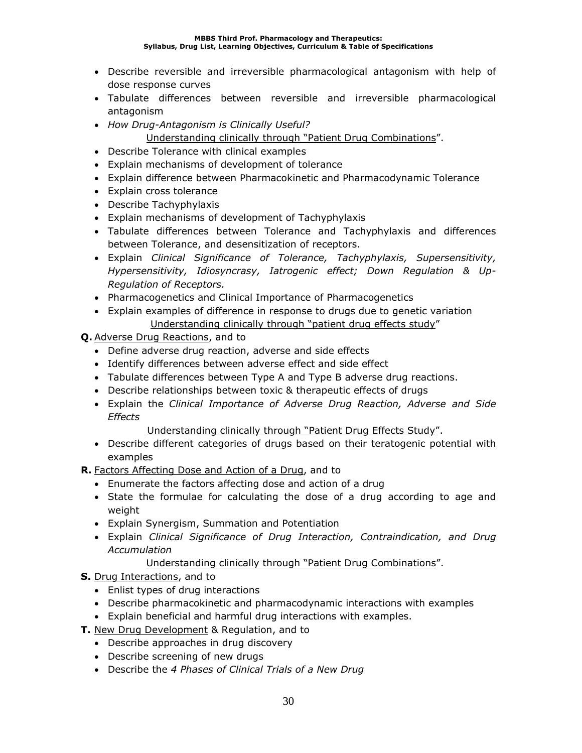- Describe reversible and irreversible pharmacological antagonism with help of dose response curves
- Tabulate differences between reversible and irreversible pharmacological antagonism
- *How Drug-Antagonism is Clinically Useful?*

  Understanding clinically through "Patient Drug Combinations".
- Describe Tolerance with clinical examples
- Explain mechanisms of development of tolerance
- Explain difference between Pharmacokinetic and Pharmacodynamic Tolerance
- Explain cross tolerance
- Describe Tachyphylaxis
- Explain mechanisms of development of Tachyphylaxis
- Tabulate differences between Tolerance and Tachyphylaxis and differences between Tolerance, and desensitization of receptors.
- Explain *Clinical Significance of Tolerance, Tachyphylaxis, Supersensitivity, Hypersensitivity, Idiosyncrasy, Iatrogenic effect; Down Regulation & Up-Regulation of Receptors.*
- Pharmacogenetics and Clinical Importance of Pharmacogenetics
- Explain examples of difference in response to drugs due to genetic variation

  Understanding clinically through "patient drug effects study"

**Q.** Adverse Drug Reactions, and to

- Define adverse drug reaction, adverse and side effects
- Identify differences between adverse effect and side effect
- Tabulate differences between Type A and Type B adverse drug reactions.
- Describe relationships between toxic & therapeutic effects of drugs
- Explain the *Clinical Importance of Adverse Drug Reaction, Adverse and Side Effects*

  Understanding clinically through "Patient Drug Effects Study".
- Describe different categories of drugs based on their teratogenic potential with examples

**R.** Factors Affecting Dose and Action of a Drug, and to

- Enumerate the factors affecting dose and action of a drug
- State the formulae for calculating the dose of a drug according to age and weight
- Explain Synergism, Summation and Potentiation
- Explain *Clinical Significance of Drug Interaction, Contraindication, and Drug Accumulation*

  Understanding clinically through "Patient Drug Combinations".

**S.** Drug Interactions, and to

- Enlist types of drug interactions
- Describe pharmacokinetic and pharmacodynamic interactions with examples
- Explain beneficial and harmful drug interactions with examples.

**T.** New Drug Development & Regulation, and to

- Describe approaches in drug discovery
- Describe screening of new drugs
- Describe the *4 Phases of Clinical Trials of a New Drug*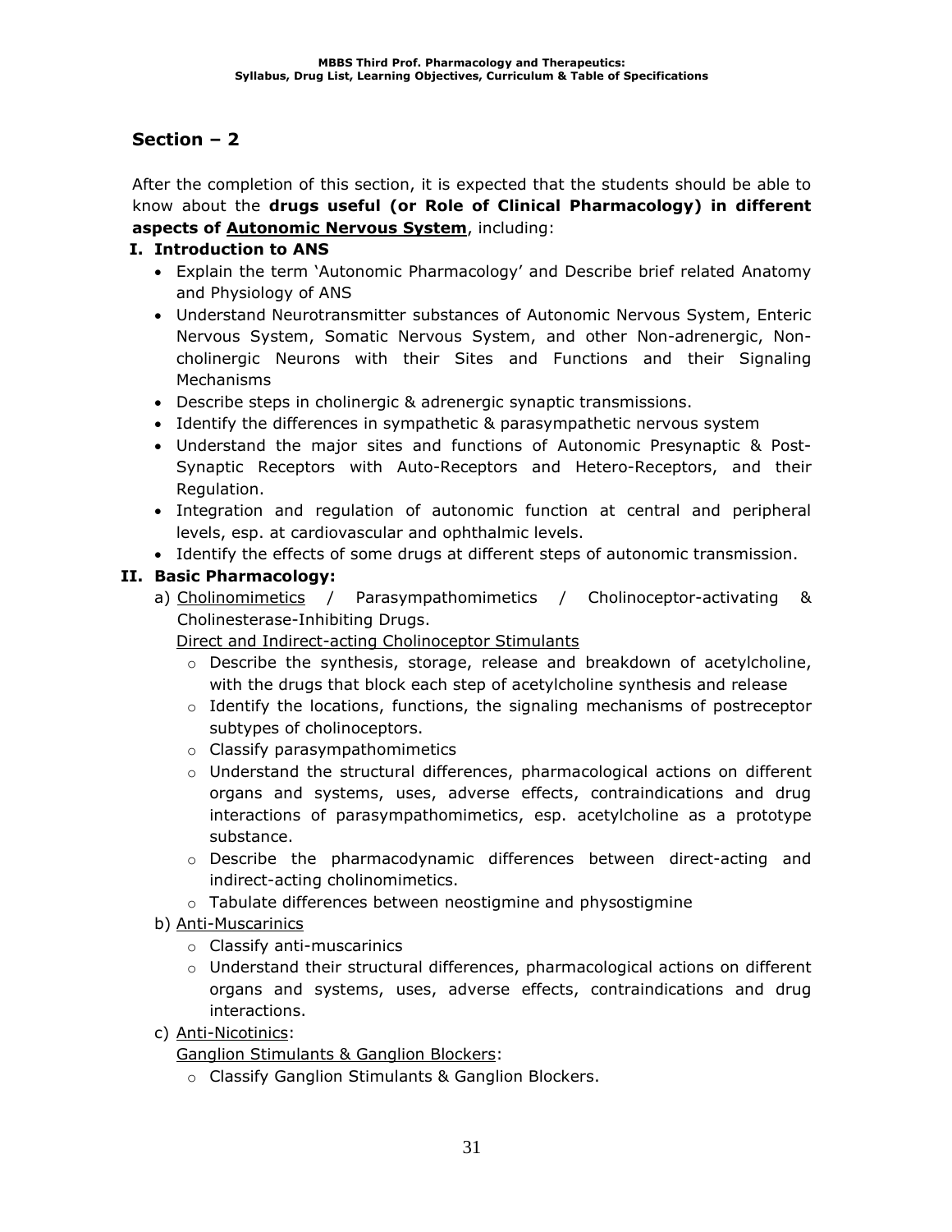## Section – 2

After the completion of this section, it is expected that the students should be able to know about the **drugs useful (or Role of Clinical Pharmacology) in different aspects of <u>Autonomic Nervous System</u>**, including:

**I. Introduction to ANS**

- Explain the term 'Autonomic Pharmacology' and Describe brief related Anatomy and Physiology of ANS
- Understand Neurotransmitter substances of Autonomic Nervous System, Enteric Nervous System, Somatic Nervous System, and other Non-adrenergic, Non-cholinergic Neurons with their Sites and Functions and their Signaling Mechanisms
- Describe steps in cholinergic & adrenergic synaptic transmissions.
- Identify the differences in sympathetic & parasympathetic nervous system
- Understand the major sites and functions of Autonomic Presynaptic & Post-Synaptic Receptors with Auto-Receptors and Hetero-Receptors, and their Regulation.
- Integration and regulation of autonomic function at central and peripheral levels, esp. at cardiovascular and ophthalmic levels.
- Identify the effects of some drugs at different steps of autonomic transmission.

**II. Basic Pharmacology:**

a) <u>Cholinomimetics</u> / Parasympathomimetics / Cholinoceptor-activating & Cholinesterase-Inhibiting Drugs.

<u>Direct and Indirect-acting Cholinoceptor Stimulants</u>

- Describe the synthesis, storage, release and breakdown of acetylcholine, with the drugs that block each step of acetylcholine synthesis and release
- Identify the locations, functions, the signaling mechanisms of postreceptor subtypes of cholinoceptors.
- Classify parasympathomimetics
- Understand the structural differences, pharmacological actions on different organs and systems, uses, adverse effects, contraindications and drug interactions of parasympathomimetics, esp. acetylcholine as a prototype substance.
- Describe the pharmacodynamic differences between direct-acting and indirect-acting cholinomimetics.
- Tabulate differences between neostigmine and physostigmine

b) <u>Anti-Muscarinics</u>

- Classify anti-muscarinics
- Understand their structural differences, pharmacological actions on different organs and systems, uses, adverse effects, contraindications and drug interactions.

c) <u>Anti-Nicotinics</u>:

<u>Ganglion Stimulants & Ganglion Blockers</u>:

- Classify Ganglion Stimulants & Ganglion Blockers.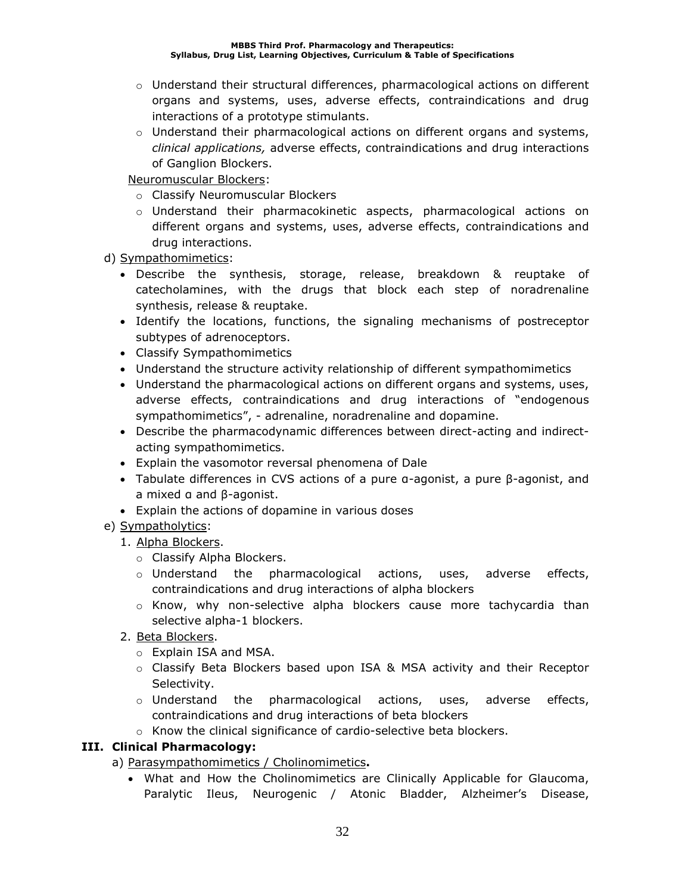- Understand their structural differences, pharmacological actions on different organs and systems, uses, adverse effects, contraindications and drug interactions of a prototype stimulants.
- Understand their pharmacological actions on different organs and systems, *clinical applications,* adverse effects, contraindications and drug interactions of Ganglion Blockers.

Neuromuscular Blockers:

- Classify Neuromuscular Blockers
- Understand their pharmacokinetic aspects, pharmacological actions on different organs and systems, uses, adverse effects, contraindications and drug interactions.

d) Sympathomimetics:

- Describe the synthesis, storage, release, breakdown & reuptake of catecholamines, with the drugs that block each step of noradrenaline synthesis, release & reuptake.
- Identify the locations, functions, the signaling mechanisms of postreceptor subtypes of adrenoceptors.
- Classify Sympathomimetics
- Understand the structure activity relationship of different sympathomimetics
- Understand the pharmacological actions on different organs and systems, uses, adverse effects, contraindications and drug interactions of "endogenous sympathomimetics", - adrenaline, noradrenaline and dopamine.
- Describe the pharmacodynamic differences between direct-acting and indirect-acting sympathomimetics.
- Explain the vasomotor reversal phenomena of Dale
- Tabulate differences in CVS actions of a pure α-agonist, a pure β-agonist, and a mixed α and β-agonist.
- Explain the actions of dopamine in various doses

e) Sympatholytics:

1. Alpha Blockers.
   - Classify Alpha Blockers.
   - Understand the pharmacological actions, uses, adverse effects, contraindications and drug interactions of alpha blockers
   - Know, why non-selective alpha blockers cause more tachycardia than selective alpha-1 blockers.
2. Beta Blockers.
   - Explain ISA and MSA.
   - Classify Beta Blockers based upon ISA & MSA activity and their Receptor Selectivity.
   - Understand the pharmacological actions, uses, adverse effects, contraindications and drug interactions of beta blockers
   - Know the clinical significance of cardio-selective beta blockers.

## III. Clinical Pharmacology:

a) Parasympathomimetics / Cholinomimetics**.**

- What and How the Cholinomimetics are Clinically Applicable for Glaucoma, Paralytic Ileus, Neurogenic / Atonic Bladder, Alzheimer's Disease,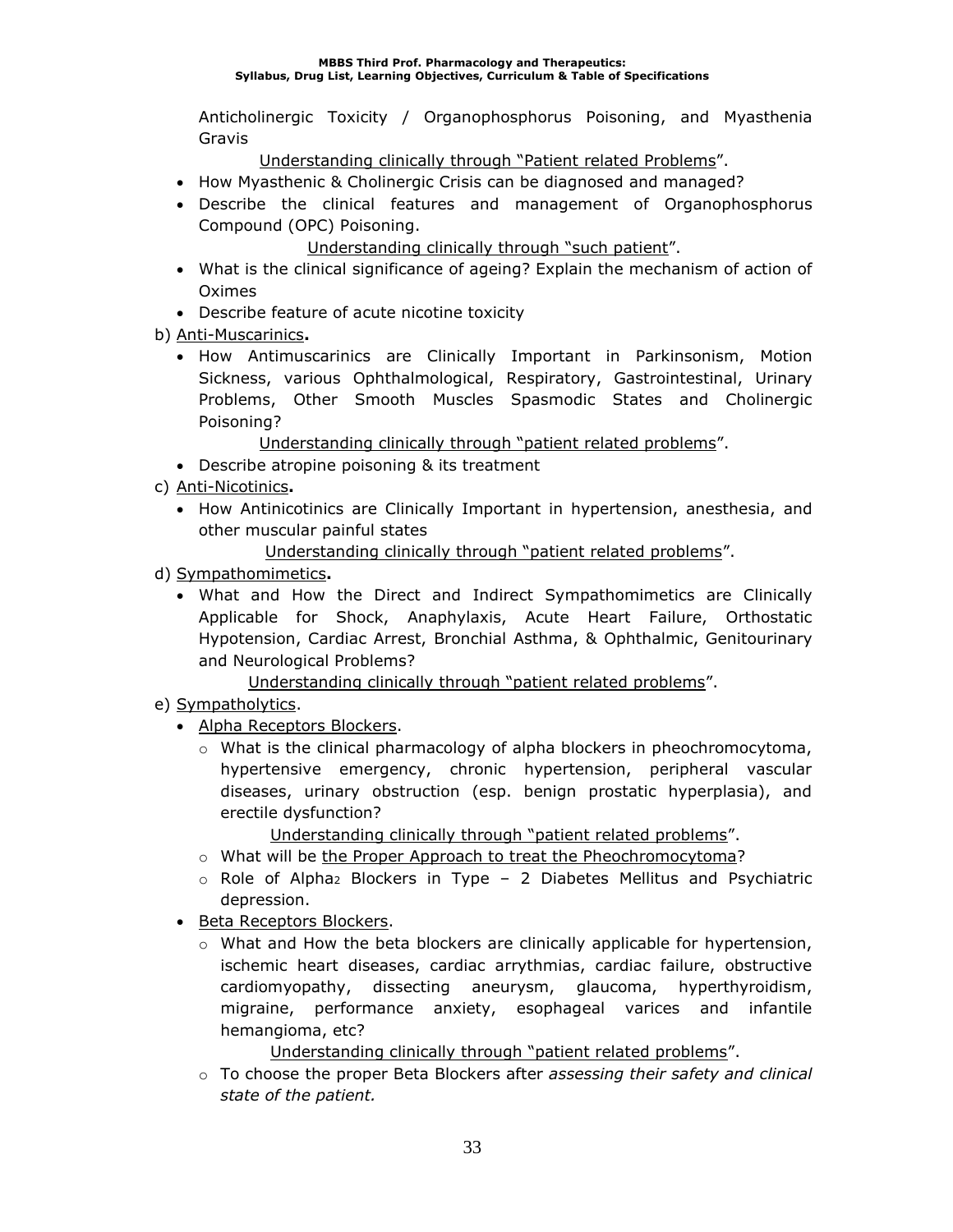Anticholinergic Toxicity / Organophosphorus Poisoning, and Myasthenia Gravis

Understanding clinically through "Patient related Problems".

- How Myasthenic & Cholinergic Crisis can be diagnosed and managed?
- Describe the clinical features and management of Organophosphorus Compound (OPC) Poisoning.

Understanding clinically through "such patient".

- What is the clinical significance of ageing? Explain the mechanism of action of Oximes
- Describe feature of acute nicotine toxicity

b) Anti-Muscarinics**.**

- How Antimuscarinics are Clinically Important in Parkinsonism, Motion Sickness, various Ophthalmological, Respiratory, Gastrointestinal, Urinary Problems, Other Smooth Muscles Spasmodic States and Cholinergic Poisoning?

Understanding clinically through "patient related problems".

- Describe atropine poisoning & its treatment

c) Anti-Nicotinics**.**

- How Antinicotinics are Clinically Important in hypertension, anesthesia, and other muscular painful states

Understanding clinically through "patient related problems".

d) Sympathomimetics**.**

- What and How the Direct and Indirect Sympathomimetics are Clinically Applicable for Shock, Anaphylaxis, Acute Heart Failure, Orthostatic Hypotension, Cardiac Arrest, Bronchial Asthma, & Ophthalmic, Genitourinary and Neurological Problems?

Understanding clinically through "patient related problems".

e) Sympatholytics.

- Alpha Receptors Blockers.
  - What is the clinical pharmacology of alpha blockers in pheochromocytoma, hypertensive emergency, chronic hypertension, peripheral vascular diseases, urinary obstruction (esp. benign prostatic hyperplasia), and erectile dysfunction?

    Understanding clinically through "patient related problems".

  - What will be the Proper Approach to treat the Pheochromocytoma?
  - Role of Alpha$_2$ Blockers in Type – 2 Diabetes Mellitus and Psychiatric depression.
- Beta Receptors Blockers.
  - What and How the beta blockers are clinically applicable for hypertension, ischemic heart diseases, cardiac arrythmias, cardiac failure, obstructive cardiomyopathy, dissecting aneurysm, glaucoma, hyperthyroidism, migraine, performance anxiety, esophageal varices and infantile hemangioma, etc?

    Understanding clinically through "patient related problems".

  - To choose the proper Beta Blockers after *assessing their safety and clinical state of the patient.*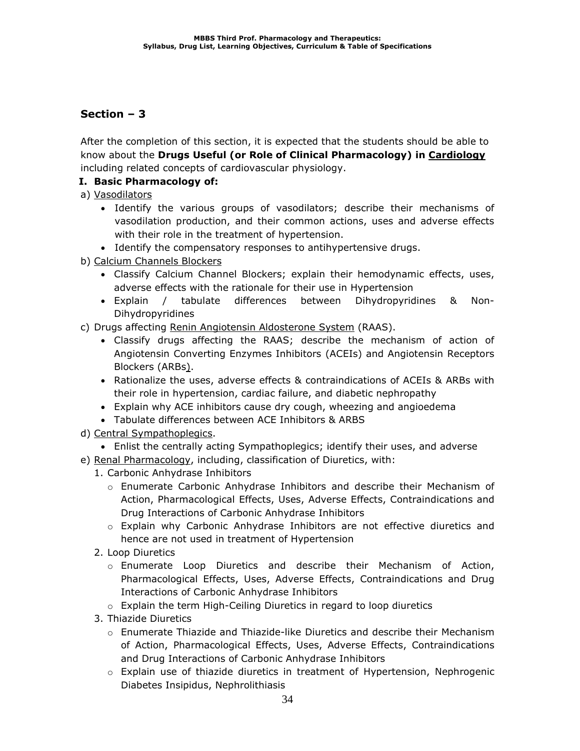## Section – 3

After the completion of this section, it is expected that the students should be able to know about the **Drugs Useful (or Role of Clinical Pharmacology) in Cardiology** including related concepts of cardiovascular physiology.

### I. Basic Pharmacology of:

a) Vasodilators

- Identify the various groups of vasodilators; describe their mechanisms of vasodilation production, and their common actions, uses and adverse effects with their role in the treatment of hypertension.
- Identify the compensatory responses to antihypertensive drugs.

b) Calcium Channels Blockers

- Classify Calcium Channel Blockers; explain their hemodynamic effects, uses, adverse effects with the rationale for their use in Hypertension
- Explain / tabulate differences between Dihydropyridines & Non-Dihydropyridines

c) Drugs affecting Renin Angiotensin Aldosterone System (RAAS).

- Classify drugs affecting the RAAS; describe the mechanism of action of Angiotensin Converting Enzymes Inhibitors (ACEIs) and Angiotensin Receptors Blockers (ARBs).
- Rationalize the uses, adverse effects & contraindications of ACEIs & ARBs with their role in hypertension, cardiac failure, and diabetic nephropathy
- Explain why ACE inhibitors cause dry cough, wheezing and angioedema
- Tabulate differences between ACE Inhibitors & ARBS

d) Central Sympathoplegics.

- Enlist the centrally acting Sympathoplegics; identify their uses, and adverse

e) Renal Pharmacology, including, classification of Diuretics, with:

1. Carbonic Anhydrase Inhibitors
    - Enumerate Carbonic Anhydrase Inhibitors and describe their Mechanism of Action, Pharmacological Effects, Uses, Adverse Effects, Contraindications and Drug Interactions of Carbonic Anhydrase Inhibitors
    - Explain why Carbonic Anhydrase Inhibitors are not effective diuretics and hence are not used in treatment of Hypertension
2. Loop Diuretics
    - Enumerate Loop Diuretics and describe their Mechanism of Action, Pharmacological Effects, Uses, Adverse Effects, Contraindications and Drug Interactions of Carbonic Anhydrase Inhibitors
    - Explain the term High-Ceiling Diuretics in regard to loop diuretics
3. Thiazide Diuretics
    - Enumerate Thiazide and Thiazide-like Diuretics and describe their Mechanism of Action, Pharmacological Effects, Uses, Adverse Effects, Contraindications and Drug Interactions of Carbonic Anhydrase Inhibitors
    - Explain use of thiazide diuretics in treatment of Hypertension, Nephrogenic Diabetes Insipidus, Nephrolithiasis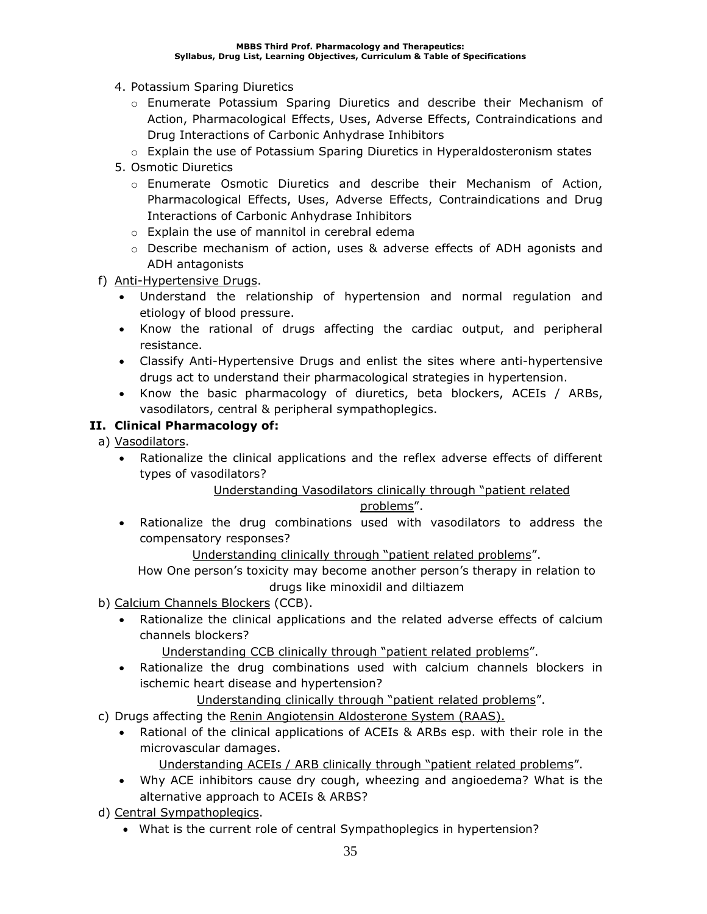4. Potassium Sparing Diuretics
    - Enumerate Potassium Sparing Diuretics and describe their Mechanism of Action, Pharmacological Effects, Uses, Adverse Effects, Contraindications and Drug Interactions of Carbonic Anhydrase Inhibitors
    - Explain the use of Potassium Sparing Diuretics in Hyperaldosteronism states
5. Osmotic Diuretics
    - Enumerate Osmotic Diuretics and describe their Mechanism of Action, Pharmacological Effects, Uses, Adverse Effects, Contraindications and Drug Interactions of Carbonic Anhydrase Inhibitors
    - Explain the use of mannitol in cerebral edema
    - Describe mechanism of action, uses & adverse effects of ADH agonists and ADH antagonists

f) <u>Anti-Hypertensive Drugs</u>.
- Understand the relationship of hypertension and normal regulation and etiology of blood pressure.
- Know the rational of drugs affecting the cardiac output, and peripheral resistance.
- Classify Anti-Hypertensive Drugs and enlist the sites where anti-hypertensive drugs act to understand their pharmacological strategies in hypertension.
- Know the basic pharmacology of diuretics, beta blockers, ACEIs / ARBs, vasodilators, central & peripheral sympathoplegics.

**II. Clinical Pharmacology of:**

a) <u>Vasodilators</u>.
- Rationalize the clinical applications and the reflex adverse effects of different types of vasodilators?

  <u>Understanding Vasodilators clinically through "patient related problems</u>".
- Rationalize the drug combinations used with vasodilators to address the compensatory responses?

  <u>Understanding clinically through "patient related problems</u>".

  How One person's toxicity may become another person's therapy in relation to drugs like minoxidil and diltiazem

b) <u>Calcium Channels Blockers</u> (CCB).
- Rationalize the clinical applications and the related adverse effects of calcium channels blockers?

  <u>Understanding CCB clinically through "patient related problems</u>".
- Rationalize the drug combinations used with calcium channels blockers in ischemic heart disease and hypertension?

  <u>Understanding clinically through "patient related problems</u>".

c) Drugs affecting the <u>Renin Angiotensin Aldosterone System (RAAS).</u>
- Rational of the clinical applications of ACEIs & ARBs esp. with their role in the microvascular damages.

  <u>Understanding ACEIs / ARB clinically through "patient related problems</u>".
- Why ACE inhibitors cause dry cough, wheezing and angioedema? What is the alternative approach to ACEIs & ARBS?

d) <u>Central Sympathoplegics</u>.
- What is the current role of central Sympathoplegics in hypertension?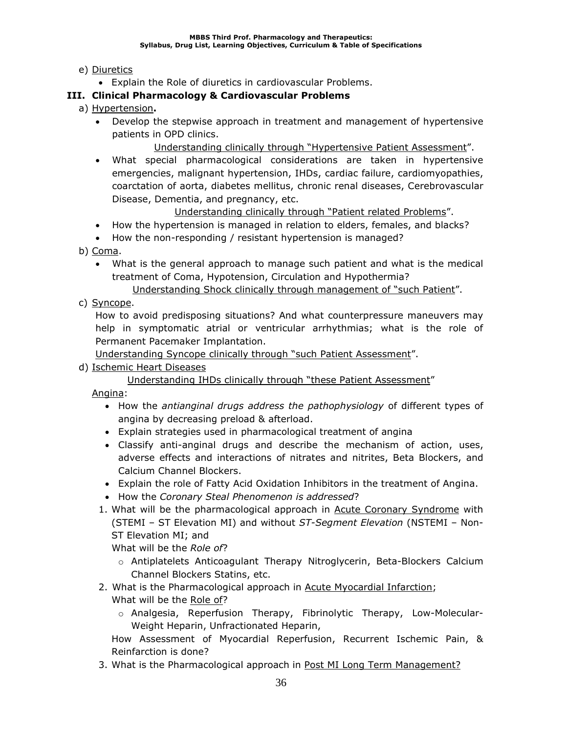e) <u>Diuretics</u>

- Explain the Role of diuretics in cardiovascular Problems.

## III. Clinical Pharmacology & Cardiovascular Problems

a) <u>Hypertension</u>**.**

- Develop the stepwise approach in treatment and management of hypertensive patients in OPD clinics.

  <u>Understanding clinically through "Hypertensive Patient Assessment</u>".

- What special pharmacological considerations are taken in hypertensive emergencies, malignant hypertension, IHDs, cardiac failure, cardiomyopathies, coarctation of aorta, diabetes mellitus, chronic renal diseases, Cerebrovascular Disease, Dementia, and pregnancy, etc.

  <u>Understanding clinically through "Patient related Problems</u>".

- How the hypertension is managed in relation to elders, females, and blacks?
- How the non-responding / resistant hypertension is managed?

b) <u>Coma</u>.

- What is the general approach to manage such patient and what is the medical treatment of Coma, Hypotension, Circulation and Hypothermia?

  <u>Understanding Shock clinically through management of "such Patient</u>".

c) <u>Syncope</u>.

How to avoid predisposing situations? And what counterpressure maneuvers may help in symptomatic atrial or ventricular arrhythmias; what is the role of Permanent Pacemaker Implantation.

<u>Understanding Syncope clinically through "such Patient Assessment</u>".

d) <u>Ischemic Heart Diseases</u>

<u>Understanding IHDs clinically through "these Patient Assessment</u>"

<u>Angina</u>:

- How the *antianginal drugs address the pathophysiology* of different types of angina by decreasing preload & afterload.
- Explain strategies used in pharmacological treatment of angina
- Classify anti-anginal drugs and describe the mechanism of action, uses, adverse effects and interactions of nitrates and nitrites, Beta Blockers, and Calcium Channel Blockers.
- Explain the role of Fatty Acid Oxidation Inhibitors in the treatment of Angina.
- How the *Coronary Steal Phenomenon is addressed*?

1. What will be the pharmacological approach in <u>Acute Coronary Syndrome</u> with (STEMI – ST Elevation MI) and without *ST-Segment Elevation* (NSTEMI – Non-ST Elevation MI; and

   What will be the *Role of*?

   - Antiplatelets Anticoagulant Therapy Nitroglycerin, Beta-Blockers Calcium Channel Blockers Statins, etc.

2. What is the Pharmacological approach in <u>Acute Myocardial Infarction</u>;

   What will be the <u>Role of</u>?

   - Analgesia, Reperfusion Therapy, Fibrinolytic Therapy, Low-Molecular-Weight Heparin, Unfractionated Heparin,

   How Assessment of Myocardial Reperfusion, Recurrent Ischemic Pain, & Reinfarction is done?

3. What is the Pharmacological approach in <u>Post MI Long Term Management?</u>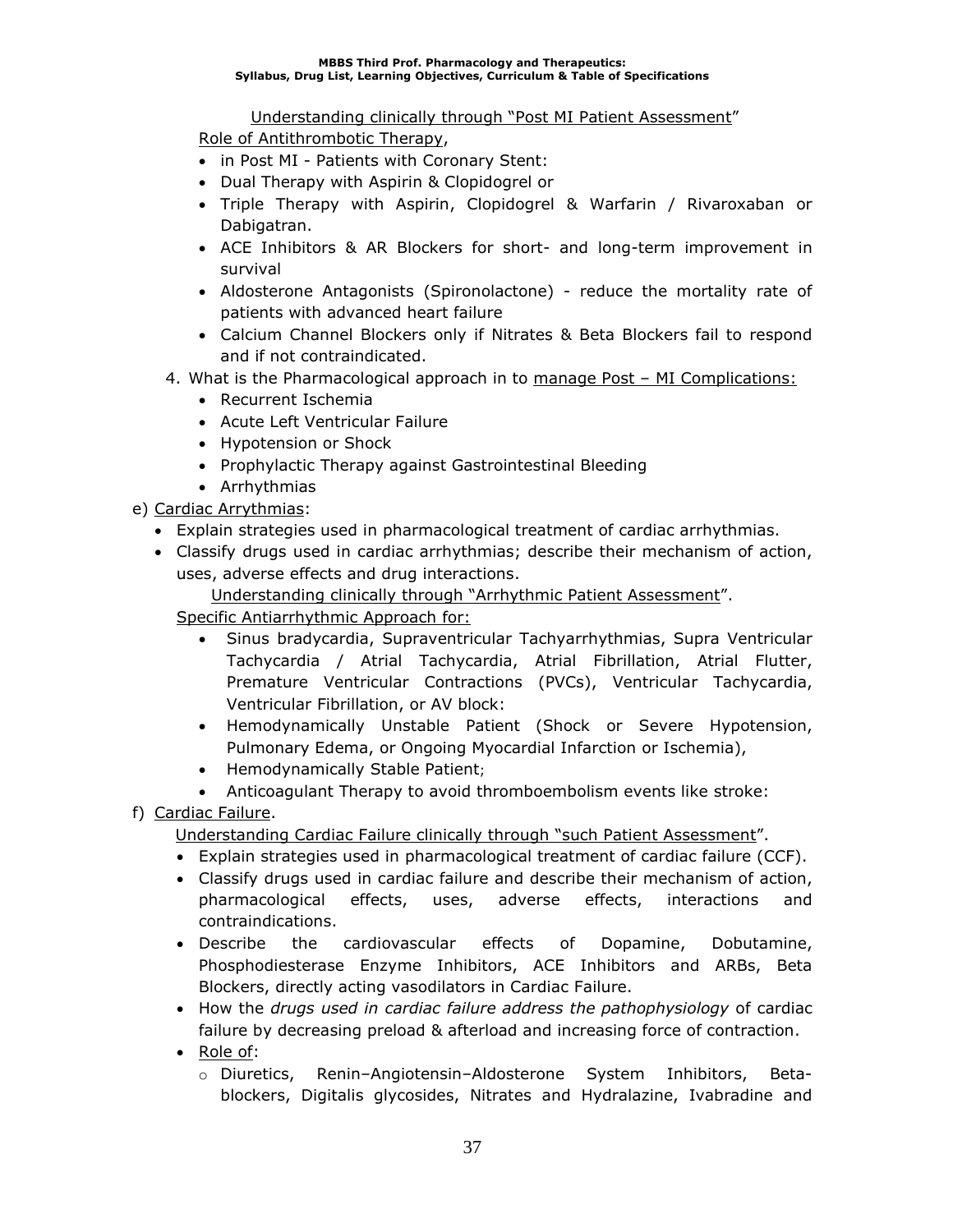Understanding clinically through "Post MI Patient Assessment"

Role of Antithrombotic Therapy,

- in Post MI - Patients with Coronary Stent:
- Dual Therapy with Aspirin & Clopidogrel or
- Triple Therapy with Aspirin, Clopidogrel & Warfarin / Rivaroxaban or Dabigatran.
- ACE Inhibitors & AR Blockers for short- and long-term improvement in survival
- Aldosterone Antagonists (Spironolactone) - reduce the mortality rate of patients with advanced heart failure
- Calcium Channel Blockers only if Nitrates & Beta Blockers fail to respond and if not contraindicated.

4. What is the Pharmacological approach in to manage Post – MI Complications:
   - Recurrent Ischemia
   - Acute Left Ventricular Failure
   - Hypotension or Shock
   - Prophylactic Therapy against Gastrointestinal Bleeding
   - Arrhythmias

e) Cardiac Arrythmias:

- Explain strategies used in pharmacological treatment of cardiac arrhythmias.
- Classify drugs used in cardiac arrhythmias; describe their mechanism of action, uses, adverse effects and drug interactions.

Understanding clinically through "Arrhythmic Patient Assessment".

Specific Antiarrhythmic Approach for:

- Sinus bradycardia, Supraventricular Tachyarrhythmias, Supra Ventricular Tachycardia / Atrial Tachycardia, Atrial Fibrillation, Atrial Flutter, Premature Ventricular Contractions (PVCs), Ventricular Tachycardia, Ventricular Fibrillation, or AV block:
- Hemodynamically Unstable Patient (Shock or Severe Hypotension, Pulmonary Edema, or Ongoing Myocardial Infarction or Ischemia),
- Hemodynamically Stable Patient;
- Anticoagulant Therapy to avoid thromboembolism events like stroke:

f) Cardiac Failure.

Understanding Cardiac Failure clinically through "such Patient Assessment".

- Explain strategies used in pharmacological treatment of cardiac failure (CCF).
- Classify drugs used in cardiac failure and describe their mechanism of action, pharmacological effects, uses, adverse effects, interactions and contraindications.
- Describe the cardiovascular effects of Dopamine, Dobutamine, Phosphodiesterase Enzyme Inhibitors, ACE Inhibitors and ARBs, Beta Blockers, directly acting vasodilators in Cardiac Failure.
- How the *drugs used in cardiac failure address the pathophysiology* of cardiac failure by decreasing preload & afterload and increasing force of contraction.
- Role of:
  - Diuretics, Renin–Angiotensin–Aldosterone System Inhibitors, Beta-blockers, Digitalis glycosides, Nitrates and Hydralazine, Ivabradine and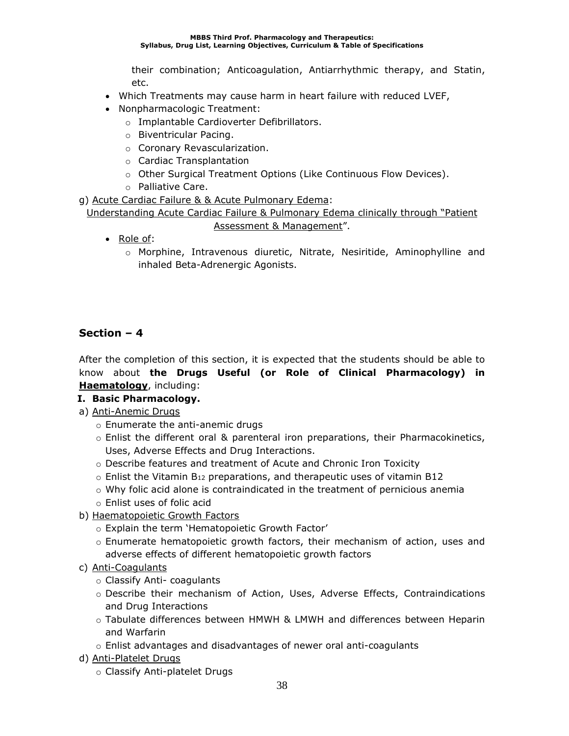their combination; Anticoagulation, Antiarrhythmic therapy, and Statin, etc.

- Which Treatments may cause harm in heart failure with reduced LVEF,
- Nonpharmacologic Treatment:
  - Implantable Cardioverter Defibrillators.
  - Biventricular Pacing.
  - Coronary Revascularization.
  - Cardiac Transplantation
  - Other Surgical Treatment Options (Like Continuous Flow Devices).
  - Palliative Care.

g) Acute Cardiac Failure & & Acute Pulmonary Edema:

Understanding Acute Cardiac Failure & Pulmonary Edema clinically through "Patient Assessment & Management".

- Role of:
  - Morphine, Intravenous diuretic, Nitrate, Nesiritide, Aminophylline and inhaled Beta-Adrenergic Agonists.

## Section – 4

After the completion of this section, it is expected that the students should be able to know about **the Drugs Useful (or Role of Clinical Pharmacology) in Haematology**, including:

**I. Basic Pharmacology.**

a) Anti-Anemic Drugs
  - Enumerate the anti-anemic drugs
  - Enlist the different oral & parenteral iron preparations, their Pharmacokinetics, Uses, Adverse Effects and Drug Interactions.
  - Describe features and treatment of Acute and Chronic Iron Toxicity
  - Enlist the Vitamin $B_{12}$ preparations, and therapeutic uses of vitamin B12
  - Why folic acid alone is contraindicated in the treatment of pernicious anemia
  - Enlist uses of folic acid

b) Haematopoietic Growth Factors
  - Explain the term 'Hematopoietic Growth Factor'
  - Enumerate hematopoietic growth factors, their mechanism of action, uses and adverse effects of different hematopoietic growth factors

c) Anti-Coagulants
  - Classify Anti- coagulants
  - Describe their mechanism of Action, Uses, Adverse Effects, Contraindications and Drug Interactions
  - Tabulate differences between HMWH & LMWH and differences between Heparin and Warfarin
  - Enlist advantages and disadvantages of newer oral anti-coagulants

d) Anti-Platelet Drugs
  - Classify Anti-platelet Drugs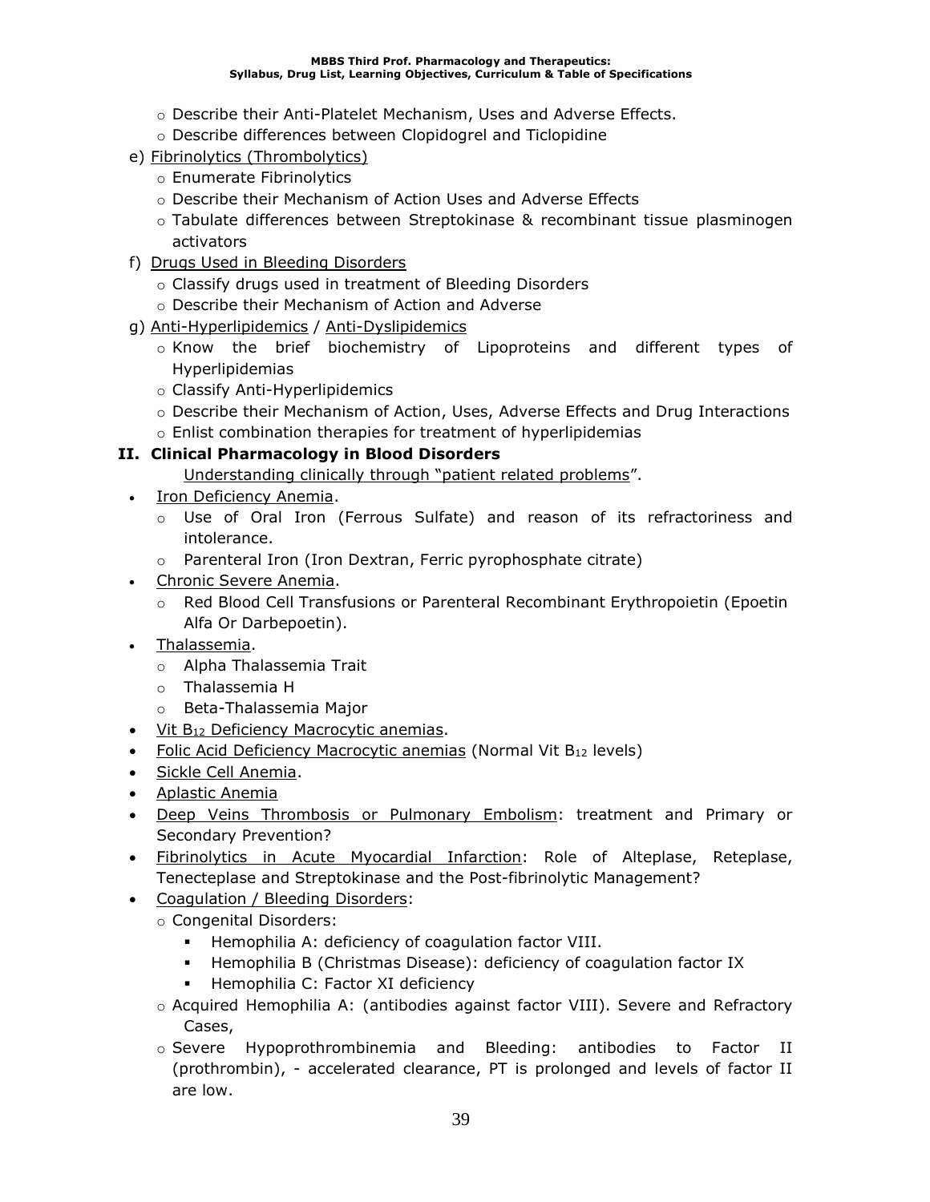- Describe their Anti-Platelet Mechanism, Uses and Adverse Effects.
- Describe differences between Clopidogrel and Ticlopidine

e) Fibrinolytics (Thrombolytics)
- Enumerate Fibrinolytics
- Describe their Mechanism of Action Uses and Adverse Effects
- Tabulate differences between Streptokinase & recombinant tissue plasminogen activators

f) Drugs Used in Bleeding Disorders
- Classify drugs used in treatment of Bleeding Disorders
- Describe their Mechanism of Action and Adverse

g) Anti-Hyperlipidemics / Anti-Dyslipidemics
- Know the brief biochemistry of Lipoproteins and different types of Hyperlipidemias
- Classify Anti-Hyperlipidemics
- Describe their Mechanism of Action, Uses, Adverse Effects and Drug Interactions
- Enlist combination therapies for treatment of hyperlipidemias

## II. Clinical Pharmacology in Blood Disorders

Understanding clinically through "patient related problems".

- Iron Deficiency Anemia.
  - Use of Oral Iron (Ferrous Sulfate) and reason of its refractoriness and intolerance.
  - Parenteral Iron (Iron Dextran, Ferric pyrophosphate citrate)
- Chronic Severe Anemia.
  - Red Blood Cell Transfusions or Parenteral Recombinant Erythropoietin (Epoetin Alfa Or Darbepoetin).
- Thalassemia.
  - Alpha Thalassemia Trait
  - Thalassemia H
  - Beta-Thalassemia Major
- Vit $B_{12}$ Deficiency Macrocytic anemias.
- Folic Acid Deficiency Macrocytic anemias (Normal Vit $B_{12}$ levels)
- Sickle Cell Anemia.
- Aplastic Anemia
- Deep Veins Thrombosis or Pulmonary Embolism: treatment and Primary or Secondary Prevention?
- Fibrinolytics in Acute Myocardial Infarction: Role of Alteplase, Reteplase, Tenecteplase and Streptokinase and the Post-fibrinolytic Management?
- Coagulation / Bleeding Disorders:
  - Congenital Disorders:
    - Hemophilia A: deficiency of coagulation factor VIII.
    - Hemophilia B (Christmas Disease): deficiency of coagulation factor IX
    - Hemophilia C: Factor XI deficiency
  - Acquired Hemophilia A: (antibodies against factor VIII). Severe and Refractory Cases,
  - Severe Hypoprothrombinemia and Bleeding: antibodies to Factor II (prothrombin), - accelerated clearance, PT is prolonged and levels of factor II are low.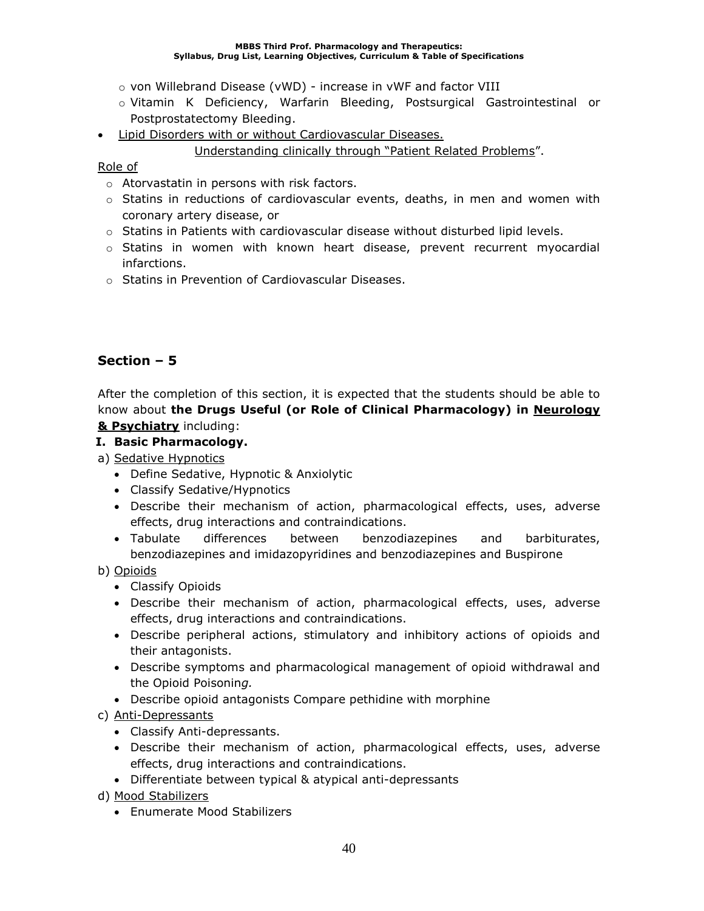- von Willebrand Disease (vWD) - increase in vWF and factor VIII
  - Vitamin K Deficiency, Warfarin Bleeding, Postsurgical Gastrointestinal or Postprostatectomy Bleeding.

- Lipid Disorders with or without Cardiovascular Diseases.

  Understanding clinically through "Patient Related Problems".

Role of

- Atorvastatin in persons with risk factors.
- Statins in reductions of cardiovascular events, deaths, in men and women with coronary artery disease, or
- Statins in Patients with cardiovascular disease without disturbed lipid levels.
- Statins in women with known heart disease, prevent recurrent myocardial infarctions.
- Statins in Prevention of Cardiovascular Diseases.

## Section – 5

After the completion of this section, it is expected that the students should be able to know about **the Drugs Useful (or Role of Clinical Pharmacology) in Neurology & Psychiatry** including:

**I. Basic Pharmacology.**

a) Sedative Hypnotics

- Define Sedative, Hypnotic & Anxiolytic
- Classify Sedative/Hypnotics
- Describe their mechanism of action, pharmacological effects, uses, adverse effects, drug interactions and contraindications.
- Tabulate differences between benzodiazepines and barbiturates, benzodiazepines and imidazopyridines and benzodiazepines and Buspirone

b) Opioids

- Classify Opioids
- Describe their mechanism of action, pharmacological effects, uses, adverse effects, drug interactions and contraindications.
- Describe peripheral actions, stimulatory and inhibitory actions of opioids and their antagonists.
- Describe symptoms and pharmacological management of opioid withdrawal and the Opioid Poisonin*g.*
- Describe opioid antagonists Compare pethidine with morphine

c) Anti-Depressants

- Classify Anti-depressants.
- Describe their mechanism of action, pharmacological effects, uses, adverse effects, drug interactions and contraindications.
- Differentiate between typical & atypical anti-depressants

d) Mood Stabilizers

- Enumerate Mood Stabilizers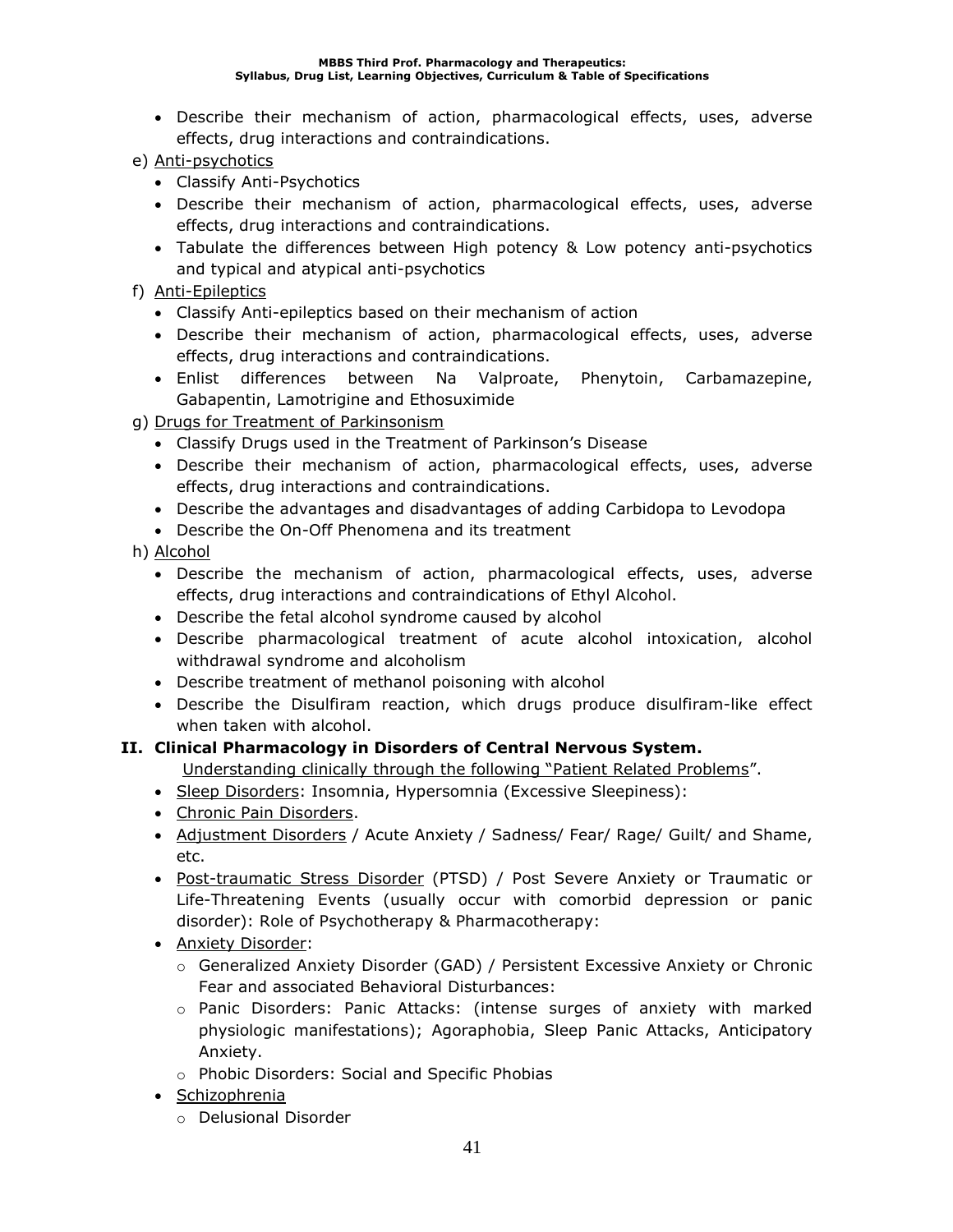- Describe their mechanism of action, pharmacological effects, uses, adverse effects, drug interactions and contraindications.

e) Anti-psychotics
- Classify Anti-Psychotics
- Describe their mechanism of action, pharmacological effects, uses, adverse effects, drug interactions and contraindications.
- Tabulate the differences between High potency & Low potency anti-psychotics and typical and atypical anti-psychotics

f) Anti-Epileptics
- Classify Anti-epileptics based on their mechanism of action
- Describe their mechanism of action, pharmacological effects, uses, adverse effects, drug interactions and contraindications.
- Enlist differences between Na Valproate, Phenytoin, Carbamazepine, Gabapentin, Lamotrigine and Ethosuximide

g) Drugs for Treatment of Parkinsonism
- Classify Drugs used in the Treatment of Parkinson's Disease
- Describe their mechanism of action, pharmacological effects, uses, adverse effects, drug interactions and contraindications.
- Describe the advantages and disadvantages of adding Carbidopa to Levodopa
- Describe the On-Off Phenomena and its treatment

h) Alcohol
- Describe the mechanism of action, pharmacological effects, uses, adverse effects, drug interactions and contraindications of Ethyl Alcohol.
- Describe the fetal alcohol syndrome caused by alcohol
- Describe pharmacological treatment of acute alcohol intoxication, alcohol withdrawal syndrome and alcoholism
- Describe treatment of methanol poisoning with alcohol
- Describe the Disulfiram reaction, which drugs produce disulfiram-like effect when taken with alcohol.

## II. Clinical Pharmacology in Disorders of Central Nervous System.

Understanding clinically through the following "Patient Related Problems".

- Sleep Disorders: Insomnia, Hypersomnia (Excessive Sleepiness):
- Chronic Pain Disorders.
- Adjustment Disorders / Acute Anxiety / Sadness/ Fear/ Rage/ Guilt/ and Shame, etc.
- Post-traumatic Stress Disorder (PTSD) / Post Severe Anxiety or Traumatic or Life-Threatening Events (usually occur with comorbid depression or panic disorder): Role of Psychotherapy & Pharmacotherapy:
- Anxiety Disorder:
  - Generalized Anxiety Disorder (GAD) / Persistent Excessive Anxiety or Chronic Fear and associated Behavioral Disturbances:
  - Panic Disorders: Panic Attacks: (intense surges of anxiety with marked physiologic manifestations); Agoraphobia, Sleep Panic Attacks, Anticipatory Anxiety.
  - Phobic Disorders: Social and Specific Phobias
- Schizophrenia
  - Delusional Disorder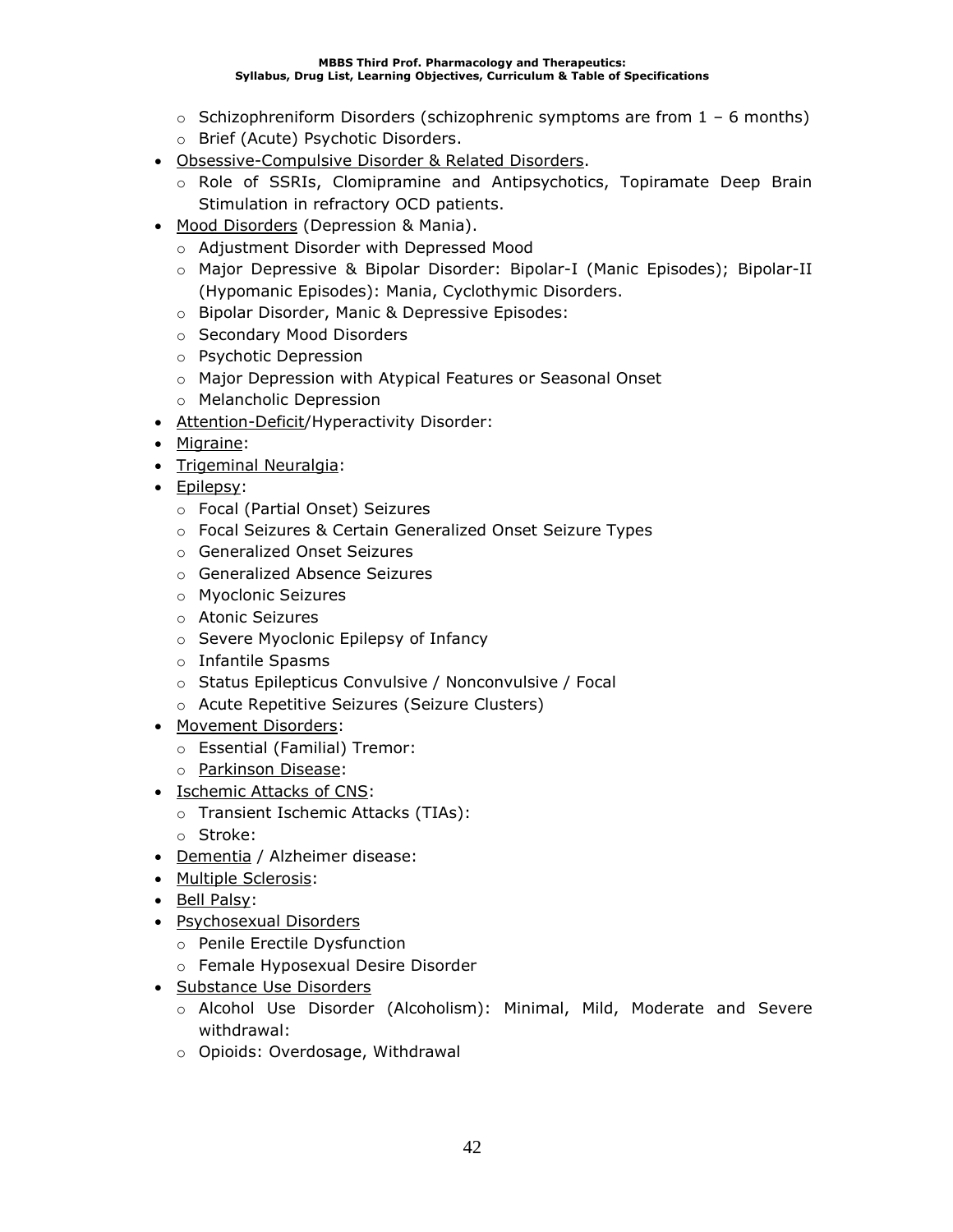- Schizophreniform Disorders (schizophrenic symptoms are from 1 – 6 months)
  - Brief (Acute) Psychotic Disorders.
- Obsessive-Compulsive Disorder & Related Disorders.
  - Role of SSRIs, Clomipramine and Antipsychotics, Topiramate Deep Brain Stimulation in refractory OCD patients.
- Mood Disorders (Depression & Mania).
  - Adjustment Disorder with Depressed Mood
  - Major Depressive & Bipolar Disorder: Bipolar-I (Manic Episodes); Bipolar-II (Hypomanic Episodes): Mania, Cyclothymic Disorders.
  - Bipolar Disorder, Manic & Depressive Episodes:
  - Secondary Mood Disorders
  - Psychotic Depression
  - Major Depression with Atypical Features or Seasonal Onset
  - Melancholic Depression
- Attention-Deficit/Hyperactivity Disorder:
- Migraine:
- Trigeminal Neuralgia:
- Epilepsy:
  - Focal (Partial Onset) Seizures
  - Focal Seizures & Certain Generalized Onset Seizure Types
  - Generalized Onset Seizures
  - Generalized Absence Seizures
  - Myoclonic Seizures
  - Atonic Seizures
  - Severe Myoclonic Epilepsy of Infancy
  - Infantile Spasms
  - Status Epilepticus Convulsive / Nonconvulsive / Focal
  - Acute Repetitive Seizures (Seizure Clusters)
- Movement Disorders:
  - Essential (Familial) Tremor:
  - Parkinson Disease:
- Ischemic Attacks of CNS:
  - Transient Ischemic Attacks (TIAs):
  - Stroke:
- Dementia / Alzheimer disease:
- Multiple Sclerosis:
- Bell Palsy:
- Psychosexual Disorders
  - Penile Erectile Dysfunction
  - Female Hyposexual Desire Disorder
- Substance Use Disorders
  - Alcohol Use Disorder (Alcoholism): Minimal, Mild, Moderate and Severe withdrawal:
  - Opioids: Overdosage, Withdrawal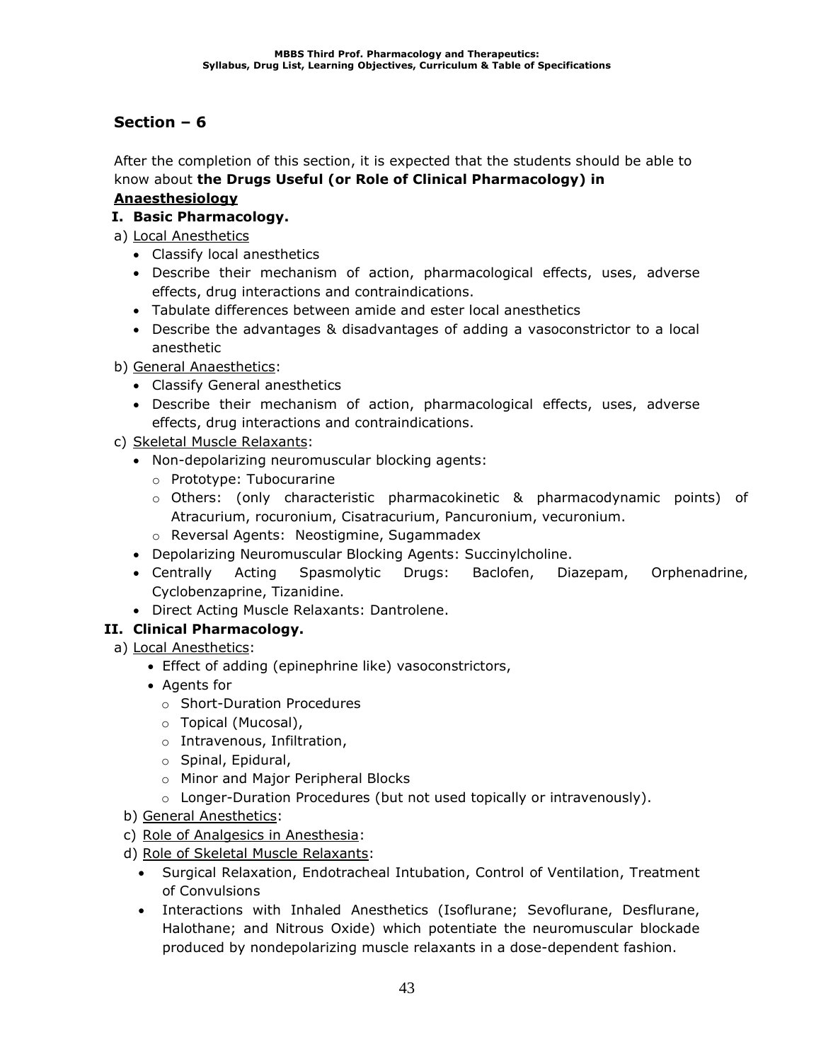## Section – 6

After the completion of this section, it is expected that the students should be able to know about **the Drugs Useful (or Role of Clinical Pharmacology) in Anaesthesiology**

**I. Basic Pharmacology.**

a) Local Anesthetics

- Classify local anesthetics
- Describe their mechanism of action, pharmacological effects, uses, adverse effects, drug interactions and contraindications.
- Tabulate differences between amide and ester local anesthetics
- Describe the advantages & disadvantages of adding a vasoconstrictor to a local anesthetic

b) General Anaesthetics:

- Classify General anesthetics
- Describe their mechanism of action, pharmacological effects, uses, adverse effects, drug interactions and contraindications.

c) Skeletal Muscle Relaxants:

- Non-depolarizing neuromuscular blocking agents:
  - Prototype: Tubocurarine
  - Others: (only characteristic pharmacokinetic & pharmacodynamic points) of Atracurium, rocuronium, Cisatracurium, Pancuronium, vecuronium.
  - Reversal Agents: Neostigmine, Sugammadex
- Depolarizing Neuromuscular Blocking Agents: Succinylcholine.
- Centrally Acting Spasmolytic Drugs: Baclofen, Diazepam, Orphenadrine, Cyclobenzaprine, Tizanidine.
- Direct Acting Muscle Relaxants: Dantrolene.

**II. Clinical Pharmacology.**

a) Local Anesthetics:

- Effect of adding (epinephrine like) vasoconstrictors,
- Agents for
  - Short-Duration Procedures
  - Topical (Mucosal),
  - Intravenous, Infiltration,
  - Spinal, Epidural,
  - Minor and Major Peripheral Blocks
  - Longer-Duration Procedures (but not used topically or intravenously).

b) General Anesthetics:

c) Role of Analgesics in Anesthesia:

d) Role of Skeletal Muscle Relaxants:

- Surgical Relaxation, Endotracheal Intubation, Control of Ventilation, Treatment of Convulsions
- Interactions with Inhaled Anesthetics (Isoflurane; Sevoflurane, Desflurane, Halothane; and Nitrous Oxide) which potentiate the neuromuscular blockade produced by nondepolarizing muscle relaxants in a dose-dependent fashion.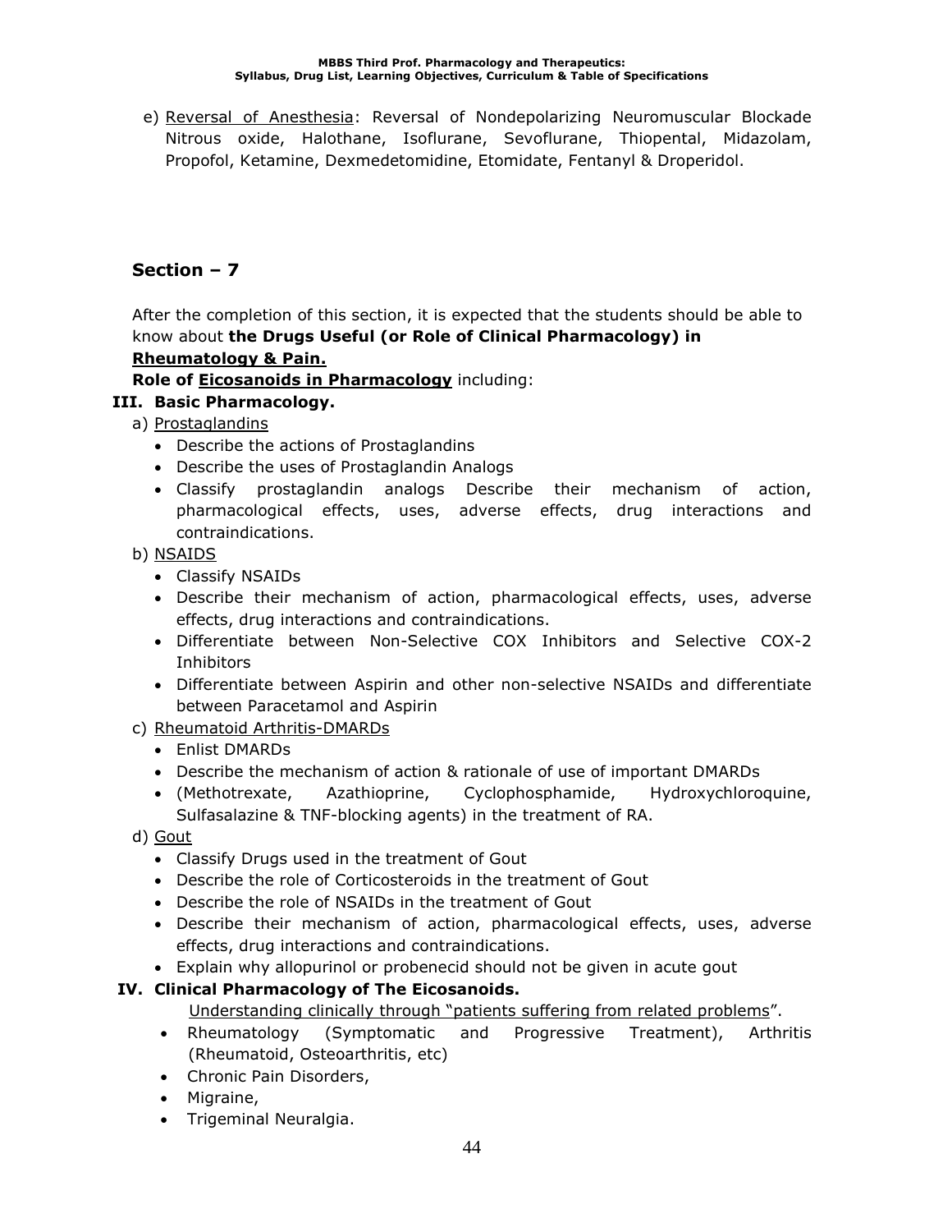e) Reversal of Anesthesia: Reversal of Nondepolarizing Neuromuscular Blockade Nitrous oxide, Halothane, Isoflurane, Sevoflurane, Thiopental, Midazolam, Propofol, Ketamine, Dexmedetomidine, Etomidate, Fentanyl & Droperidol.

## Section – 7

After the completion of this section, it is expected that the students should be able to know about **the Drugs Useful (or Role of Clinical Pharmacology) in Rheumatology & Pain.**

**Role of Eicosanoids in Pharmacology** including:

**III. Basic Pharmacology.**

a) Prostaglandins
- Describe the actions of Prostaglandins
- Describe the uses of Prostaglandin Analogs
- Classify prostaglandin analogs Describe their mechanism of action, pharmacological effects, uses, adverse effects, drug interactions and contraindications.

b) NSAIDS
- Classify NSAIDs
- Describe their mechanism of action, pharmacological effects, uses, adverse effects, drug interactions and contraindications.
- Differentiate between Non-Selective COX Inhibitors and Selective COX-2 Inhibitors
- Differentiate between Aspirin and other non-selective NSAIDs and differentiate between Paracetamol and Aspirin

c) Rheumatoid Arthritis-DMARDs
- Enlist DMARDs
- Describe the mechanism of action & rationale of use of important DMARDs
- (Methotrexate, Azathioprine, Cyclophosphamide, Hydroxychloroquine, Sulfasalazine & TNF-blocking agents) in the treatment of RA.

d) Gout
- Classify Drugs used in the treatment of Gout
- Describe the role of Corticosteroids in the treatment of Gout
- Describe the role of NSAIDs in the treatment of Gout
- Describe their mechanism of action, pharmacological effects, uses, adverse effects, drug interactions and contraindications.
- Explain why allopurinol or probenecid should not be given in acute gout

**IV. Clinical Pharmacology of The Eicosanoids.**

Understanding clinically through "patients suffering from related problems".

- Rheumatology (Symptomatic and Progressive Treatment), Arthritis (Rheumatoid, Osteoarthritis, etc)
- Chronic Pain Disorders,
- Migraine,
- Trigeminal Neuralgia.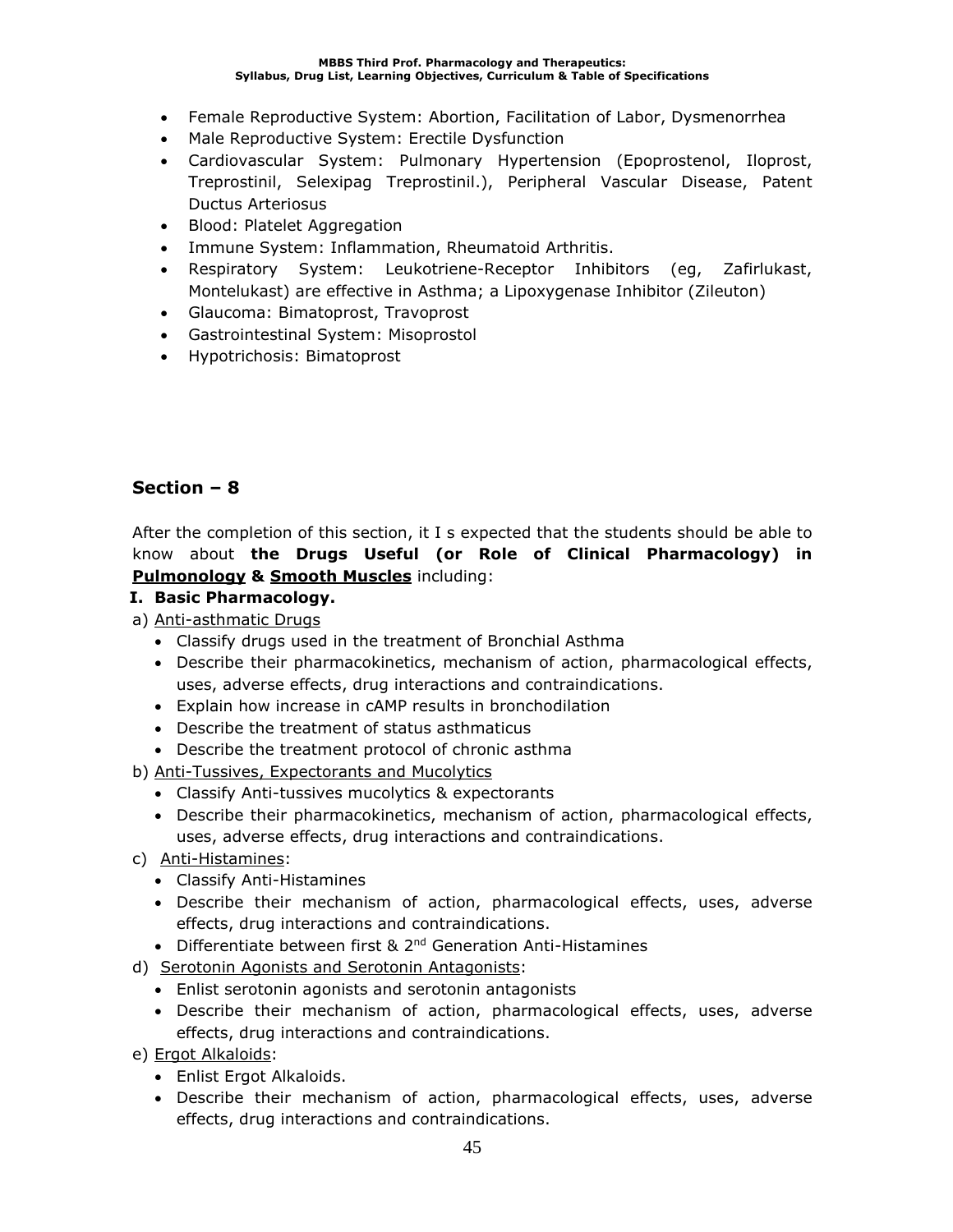- Female Reproductive System: Abortion, Facilitation of Labor, Dysmenorrhea
- Male Reproductive System: Erectile Dysfunction
- Cardiovascular System: Pulmonary Hypertension (Epoprostenol, Iloprost, Treprostinil, Selexipag Treprostinil.), Peripheral Vascular Disease, Patent Ductus Arteriosus
- Blood: Platelet Aggregation
- Immune System: Inflammation, Rheumatoid Arthritis.
- Respiratory System: Leukotriene-Receptor Inhibitors (eg, Zafirlukast, Montelukast) are effective in Asthma; a Lipoxygenase Inhibitor (Zileuton)
- Glaucoma: Bimatoprost, Travoprost
- Gastrointestinal System: Misoprostol
- Hypotrichosis: Bimatoprost

## Section – 8

After the completion of this section, it I s expected that the students should be able to know about **the Drugs Useful (or Role of Clinical Pharmacology) in <u>Pulmonology</u> & <u>Smooth Muscles</u>** including:

**I. Basic Pharmacology.**

a) <u>Anti-asthmatic Drugs</u>

- Classify drugs used in the treatment of Bronchial Asthma
- Describe their pharmacokinetics, mechanism of action, pharmacological effects, uses, adverse effects, drug interactions and contraindications.
- Explain how increase in cAMP results in bronchodilation
- Describe the treatment of status asthmaticus
- Describe the treatment protocol of chronic asthma

b) <u>Anti-Tussives, Expectorants and Mucolytics</u>

- Classify Anti-tussives mucolytics & expectorants
- Describe their pharmacokinetics, mechanism of action, pharmacological effects, uses, adverse effects, drug interactions and contraindications.

c) <u>Anti-Histamines</u>:

- Classify Anti-Histamines
- Describe their mechanism of action, pharmacological effects, uses, adverse effects, drug interactions and contraindications.
- Differentiate between first & 2nd Generation Anti-Histamines

d) <u>Serotonin Agonists and Serotonin Antagonists</u>:

- Enlist serotonin agonists and serotonin antagonists
- Describe their mechanism of action, pharmacological effects, uses, adverse effects, drug interactions and contraindications.

e) <u>Ergot Alkaloids</u>:

- Enlist Ergot Alkaloids.
- Describe their mechanism of action, pharmacological effects, uses, adverse effects, drug interactions and contraindications.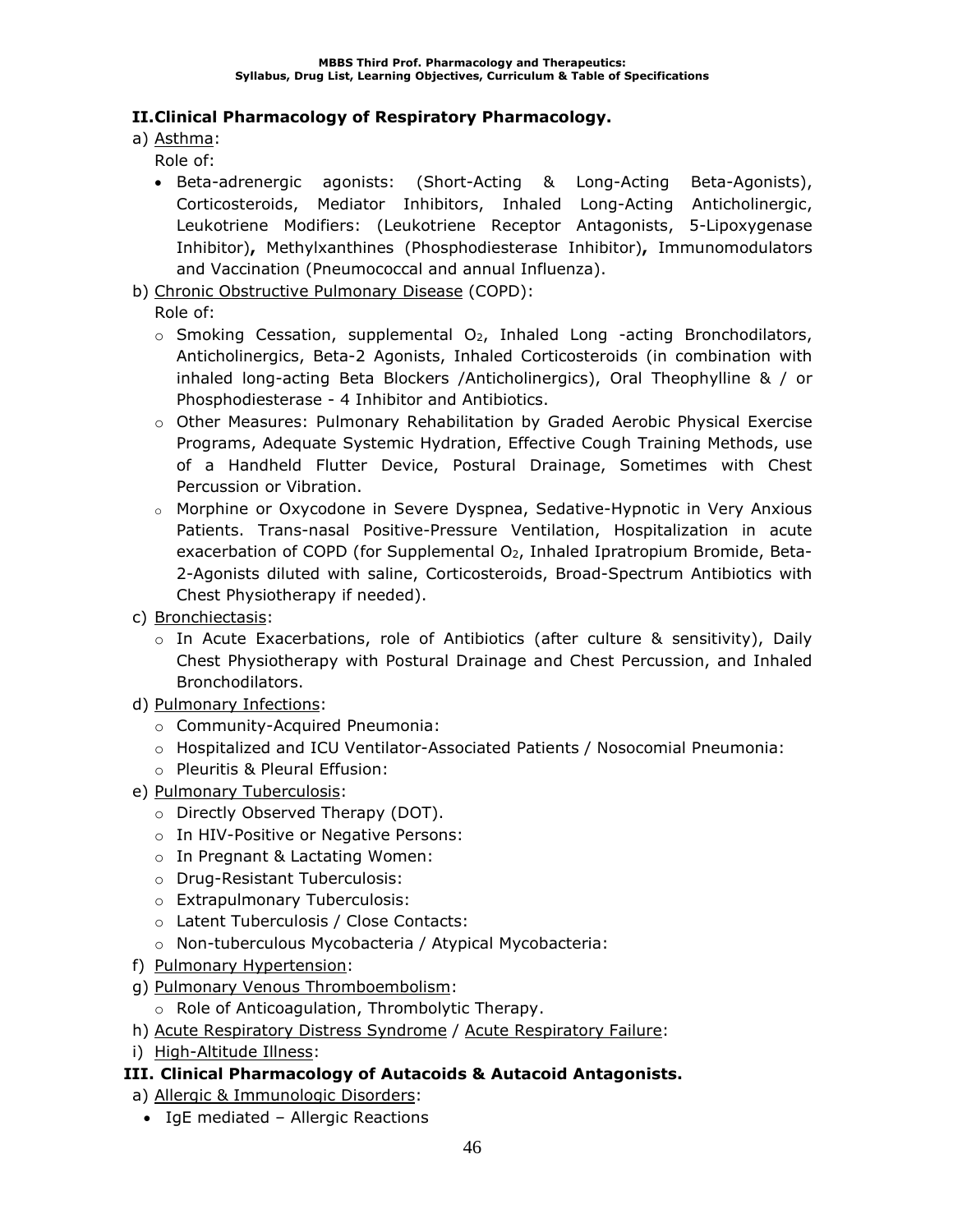### II. Clinical Pharmacology of Respiratory Pharmacology.

a) Asthma:

Role of:

- Beta-adrenergic agonists: (Short-Acting & Long-Acting Beta-Agonists), Corticosteroids, Mediator Inhibitors, Inhaled Long-Acting Anticholinergic, Leukotriene Modifiers: (Leukotriene Receptor Antagonists, 5-Lipoxygenase Inhibitor)**,** Methylxanthines (Phosphodiesterase Inhibitor)**,** Immunomodulators and Vaccination (Pneumococcal and annual Influenza).

b) Chronic Obstructive Pulmonary Disease (COPD):

Role of:

- Smoking Cessation, supplemental $O_2$, Inhaled Long -acting Bronchodilators, Anticholinergics, Beta-2 Agonists, Inhaled Corticosteroids (in combination with inhaled long-acting Beta Blockers /Anticholinergics), Oral Theophylline & / or Phosphodiesterase - 4 Inhibitor and Antibiotics.
- Other Measures: Pulmonary Rehabilitation by Graded Aerobic Physical Exercise Programs, Adequate Systemic Hydration, Effective Cough Training Methods, use of a Handheld Flutter Device, Postural Drainage, Sometimes with Chest Percussion or Vibration.
- Morphine or Oxycodone in Severe Dyspnea, Sedative-Hypnotic in Very Anxious Patients. Trans-nasal Positive-Pressure Ventilation, Hospitalization in acute exacerbation of COPD (for Supplemental $O_2$, Inhaled Ipratropium Bromide, Beta-2-Agonists diluted with saline, Corticosteroids, Broad-Spectrum Antibiotics with Chest Physiotherapy if needed).

c) Bronchiectasis:

- In Acute Exacerbations, role of Antibiotics (after culture & sensitivity), Daily Chest Physiotherapy with Postural Drainage and Chest Percussion, and Inhaled Bronchodilators.

d) Pulmonary Infections:

- Community-Acquired Pneumonia:
- Hospitalized and ICU Ventilator-Associated Patients / Nosocomial Pneumonia:
- Pleuritis & Pleural Effusion:

e) Pulmonary Tuberculosis:

- Directly Observed Therapy (DOT).
- In HIV-Positive or Negative Persons:
- In Pregnant & Lactating Women:
- Drug-Resistant Tuberculosis:
- Extrapulmonary Tuberculosis:
- Latent Tuberculosis / Close Contacts:
- Non-tuberculous Mycobacteria / Atypical Mycobacteria:

f) Pulmonary Hypertension:

g) Pulmonary Venous Thromboembolism:

- Role of Anticoagulation, Thrombolytic Therapy.

h) Acute Respiratory Distress Syndrome / Acute Respiratory Failure:

i) High-Altitude Illness:

### III. Clinical Pharmacology of Autacoids & Autacoid Antagonists.

a) Allergic & Immunologic Disorders:

- IgE mediated – Allergic Reactions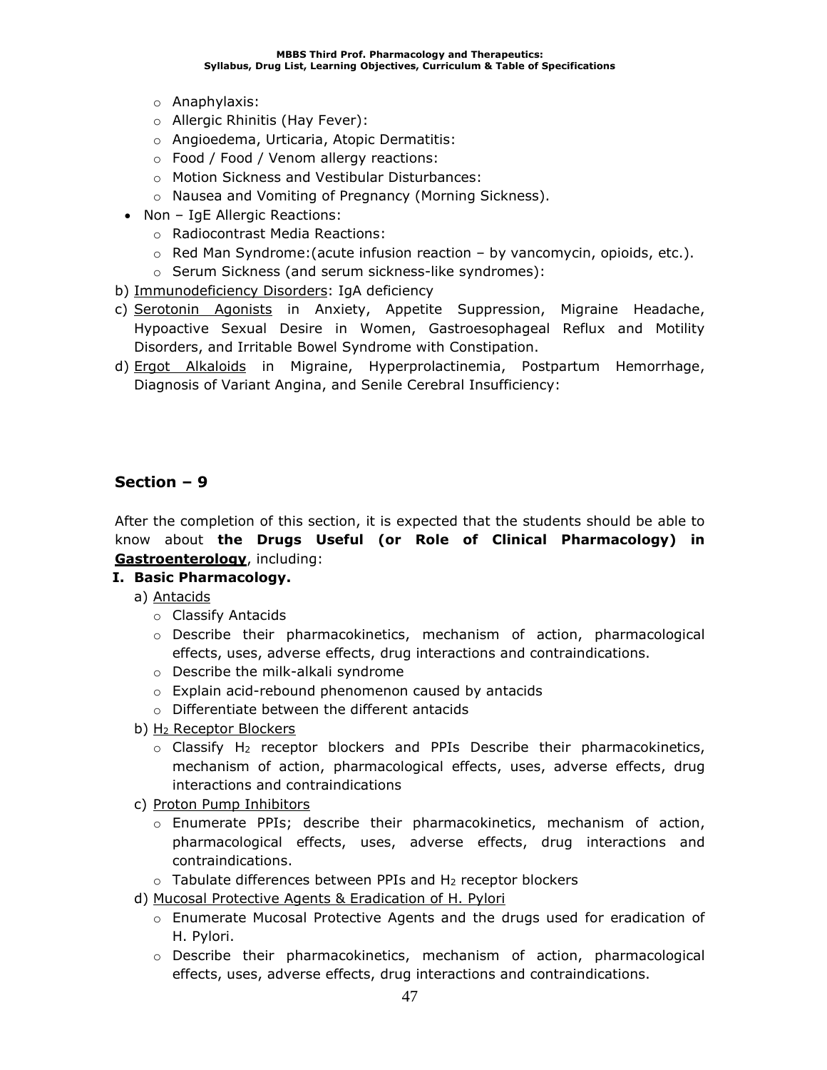- Anaphylaxis:
  - Allergic Rhinitis (Hay Fever):
  - Angioedema, Urticaria, Atopic Dermatitis:
  - Food / Food / Venom allergy reactions:
  - Motion Sickness and Vestibular Disturbances:
  - Nausea and Vomiting of Pregnancy (Morning Sickness).
- Non – IgE Allergic Reactions:
  - Radiocontrast Media Reactions:
  - Red Man Syndrome:(acute infusion reaction – by vancomycin, opioids, etc.).
  - Serum Sickness (and serum sickness-like syndromes):

b) Immunodeficiency Disorders: IgA deficiency

c) Serotonin Agonists in Anxiety, Appetite Suppression, Migraine Headache, Hypoactive Sexual Desire in Women, Gastroesophageal Reflux and Motility Disorders, and Irritable Bowel Syndrome with Constipation.

d) Ergot Alkaloids in Migraine, Hyperprolactinemia, Postpartum Hemorrhage, Diagnosis of Variant Angina, and Senile Cerebral Insufficiency:

## Section – 9

After the completion of this section, it is expected that the students should be able to know about **the Drugs Useful (or Role of Clinical Pharmacology) in Gastroenterology**, including:

### I. Basic Pharmacology.

a) Antacids
  - Classify Antacids
  - Describe their pharmacokinetics, mechanism of action, pharmacological effects, uses, adverse effects, drug interactions and contraindications.
  - Describe the milk-alkali syndrome
  - Explain acid-rebound phenomenon caused by antacids
  - Differentiate between the different antacids

b) $H_2$ Receptor Blockers
  - Classify $H_2$ receptor blockers and PPIs Describe their pharmacokinetics, mechanism of action, pharmacological effects, uses, adverse effects, drug interactions and contraindications

c) Proton Pump Inhibitors
  - Enumerate PPIs; describe their pharmacokinetics, mechanism of action, pharmacological effects, uses, adverse effects, drug interactions and contraindications.
  - Tabulate differences between PPIs and $H_2$ receptor blockers

d) Mucosal Protective Agents & Eradication of H. Pylori
  - Enumerate Mucosal Protective Agents and the drugs used for eradication of H. Pylori.
  - Describe their pharmacokinetics, mechanism of action, pharmacological effects, uses, adverse effects, drug interactions and contraindications.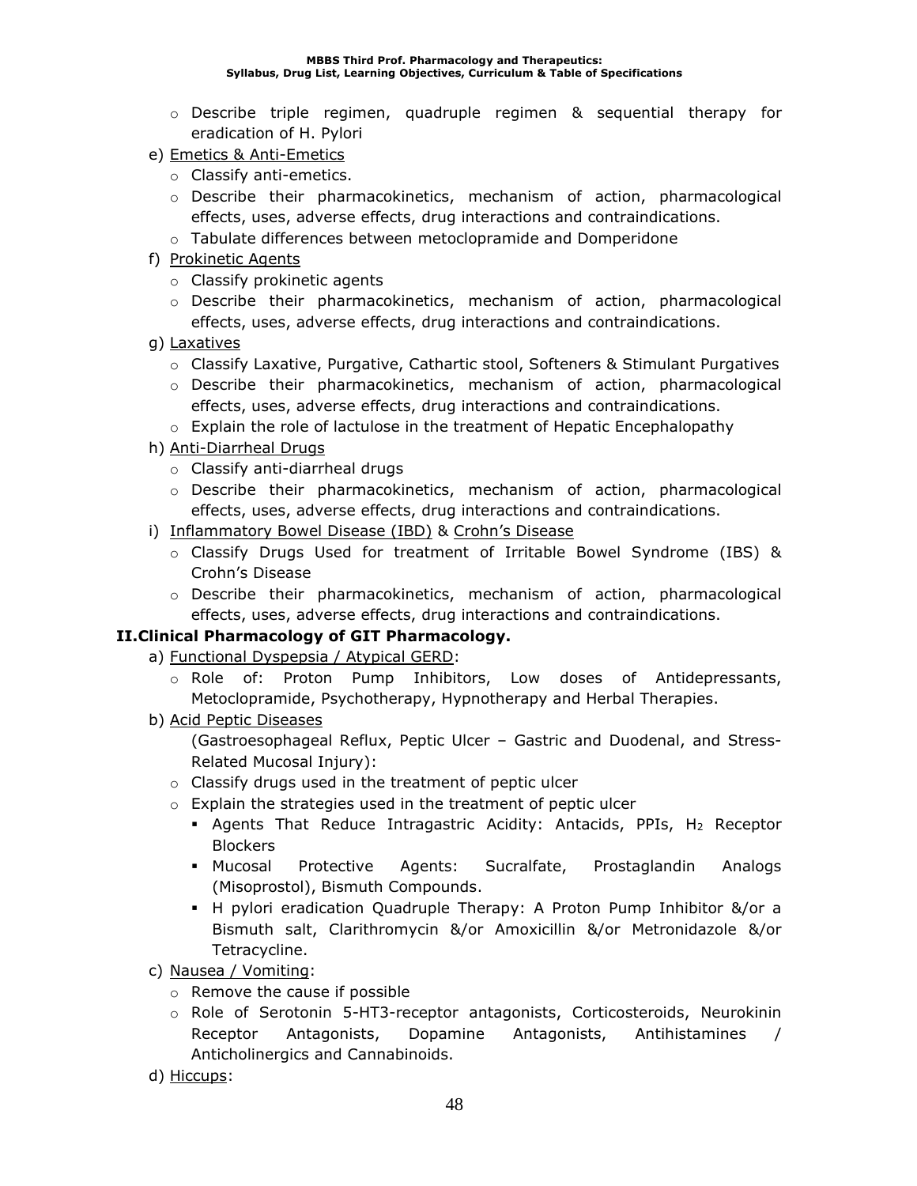- Describe triple regimen, quadruple regimen & sequential therapy for eradication of H. Pylori

e) Emetics & Anti-Emetics
  - Classify anti-emetics.
  - Describe their pharmacokinetics, mechanism of action, pharmacological effects, uses, adverse effects, drug interactions and contraindications.
  - Tabulate differences between metoclopramide and Domperidone

f) Prokinetic Agents
  - Classify prokinetic agents
  - Describe their pharmacokinetics, mechanism of action, pharmacological effects, uses, adverse effects, drug interactions and contraindications.

g) Laxatives
  - Classify Laxative, Purgative, Cathartic stool, Softeners & Stimulant Purgatives
  - Describe their pharmacokinetics, mechanism of action, pharmacological effects, uses, adverse effects, drug interactions and contraindications.
  - Explain the role of lactulose in the treatment of Hepatic Encephalopathy

h) Anti-Diarrheal Drugs
  - Classify anti-diarrheal drugs
  - Describe their pharmacokinetics, mechanism of action, pharmacological effects, uses, adverse effects, drug interactions and contraindications.

i) Inflammatory Bowel Disease (IBD) & Crohn's Disease
  - Classify Drugs Used for treatment of Irritable Bowel Syndrome (IBS) & Crohn's Disease
  - Describe their pharmacokinetics, mechanism of action, pharmacological effects, uses, adverse effects, drug interactions and contraindications.

**II. Clinical Pharmacology of GIT Pharmacology.**

a) Functional Dyspepsia / Atypical GERD:
  - Role of: Proton Pump Inhibitors, Low doses of Antidepressants, Metoclopramide, Psychotherapy, Hypnotherapy and Herbal Therapies.

b) Acid Peptic Diseases

  (Gastroesophageal Reflux, Peptic Ulcer – Gastric and Duodenal, and Stress-Related Mucosal Injury):
  - Classify drugs used in the treatment of peptic ulcer
  - Explain the strategies used in the treatment of peptic ulcer
    - Agents That Reduce Intragastric Acidity: Antacids, PPIs, $H_2$ Receptor Blockers
    - Mucosal Protective Agents: Sucralfate, Prostaglandin Analogs (Misoprostol), Bismuth Compounds.
    - H pylori eradication Quadruple Therapy: A Proton Pump Inhibitor &/or a Bismuth salt, Clarithromycin &/or Amoxicillin &/or Metronidazole &/or Tetracycline.

c) Nausea / Vomiting:
  - Remove the cause if possible
  - Role of Serotonin 5-HT3-receptor antagonists, Corticosteroids, Neurokinin Receptor Antagonists, Dopamine Antagonists, Antihistamines / Anticholinergics and Cannabinoids.

d) Hiccups: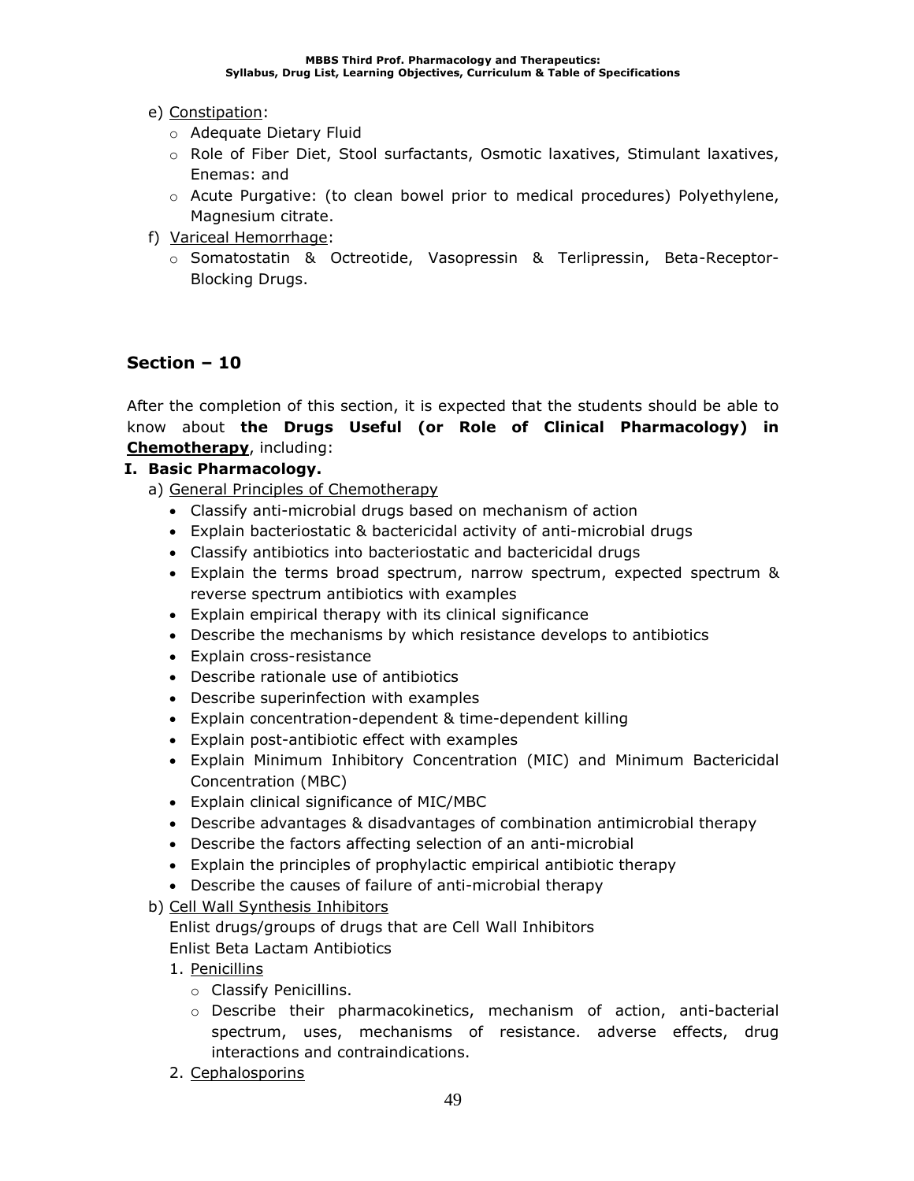e) <u>Constipation</u>:

- Adequate Dietary Fluid
- Role of Fiber Diet, Stool surfactants, Osmotic laxatives, Stimulant laxatives, Enemas: and
- Acute Purgative: (to clean bowel prior to medical procedures) Polyethylene, Magnesium citrate.

f) <u>Variceal Hemorrhage</u>:

- Somatostatin & Octreotide, Vasopressin & Terlipressin, Beta-Receptor-Blocking Drugs.

## Section – 10

After the completion of this section, it is expected that the students should be able to know about **the Drugs Useful (or Role of Clinical Pharmacology) in <u>Chemotherapy</u>**, including:

### I. Basic Pharmacology.

a) <u>General Principles of Chemotherapy</u>

- Classify anti-microbial drugs based on mechanism of action
- Explain bacteriostatic & bactericidal activity of anti-microbial drugs
- Classify antibiotics into bacteriostatic and bactericidal drugs
- Explain the terms broad spectrum, narrow spectrum, expected spectrum & reverse spectrum antibiotics with examples
- Explain empirical therapy with its clinical significance
- Describe the mechanisms by which resistance develops to antibiotics
- Explain cross-resistance
- Describe rationale use of antibiotics
- Describe superinfection with examples
- Explain concentration-dependent & time-dependent killing
- Explain post-antibiotic effect with examples
- Explain Minimum Inhibitory Concentration (MIC) and Minimum Bactericidal Concentration (MBC)
- Explain clinical significance of MIC/MBC
- Describe advantages & disadvantages of combination antimicrobial therapy
- Describe the factors affecting selection of an anti-microbial
- Explain the principles of prophylactic empirical antibiotic therapy
- Describe the causes of failure of anti-microbial therapy

b) <u>Cell Wall Synthesis Inhibitors</u>

Enlist drugs/groups of drugs that are Cell Wall Inhibitors

Enlist Beta Lactam Antibiotics

1. <u>Penicillins</u>
   - Classify Penicillins.
   - Describe their pharmacokinetics, mechanism of action, anti-bacterial spectrum, uses, mechanisms of resistance. adverse effects, drug interactions and contraindications.
2. <u>Cephalosporins</u>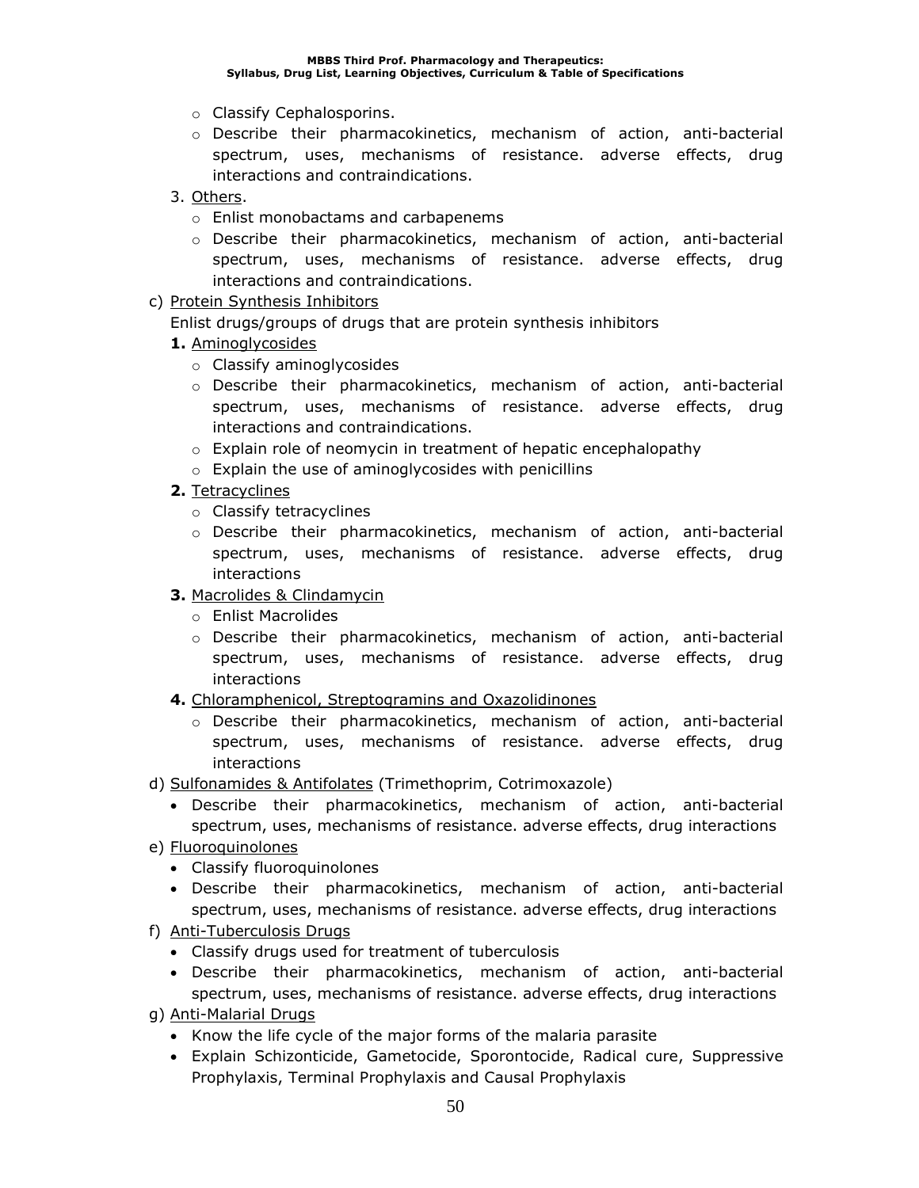- Classify Cephalosporins.
- Describe their pharmacokinetics, mechanism of action, anti-bacterial spectrum, uses, mechanisms of resistance. adverse effects, drug interactions and contraindications.

3. Others.
   - Enlist monobactams and carbapenems
   - Describe their pharmacokinetics, mechanism of action, anti-bacterial spectrum, uses, mechanisms of resistance. adverse effects, drug interactions and contraindications.

c) Protein Synthesis Inhibitors

Enlist drugs/groups of drugs that are protein synthesis inhibitors

**1.** Aminoglycosides
   - Classify aminoglycosides
   - Describe their pharmacokinetics, mechanism of action, anti-bacterial spectrum, uses, mechanisms of resistance. adverse effects, drug interactions and contraindications.
   - Explain role of neomycin in treatment of hepatic encephalopathy
   - Explain the use of aminoglycosides with penicillins

**2.** Tetracyclines
   - Classify tetracyclines
   - Describe their pharmacokinetics, mechanism of action, anti-bacterial spectrum, uses, mechanisms of resistance. adverse effects, drug interactions

**3.** Macrolides & Clindamycin
   - Enlist Macrolides
   - Describe their pharmacokinetics, mechanism of action, anti-bacterial spectrum, uses, mechanisms of resistance. adverse effects, drug interactions

**4.** Chloramphenicol, Streptogramins and Oxazolidinones
   - Describe their pharmacokinetics, mechanism of action, anti-bacterial spectrum, uses, mechanisms of resistance. adverse effects, drug interactions

d) Sulfonamides & Antifolates (Trimethoprim, Cotrimoxazole)
   - Describe their pharmacokinetics, mechanism of action, anti-bacterial spectrum, uses, mechanisms of resistance. adverse effects, drug interactions

e) Fluoroquinolones
   - Classify fluoroquinolones
   - Describe their pharmacokinetics, mechanism of action, anti-bacterial spectrum, uses, mechanisms of resistance. adverse effects, drug interactions

f) Anti-Tuberculosis Drugs
   - Classify drugs used for treatment of tuberculosis
   - Describe their pharmacokinetics, mechanism of action, anti-bacterial spectrum, uses, mechanisms of resistance. adverse effects, drug interactions

g) Anti-Malarial Drugs
   - Know the life cycle of the major forms of the malaria parasite
   - Explain Schizonticide, Gametocide, Sporontocide, Radical cure, Suppressive Prophylaxis, Terminal Prophylaxis and Causal Prophylaxis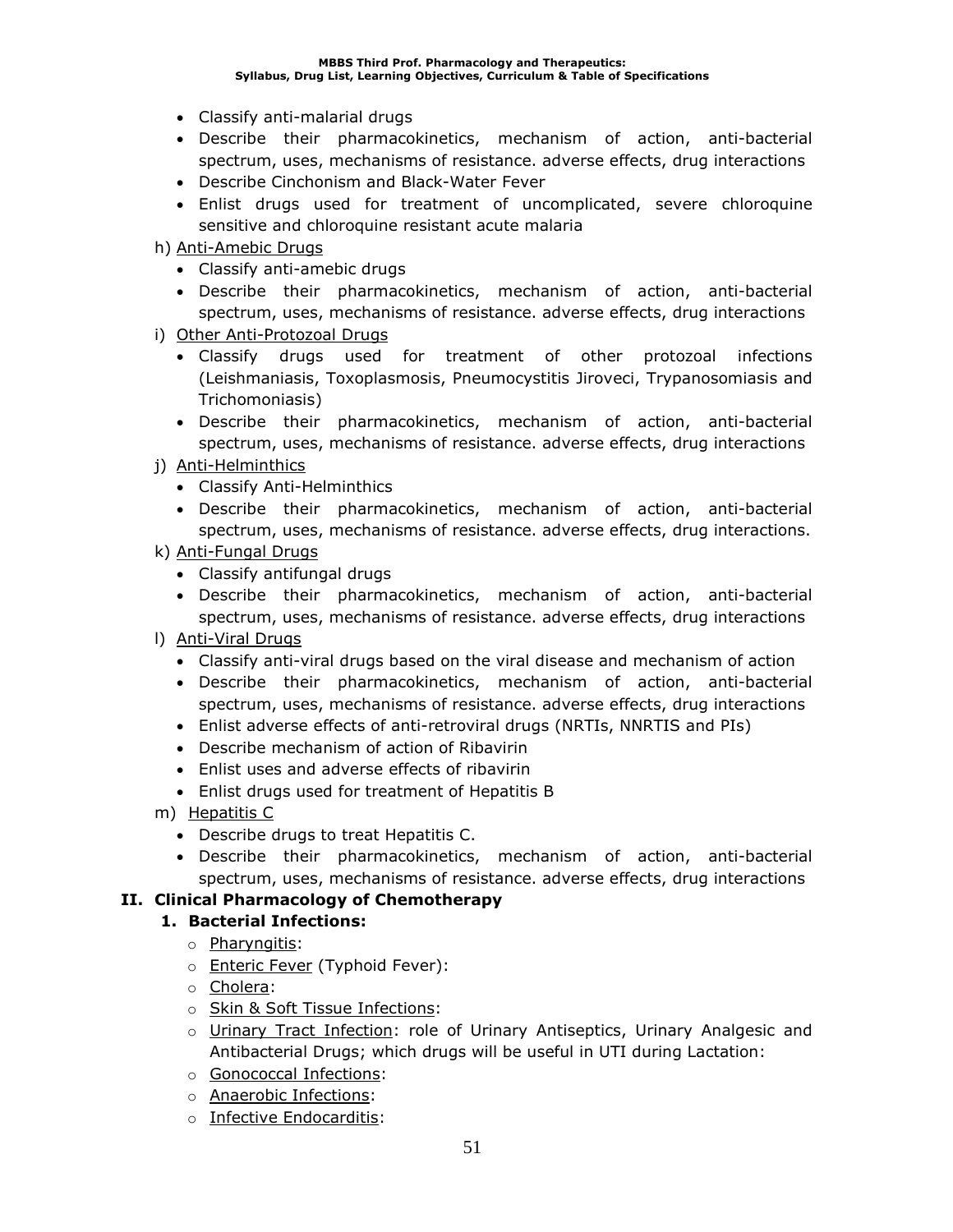- Classify anti-malarial drugs
- Describe their pharmacokinetics, mechanism of action, anti-bacterial spectrum, uses, mechanisms of resistance. adverse effects, drug interactions
- Describe Cinchonism and Black-Water Fever
- Enlist drugs used for treatment of uncomplicated, severe chloroquine sensitive and chloroquine resistant acute malaria

h) Anti-Amebic Drugs

- Classify anti-amebic drugs
- Describe their pharmacokinetics, mechanism of action, anti-bacterial spectrum, uses, mechanisms of resistance. adverse effects, drug interactions

i) Other Anti-Protozoal Drugs

- Classify drugs used for treatment of other protozoal infections (Leishmaniasis, Toxoplasmosis, Pneumocystitis Jiroveci, Trypanosomiasis and Trichomoniasis)
- Describe their pharmacokinetics, mechanism of action, anti-bacterial spectrum, uses, mechanisms of resistance. adverse effects, drug interactions

j) Anti-Helminthics

- Classify Anti-Helminthics
- Describe their pharmacokinetics, mechanism of action, anti-bacterial spectrum, uses, mechanisms of resistance. adverse effects, drug interactions.

k) Anti-Fungal Drugs

- Classify antifungal drugs
- Describe their pharmacokinetics, mechanism of action, anti-bacterial spectrum, uses, mechanisms of resistance. adverse effects, drug interactions

l) Anti-Viral Drugs

- Classify anti-viral drugs based on the viral disease and mechanism of action
- Describe their pharmacokinetics, mechanism of action, anti-bacterial spectrum, uses, mechanisms of resistance. adverse effects, drug interactions
- Enlist adverse effects of anti-retroviral drugs (NRTIs, NNRTIS and PIs)
- Describe mechanism of action of Ribavirin
- Enlist uses and adverse effects of ribavirin
- Enlist drugs used for treatment of Hepatitis B

m) Hepatitis C

- Describe drugs to treat Hepatitis C.
- Describe their pharmacokinetics, mechanism of action, anti-bacterial spectrum, uses, mechanisms of resistance. adverse effects, drug interactions

## II. Clinical Pharmacology of Chemotherapy

### 1. Bacterial Infections:

- Pharyngitis:
- Enteric Fever (Typhoid Fever):
- Cholera:
- Skin & Soft Tissue Infections:
- Urinary Tract Infection: role of Urinary Antiseptics, Urinary Analgesic and Antibacterial Drugs; which drugs will be useful in UTI during Lactation:
- Gonococcal Infections:
- Anaerobic Infections:
- Infective Endocarditis: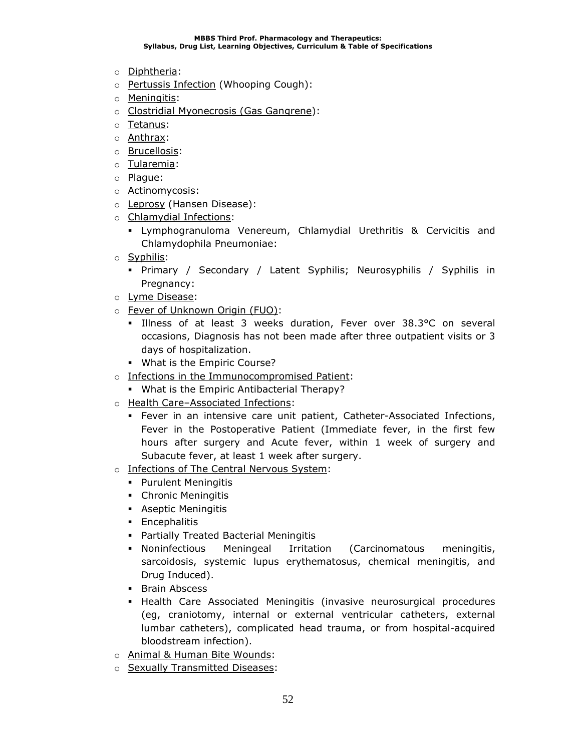- Diphtheria:
- Pertussis Infection (Whooping Cough):
- Meningitis:
- Clostridial Myonecrosis (Gas Gangrene):
- Tetanus:
- Anthrax:
- Brucellosis:
- Tularemia:
- Plague:
- Actinomycosis:
- Leprosy (Hansen Disease):
- Chlamydial Infections:
  - Lymphogranuloma Venereum, Chlamydial Urethritis & Cervicitis and Chlamydophila Pneumoniae:
- Syphilis:
  - Primary / Secondary / Latent Syphilis; Neurosyphilis / Syphilis in Pregnancy:
- Lyme Disease:
- Fever of Unknown Origin (FUO):
  - Illness of at least 3 weeks duration, Fever over 38.3°C on several occasions, Diagnosis has not been made after three outpatient visits or 3 days of hospitalization.
  - What is the Empiric Course?
- Infections in the Immunocompromised Patient:
  - What is the Empiric Antibacterial Therapy?
- Health Care–Associated Infections:
  - Fever in an intensive care unit patient, Catheter-Associated Infections, Fever in the Postoperative Patient (Immediate fever, in the first few hours after surgery and Acute fever, within 1 week of surgery and Subacute fever, at least 1 week after surgery.
- Infections of The Central Nervous System:
  - Purulent Meningitis
  - Chronic Meningitis
  - Aseptic Meningitis
  - Encephalitis
  - Partially Treated Bacterial Meningitis
  - Noninfectious Meningeal Irritation (Carcinomatous meningitis, sarcoidosis, systemic lupus erythematosus, chemical meningitis, and Drug Induced).
  - Brain Abscess
  - Health Care Associated Meningitis (invasive neurosurgical procedures (eg, craniotomy, internal or external ventricular catheters, external lumbar catheters), complicated head trauma, or from hospital-acquired bloodstream infection).
- Animal & Human Bite Wounds:
- Sexually Transmitted Diseases: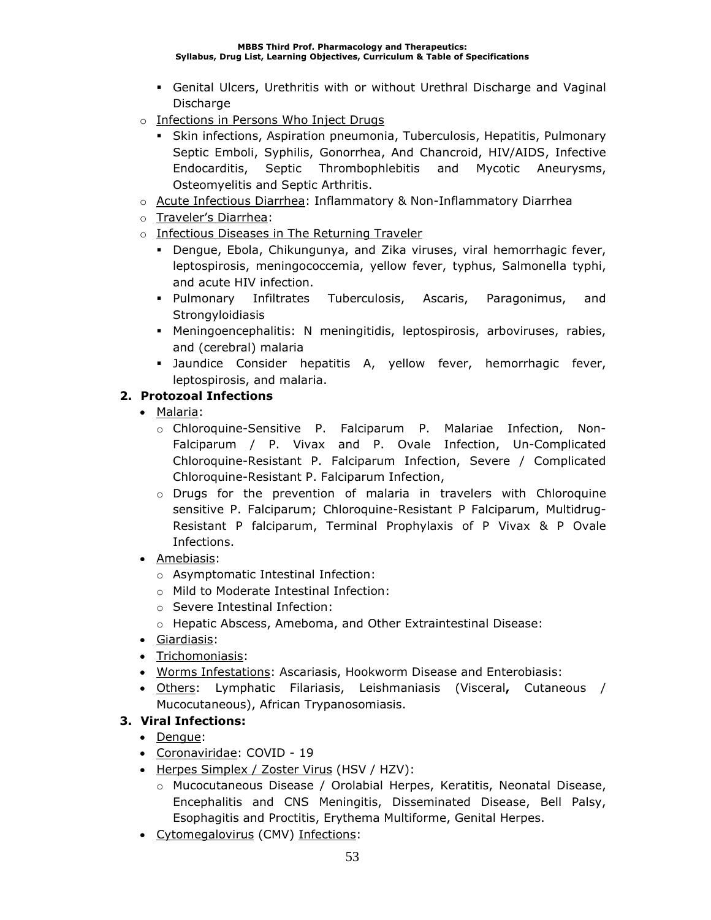- Genital Ulcers, Urethritis with or without Urethral Discharge and Vaginal Discharge
- Infections in Persons Who Inject Drugs
  - Skin infections, Aspiration pneumonia, Tuberculosis, Hepatitis, Pulmonary Septic Emboli, Syphilis, Gonorrhea, And Chancroid, HIV/AIDS, Infective Endocarditis, Septic Thrombophlebitis and Mycotic Aneurysms, Osteomyelitis and Septic Arthritis.
- Acute Infectious Diarrhea: Inflammatory & Non-Inflammatory Diarrhea
- Traveler's Diarrhea:
- Infectious Diseases in The Returning Traveler
  - Dengue, Ebola, Chikungunya, and Zika viruses, viral hemorrhagic fever, leptospirosis, meningococcemia, yellow fever, typhus, Salmonella typhi, and acute HIV infection.
  - Pulmonary Infiltrates Tuberculosis, Ascaris, Paragonimus, and Strongyloidiasis
  - Meningoencephalitis: N meningitidis, leptospirosis, arboviruses, rabies, and (cerebral) malaria
  - Jaundice Consider hepatitis A, yellow fever, hemorrhagic fever, leptospirosis, and malaria.

**2. Protozoal Infections**

- Malaria:
  - Chloroquine-Sensitive P. Falciparum P. Malariae Infection, Non-Falciparum / P. Vivax and P. Ovale Infection, Un-Complicated Chloroquine-Resistant P. Falciparum Infection, Severe / Complicated Chloroquine-Resistant P. Falciparum Infection,
  - Drugs for the prevention of malaria in travelers with Chloroquine sensitive P. Falciparum; Chloroquine-Resistant P Falciparum, Multidrug-Resistant P falciparum, Terminal Prophylaxis of P Vivax & P Ovale Infections.
- Amebiasis:
  - Asymptomatic Intestinal Infection:
  - Mild to Moderate Intestinal Infection:
  - Severe Intestinal Infection:
  - Hepatic Abscess, Ameboma, and Other Extraintestinal Disease:
- Giardiasis:
- Trichomoniasis:
- Worms Infestations: Ascariasis, Hookworm Disease and Enterobiasis:
- Others: Lymphatic Filariasis, Leishmaniasis (Visceral**,** Cutaneous / Mucocutaneous), African Trypanosomiasis.

**3. Viral Infections:**

- Dengue:
- Coronaviridae: COVID - 19
- Herpes Simplex / Zoster Virus (HSV / HZV):
  - Mucocutaneous Disease / Orolabial Herpes, Keratitis, Neonatal Disease, Encephalitis and CNS Meningitis, Disseminated Disease, Bell Palsy, Esophagitis and Proctitis, Erythema Multiforme, Genital Herpes.
- Cytomegalovirus (CMV) Infections: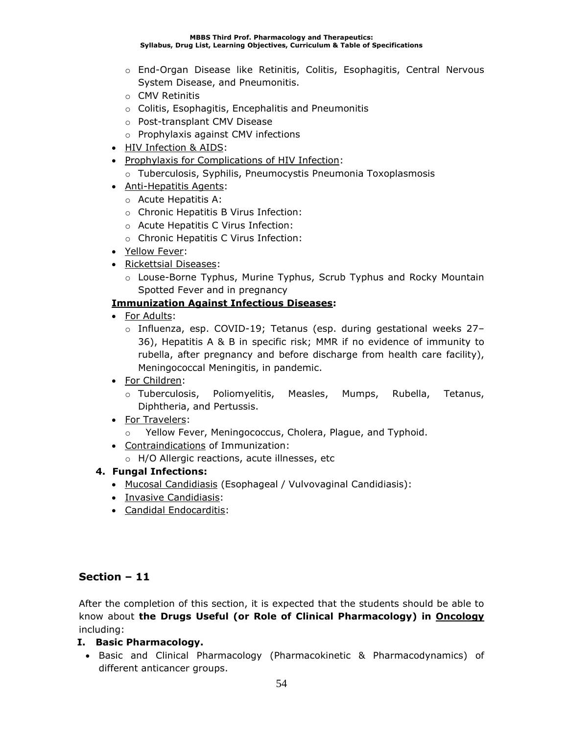- End-Organ Disease like Retinitis, Colitis, Esophagitis, Central Nervous System Disease, and Pneumonitis.
    - CMV Retinitis
    - Colitis, Esophagitis, Encephalitis and Pneumonitis
    - Post-transplant CMV Disease
    - Prophylaxis against CMV infections
- <u>HIV Infection & AIDS</u>:
- <u>Prophylaxis for Complications of HIV Infection</u>:
    - Tuberculosis, Syphilis, Pneumocystis Pneumonia Toxoplasmosis
- <u>Anti-Hepatitis Agents</u>:
    - Acute Hepatitis A:
    - Chronic Hepatitis B Virus Infection:
    - Acute Hepatitis C Virus Infection:
    - Chronic Hepatitis C Virus Infection:
- <u>Yellow Fever</u>:
- <u>Rickettsial Diseases</u>:
    - Louse-Borne Typhus, Murine Typhus, Scrub Typhus and Rocky Mountain Spotted Fever and in pregnancy

**<u>Immunization Against Infectious Diseases</u>:**

- <u>For Adults</u>:
    - Influenza, esp. COVID-19; Tetanus (esp. during gestational weeks 27–36), Hepatitis A & B in specific risk; MMR if no evidence of immunity to rubella, after pregnancy and before discharge from health care facility), Meningococcal Meningitis, in pandemic.
- <u>For Children</u>:
    - Tuberculosis, Poliomyelitis, Measles, Mumps, Rubella, Tetanus, Diphtheria, and Pertussis.
- <u>For Travelers</u>:
    - Yellow Fever, Meningococcus, Cholera, Plague, and Typhoid.
- <u>Contraindications</u> of Immunization:
    - H/O Allergic reactions, acute illnesses, etc

**4. Fungal Infections:**

- <u>Mucosal Candidiasis</u> (Esophageal / Vulvovaginal Candidiasis):
- <u>Invasive Candidiasis</u>:
- <u>Candidal Endocarditis</u>:

## Section – 11

After the completion of this section, it is expected that the students should be able to know about **the Drugs Useful (or Role of Clinical Pharmacology) in <u>Oncology</u>** including:

**I. Basic Pharmacology.**

- Basic and Clinical Pharmacology (Pharmacokinetic & Pharmacodynamics) of different anticancer groups.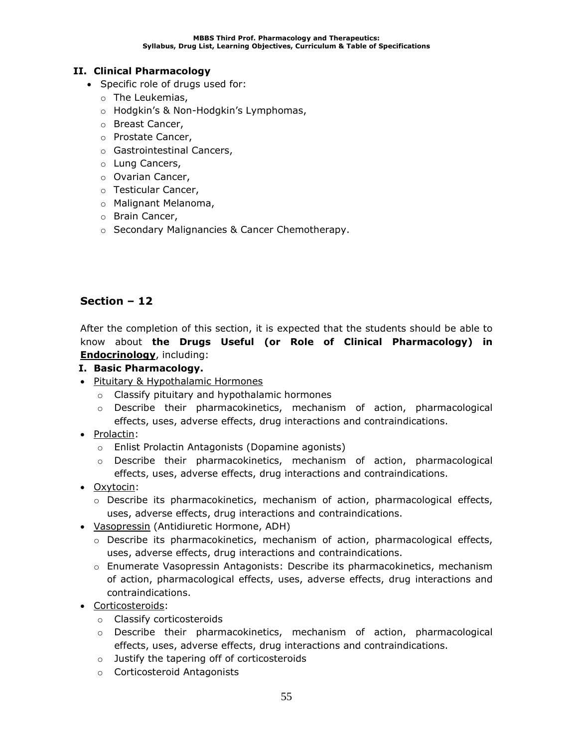## II. Clinical Pharmacology

- Specific role of drugs used for:
  - The Leukemias,
  - Hodgkin's & Non-Hodgkin's Lymphomas,
  - Breast Cancer,
  - Prostate Cancer,
  - Gastrointestinal Cancers,
  - Lung Cancers,
  - Ovarian Cancer,
  - Testicular Cancer,
  - Malignant Melanoma,
  - Brain Cancer,
  - Secondary Malignancies & Cancer Chemotherapy.

## Section – 12

After the completion of this section, it is expected that the students should be able to know about **the Drugs Useful (or Role of Clinical Pharmacology) in <u>Endocrinology</u>**, including:

### I. Basic Pharmacology.

- <u>Pituitary & Hypothalamic Hormones</u>
  - Classify pituitary and hypothalamic hormones
  - Describe their pharmacokinetics, mechanism of action, pharmacological effects, uses, adverse effects, drug interactions and contraindications.
- <u>Prolactin</u>:
  - Enlist Prolactin Antagonists (Dopamine agonists)
  - Describe their pharmacokinetics, mechanism of action, pharmacological effects, uses, adverse effects, drug interactions and contraindications.
- <u>Oxytocin</u>:
  - Describe its pharmacokinetics, mechanism of action, pharmacological effects, uses, adverse effects, drug interactions and contraindications.
- <u>Vasopressin</u> (Antidiuretic Hormone, ADH)
  - Describe its pharmacokinetics, mechanism of action, pharmacological effects, uses, adverse effects, drug interactions and contraindications.
  - Enumerate Vasopressin Antagonists: Describe its pharmacokinetics, mechanism of action, pharmacological effects, uses, adverse effects, drug interactions and contraindications.
- <u>Corticosteroids</u>:
  - Classify corticosteroids
  - Describe their pharmacokinetics, mechanism of action, pharmacological effects, uses, adverse effects, drug interactions and contraindications.
  - Justify the tapering off of corticosteroids
  - Corticosteroid Antagonists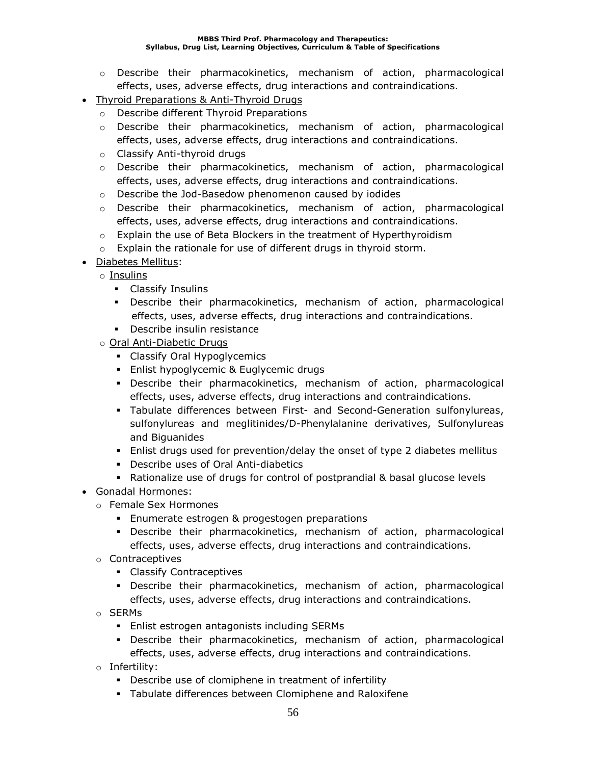- Describe their pharmacokinetics, mechanism of action, pharmacological effects, uses, adverse effects, drug interactions and contraindications.

- Thyroid Preparations & Anti-Thyroid Drugs
  - Describe different Thyroid Preparations
  - Describe their pharmacokinetics, mechanism of action, pharmacological effects, uses, adverse effects, drug interactions and contraindications.
  - Classify Anti-thyroid drugs
  - Describe their pharmacokinetics, mechanism of action, pharmacological effects, uses, adverse effects, drug interactions and contraindications.
  - Describe the Jod-Basedow phenomenon caused by iodides
  - Describe their pharmacokinetics, mechanism of action, pharmacological effects, uses, adverse effects, drug interactions and contraindications.
  - Explain the use of Beta Blockers in the treatment of Hyperthyroidism
  - Explain the rationale for use of different drugs in thyroid storm.
- Diabetes Mellitus:
  - Insulins
    - Classify Insulins
    - Describe their pharmacokinetics, mechanism of action, pharmacological effects, uses, adverse effects, drug interactions and contraindications.
    - Describe insulin resistance
  - Oral Anti-Diabetic Drugs
    - Classify Oral Hypoglycemics
    - Enlist hypoglycemic & Euglycemic drugs
    - Describe their pharmacokinetics, mechanism of action, pharmacological effects, uses, adverse effects, drug interactions and contraindications.
    - Tabulate differences between First- and Second-Generation sulfonylureas, sulfonylureas and meglitinides/D-Phenylalanine derivatives, Sulfonylureas and Biguanides
    - Enlist drugs used for prevention/delay the onset of type 2 diabetes mellitus
    - Describe uses of Oral Anti-diabetics
    - Rationalize use of drugs for control of postprandial & basal glucose levels
- Gonadal Hormones:
  - Female Sex Hormones
    - Enumerate estrogen & progestogen preparations
    - Describe their pharmacokinetics, mechanism of action, pharmacological effects, uses, adverse effects, drug interactions and contraindications.
  - Contraceptives
    - Classify Contraceptives
    - Describe their pharmacokinetics, mechanism of action, pharmacological effects, uses, adverse effects, drug interactions and contraindications.
  - SERMs
    - Enlist estrogen antagonists including SERMs
    - Describe their pharmacokinetics, mechanism of action, pharmacological effects, uses, adverse effects, drug interactions and contraindications.
  - Infertility:
    - Describe use of clomiphene in treatment of infertility
    - Tabulate differences between Clomiphene and Raloxifene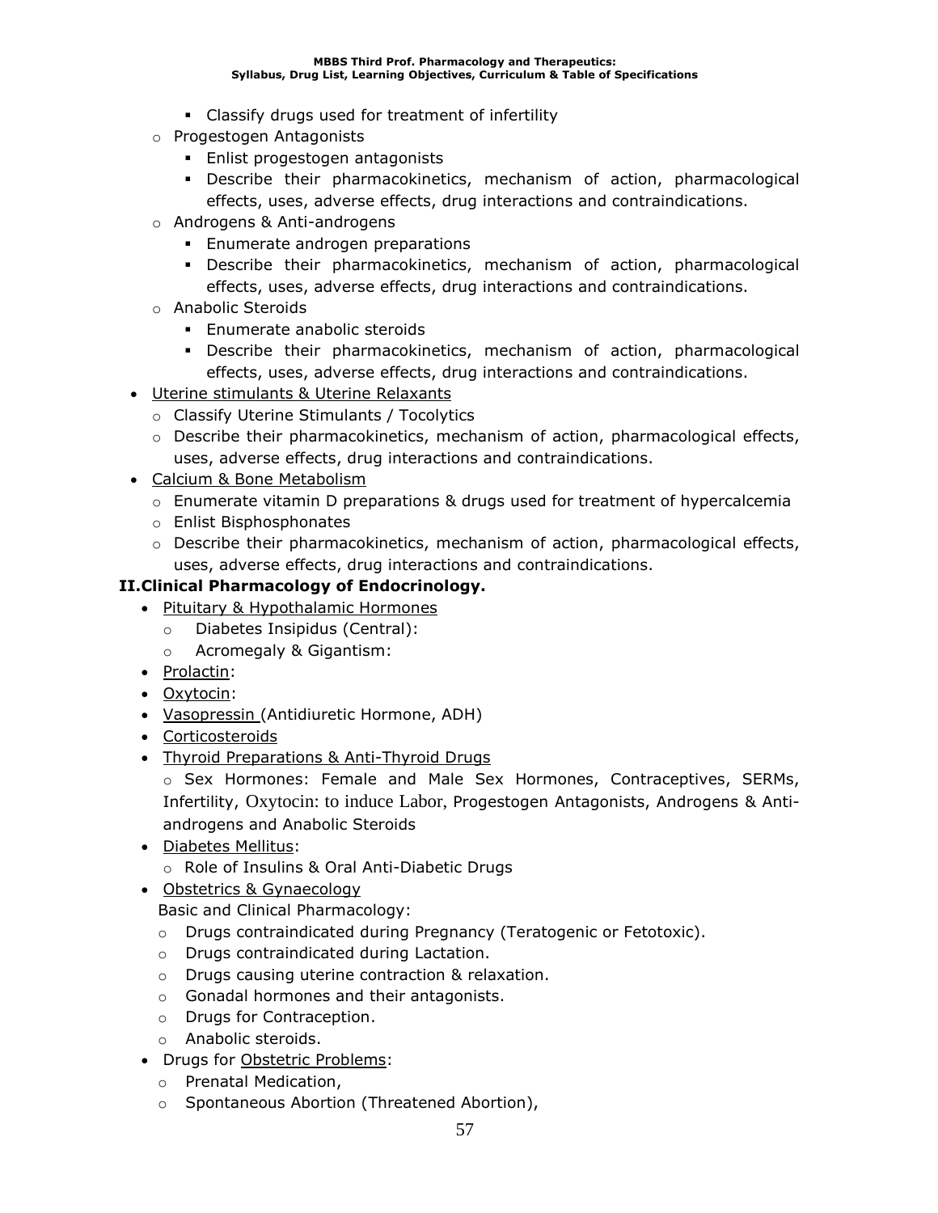- Classify drugs used for treatment of infertility
    - Progestogen Antagonists
        - Enlist progestogen antagonists
        - Describe their pharmacokinetics, mechanism of action, pharmacological effects, uses, adverse effects, drug interactions and contraindications.
    - Androgens & Anti-androgens
        - Enumerate androgen preparations
        - Describe their pharmacokinetics, mechanism of action, pharmacological effects, uses, adverse effects, drug interactions and contraindications.
    - Anabolic Steroids
        - Enumerate anabolic steroids
        - Describe their pharmacokinetics, mechanism of action, pharmacological effects, uses, adverse effects, drug interactions and contraindications.
- <u>Uterine stimulants & Uterine Relaxants</u>
    - Classify Uterine Stimulants / Tocolytics
    - Describe their pharmacokinetics, mechanism of action, pharmacological effects, uses, adverse effects, drug interactions and contraindications.
- <u>Calcium & Bone Metabolism</u>
    - Enumerate vitamin D preparations & drugs used for treatment of hypercalcemia
    - Enlist Bisphosphonates
    - Describe their pharmacokinetics, mechanism of action, pharmacological effects, uses, adverse effects, drug interactions and contraindications.

**II. Clinical Pharmacology of Endocrinology.**

- <u>Pituitary & Hypothalamic Hormones</u>
    - Diabetes Insipidus (Central):
    - Acromegaly & Gigantism:
- <u>Prolactin</u>:
- <u>Oxytocin</u>:
- <u>Vasopressin</u> (Antidiuretic Hormone, ADH)
- <u>Corticosteroids</u>
- <u>Thyroid Preparations & Anti-Thyroid Drugs</u>
    - Sex Hormones: Female and Male Sex Hormones, Contraceptives, SERMs, Infertility, Oxytocin: to induce Labor, Progestogen Antagonists, Androgens & Anti-androgens and Anabolic Steroids
- <u>Diabetes Mellitus</u>:
    - Role of Insulins & Oral Anti-Diabetic Drugs
- <u>Obstetrics & Gynaecology</u>

  Basic and Clinical Pharmacology:
    - Drugs contraindicated during Pregnancy (Teratogenic or Fetotoxic).
    - Drugs contraindicated during Lactation.
    - Drugs causing uterine contraction & relaxation.
    - Gonadal hormones and their antagonists.
    - Drugs for Contraception.
    - Anabolic steroids.
- Drugs for <u>Obstetric Problems</u>:
    - Prenatal Medication,
    - Spontaneous Abortion (Threatened Abortion),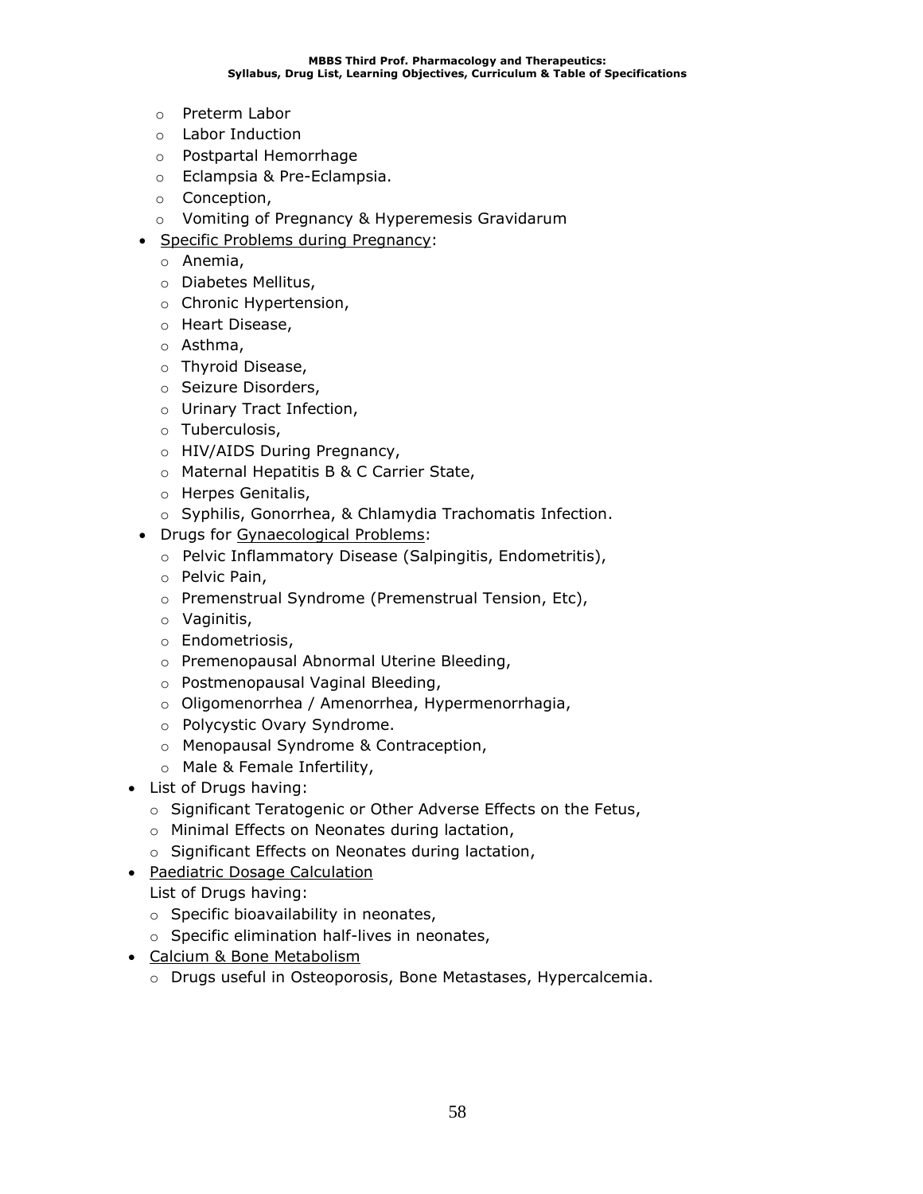- Preterm Labor
  - Labor Induction
  - Postpartal Hemorrhage
  - Eclampsia & Pre-Eclampsia.
  - Conception,
  - Vomiting of Pregnancy & Hyperemesis Gravidarum
- <u>Specific Problems during Pregnancy</u>:
  - Anemia,
  - Diabetes Mellitus,
  - Chronic Hypertension,
  - Heart Disease,
  - Asthma,
  - Thyroid Disease,
  - Seizure Disorders,
  - Urinary Tract Infection,
  - Tuberculosis,
  - HIV/AIDS During Pregnancy,
  - Maternal Hepatitis B & C Carrier State,
  - Herpes Genitalis,
  - Syphilis, Gonorrhea, & Chlamydia Trachomatis Infection.
- Drugs for <u>Gynaecological Problems</u>:
  - Pelvic Inflammatory Disease (Salpingitis, Endometritis),
  - Pelvic Pain,
  - Premenstrual Syndrome (Premenstrual Tension, Etc),
  - Vaginitis,
  - Endometriosis,
  - Premenopausal Abnormal Uterine Bleeding,
  - Postmenopausal Vaginal Bleeding,
  - Oligomenorrhea / Amenorrhea, Hypermenorrhagia,
  - Polycystic Ovary Syndrome.
  - Menopausal Syndrome & Contraception,
  - Male & Female Infertility,
- List of Drugs having:
  - Significant Teratogenic or Other Adverse Effects on the Fetus,
  - Minimal Effects on Neonates during lactation,
  - Significant Effects on Neonates during lactation,
- <u>Paediatric Dosage Calculation</u>
  List of Drugs having:
  - Specific bioavailability in neonates,
  - Specific elimination half-lives in neonates,
- <u>Calcium & Bone Metabolism</u>
  - Drugs useful in Osteoporosis, Bone Metastases, Hypercalcemia.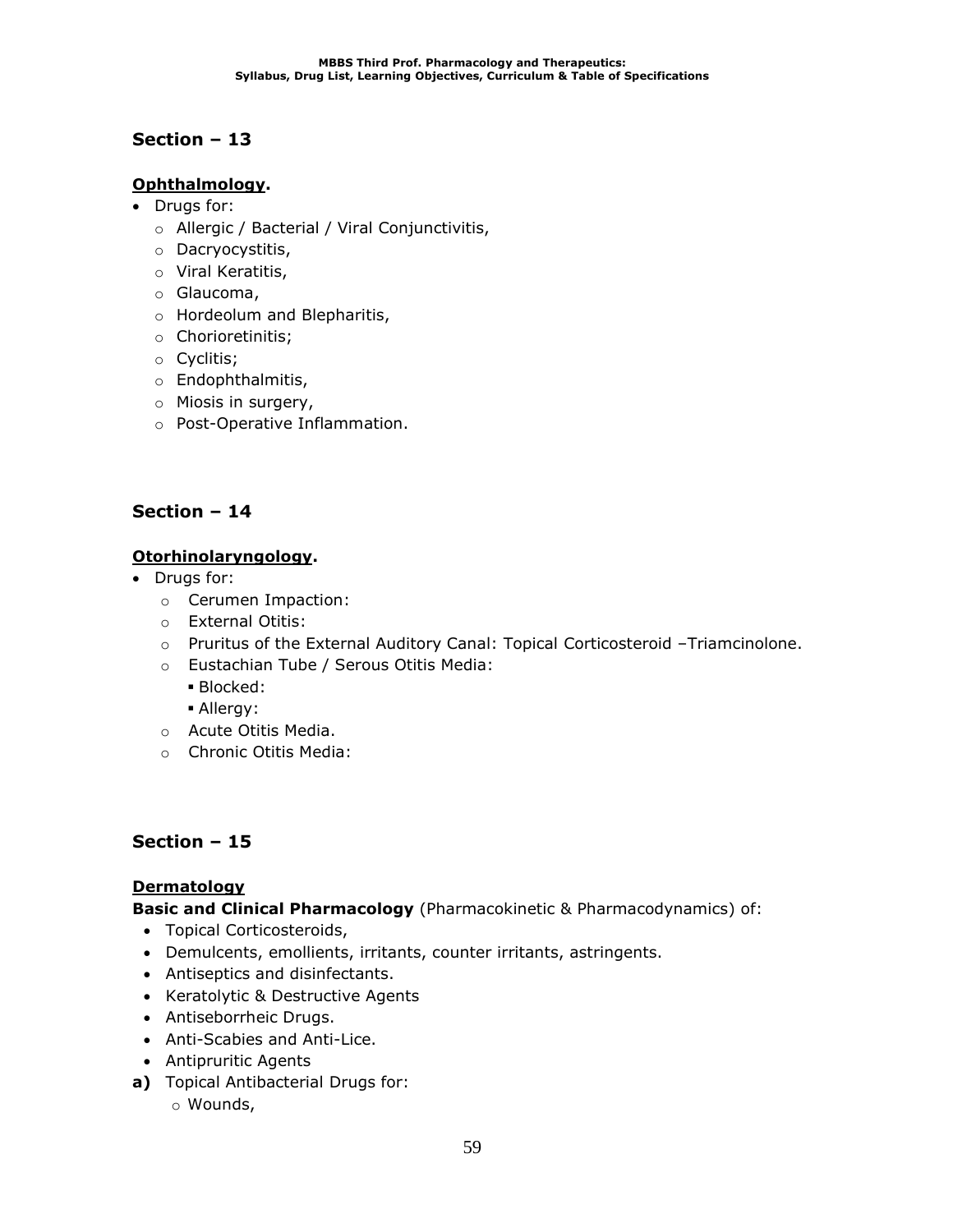## Section – 13

**Ophthalmology.**

- Drugs for:
  - Allergic / Bacterial / Viral Conjunctivitis,
  - Dacryocystitis,
  - Viral Keratitis,
  - Glaucoma,
  - Hordeolum and Blepharitis,
  - Chorioretinitis;
  - Cyclitis;
  - Endophthalmitis,
  - Miosis in surgery,
  - Post-Operative Inflammation.

## Section – 14

**Otorhinolaryngology.**

- Drugs for:
  - Cerumen Impaction:
  - External Otitis:
  - Pruritus of the External Auditory Canal: Topical Corticosteroid –Triamcinolone.
  - Eustachian Tube / Serous Otitis Media:
    - Blocked:
    - Allergy:
  - Acute Otitis Media.
  - Chronic Otitis Media:

## Section – 15

**Dermatology**

**Basic and Clinical Pharmacology** (Pharmacokinetic & Pharmacodynamics) of:

- Topical Corticosteroids,
- Demulcents, emollients, irritants, counter irritants, astringents.
- Antiseptics and disinfectants.
- Keratolytic & Destructive Agents
- Antiseborrheic Drugs.
- Anti-Scabies and Anti-Lice.
- Antipruritic Agents

**a)** Topical Antibacterial Drugs for:
  - Wounds,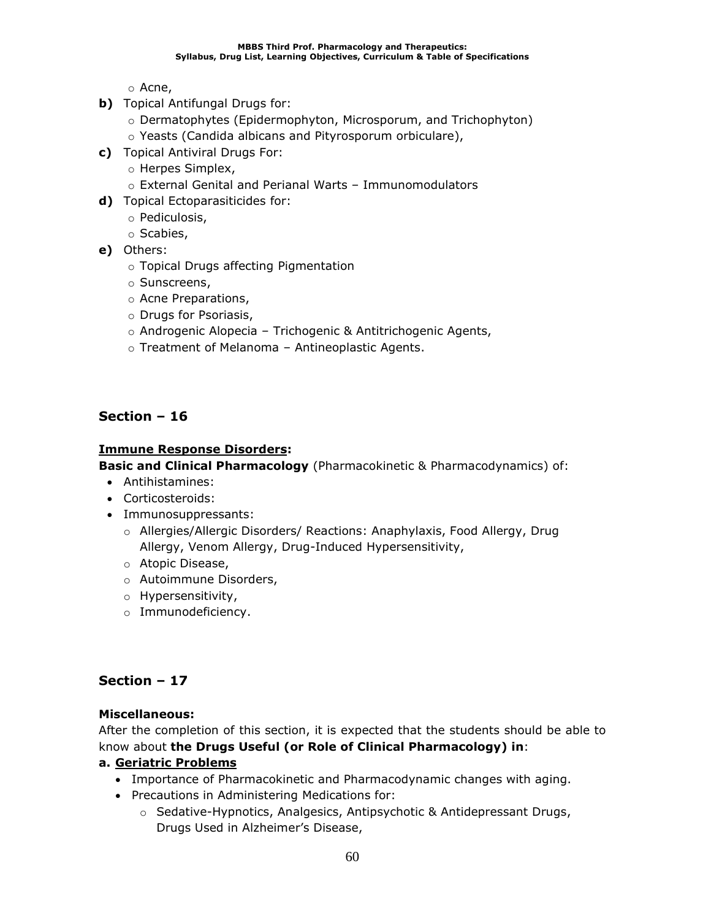- Acne,

**b)** Topical Antifungal Drugs for:
- Dermatophytes (Epidermophyton, Microsporum, and Trichophyton)
- Yeasts (Candida albicans and Pityrosporum orbiculare),

**c)** Topical Antiviral Drugs For:
- Herpes Simplex,
- External Genital and Perianal Warts – Immunomodulators

**d)** Topical Ectoparasiticides for:
- Pediculosis,
- Scabies,

**e)** Others:
- Topical Drugs affecting Pigmentation
- Sunscreens,
- Acne Preparations,
- Drugs for Psoriasis,
- Androgenic Alopecia – Trichogenic & Antitrichogenic Agents,
- Treatment of Melanoma – Antineoplastic Agents.

## Section – 16

**Immune Response Disorders:**

**Basic and Clinical Pharmacology** (Pharmacokinetic & Pharmacodynamics) of:

- Antihistamines:
- Corticosteroids:
- Immunosuppressants:
  - Allergies/Allergic Disorders/ Reactions: Anaphylaxis, Food Allergy, Drug Allergy, Venom Allergy, Drug-Induced Hypersensitivity,
  - Atopic Disease,
  - Autoimmune Disorders,
  - Hypersensitivity,
  - Immunodeficiency.

## Section – 17

**Miscellaneous:**

After the completion of this section, it is expected that the students should be able to know about **the Drugs Useful (or Role of Clinical Pharmacology) in**:

**a. Geriatric Problems**

- Importance of Pharmacokinetic and Pharmacodynamic changes with aging.
- Precautions in Administering Medications for:
  - Sedative-Hypnotics, Analgesics, Antipsychotic & Antidepressant Drugs, Drugs Used in Alzheimer's Disease,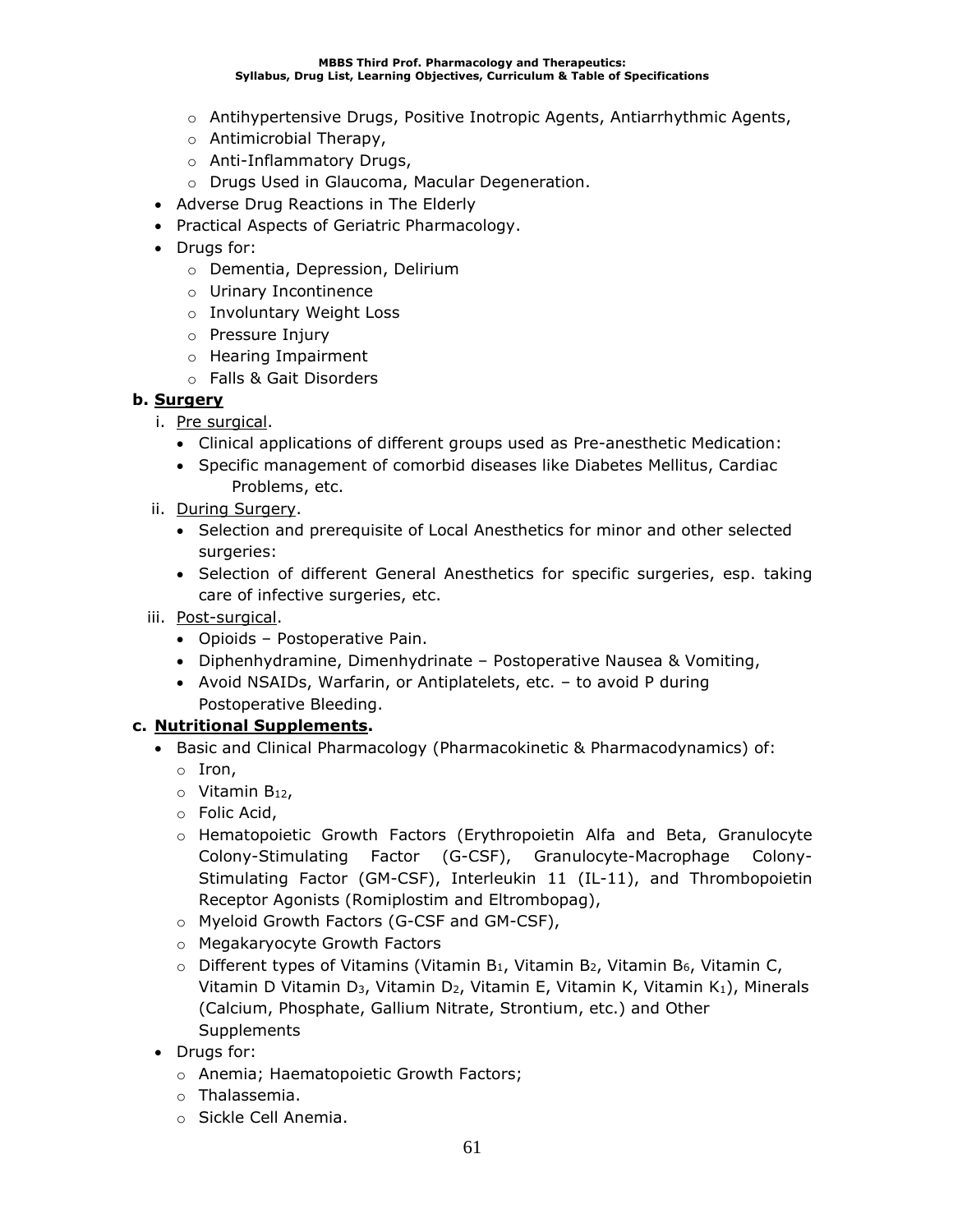- Antihypertensive Drugs, Positive Inotropic Agents, Antiarrhythmic Agents,
  - Antimicrobial Therapy,
  - Anti-Inflammatory Drugs,
  - Drugs Used in Glaucoma, Macular Degeneration.
- Adverse Drug Reactions in The Elderly
- Practical Aspects of Geriatric Pharmacology.
- Drugs for:
  - Dementia, Depression, Delirium
  - Urinary Incontinence
  - Involuntary Weight Loss
  - Pressure Injury
  - Hearing Impairment
  - Falls & Gait Disorders

**b. <u>Surgery</u>**

i. <u>Pre surgical</u>.
   - Clinical applications of different groups used as Pre-anesthetic Medication:
   - Specific management of comorbid diseases like Diabetes Mellitus, Cardiac Problems, etc.

ii. <u>During Surgery</u>.
   - Selection and prerequisite of Local Anesthetics for minor and other selected surgeries:
   - Selection of different General Anesthetics for specific surgeries, esp. taking care of infective surgeries, etc.

iii. <u>Post-surgical</u>.
   - Opioids – Postoperative Pain.
   - Diphenhydramine, Dimenhydrinate – Postoperative Nausea & Vomiting,
   - Avoid NSAIDs, Warfarin, or Antiplatelets, etc. – to avoid P during Postoperative Bleeding.

**c. <u>Nutritional Supplements</u>.**

- Basic and Clinical Pharmacology (Pharmacokinetic & Pharmacodynamics) of:
  - Iron,
  - Vitamin $B_{12}$,
  - Folic Acid,
  - Hematopoietic Growth Factors (Erythropoietin Alfa and Beta, Granulocyte Colony-Stimulating Factor (G-CSF), Granulocyte-Macrophage Colony-Stimulating Factor (GM-CSF), Interleukin 11 (IL-11), and Thrombopoietin Receptor Agonists (Romiplostim and Eltrombopag),
  - Myeloid Growth Factors (G-CSF and GM-CSF),
  - Megakaryocyte Growth Factors
  - Different types of Vitamins (Vitamin $B_1$, Vitamin $B_2$, Vitamin $B_6$, Vitamin C, Vitamin D Vitamin $D_3$, Vitamin $D_2$, Vitamin E, Vitamin K, Vitamin $K_1$), Minerals (Calcium, Phosphate, Gallium Nitrate, Strontium, etc.) and Other Supplements
- Drugs for:
  - Anemia; Haematopoietic Growth Factors;
  - Thalassemia.
  - Sickle Cell Anemia.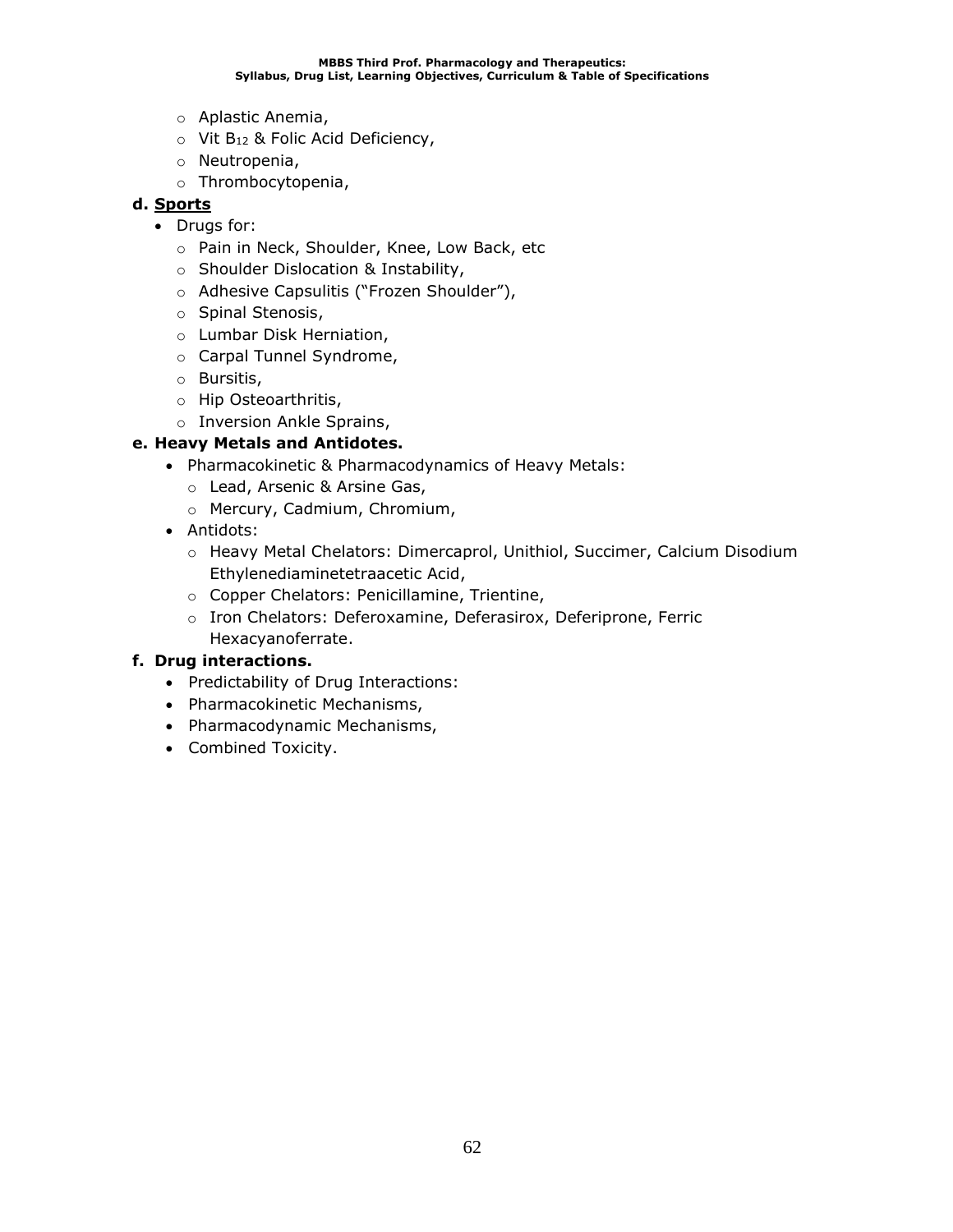- Aplastic Anemia,
- Vit $B_{12}$ & Folic Acid Deficiency,
- Neutropenia,
- Thrombocytopenia,

**d. <u>Sports</u>**

- Drugs for:
  - Pain in Neck, Shoulder, Knee, Low Back, etc
  - Shoulder Dislocation & Instability,
  - Adhesive Capsulitis ("Frozen Shoulder"),
  - Spinal Stenosis,
  - Lumbar Disk Herniation,
  - Carpal Tunnel Syndrome,
  - Bursitis,
  - Hip Osteoarthritis,
  - Inversion Ankle Sprains,

**e. Heavy Metals and Antidotes.**

- Pharmacokinetic & Pharmacodynamics of Heavy Metals:
  - Lead, Arsenic & Arsine Gas,
  - Mercury, Cadmium, Chromium,
- Antidots:
  - Heavy Metal Chelators: Dimercaprol, Unithiol, Succimer, Calcium Disodium Ethylenediaminetetraacetic Acid,
  - Copper Chelators: Penicillamine, Trientine,
  - Iron Chelators: Deferoxamine, Deferasirox, Deferiprone, Ferric Hexacyanoferrate.

**f. Drug interactions.**

- Predictability of Drug Interactions:
- Pharmacokinetic Mechanisms,
- Pharmacodynamic Mechanisms,
- Combined Toxicity.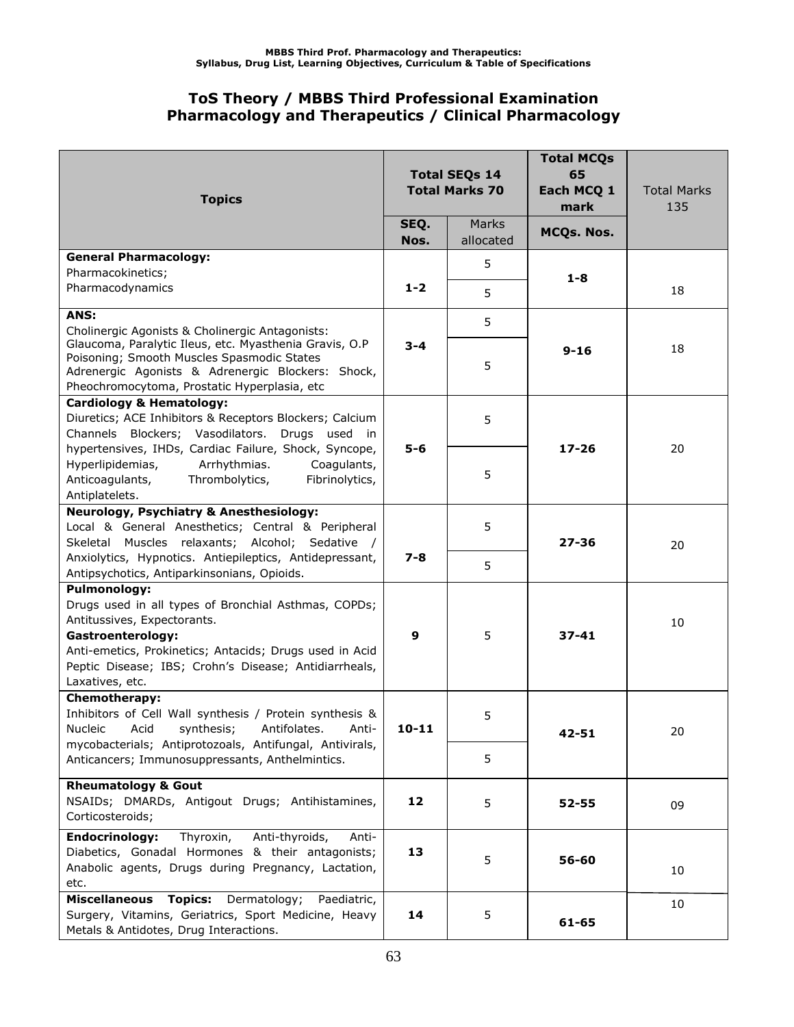## ToS Theory / MBBS Third Professional Examination
## Pharmacology and Therapeutics / Clinical Pharmacology

| Topics | Total SEQs 14 Total Marks 70 | | Total MCQs 65 Each MCQ 1 mark | Total Marks 135 |
|---|---|---|---|---|
| | SEQ. Nos. | Marks allocated | MCQs. Nos. | |
| **General Pharmacology:** Pharmacokinetics; Pharmacodynamics | 1-2 | 5 / 5 | 1-8 | 18 |
| **ANS:** Cholinergic Agonists & Cholinergic Antagonists: Glaucoma, Paralytic Ileus, etc. Myasthenia Gravis, O.P Poisoning; Smooth Muscles Spasmodic States Adrenergic Agonists & Adrenergic Blockers: Shock, Pheochromocytoma, Prostatic Hyperplasia, etc | 3-4 | 5 / 5 | 9-16 | 18 |
| **Cardiology & Hematology:** Diuretics; ACE Inhibitors & Receptors Blockers; Calcium Channels Blockers; Vasodilators. Drugs used in hypertensives, IHDs, Cardiac Failure, Shock, Syncope, Hyperlipidemias, Arrhythmias. Coagulants, Anticoagulants, Thrombolytics, Fibrinolytics, Antiplatelets. | 5-6 | 5 / 5 | 17-26 | 20 |
| **Neurology, Psychiatry & Anesthesiology:** Local & General Anesthetics; Central & Peripheral Skeletal Muscles relaxants; Alcohol; Sedative / Anxiolytics, Hypnotics. Antiepileptics, Antidepressant, Antipsychotics, Antiparkinsonians, Opioids. | 7-8 | 5 / 5 | 27-36 | 20 |
| **Pulmonology:** Drugs used in all types of Bronchial Asthmas, COPDs; Antitussives, Expectorants. **Gastroenterology:** Anti-emetics, Prokinetics; Antacids; Drugs used in Acid Peptic Disease; IBS; Crohn's Disease; Antidiarrheals, Laxatives, etc. | 9 | 5 | 37-41 | 10 |
| **Chemotherapy:** Inhibitors of Cell Wall synthesis / Protein synthesis & Nucleic Acid synthesis; Antifolates. Anti-mycobacterials; Antiprotozoals, Antifungal, Antivirals, Anticancers; Immunosuppressants, Anthelmintics. | 10-11 | 5 / 5 | 42-51 | 20 |
| **Rheumatology & Gout** NSAIDs; DMARDs, Antigout Drugs; Antihistamines, Corticosteroids; | 12 | 5 | 52-55 | 09 |
| **Endocrinology:** Thyroxin, Anti-thyroids, Anti-Diabetics, Gonadal Hormones & their antagonists; Anabolic agents, Drugs during Pregnancy, Lactation, etc. | 13 | 5 | 56-60 | 10 |
| **Miscellaneous Topics:** Dermatology; Paediatric, Surgery, Vitamins, Geriatrics, Sport Medicine, Heavy Metals & Antidotes, Drug Interactions. | 14 | 5 | 61-65 | 10 |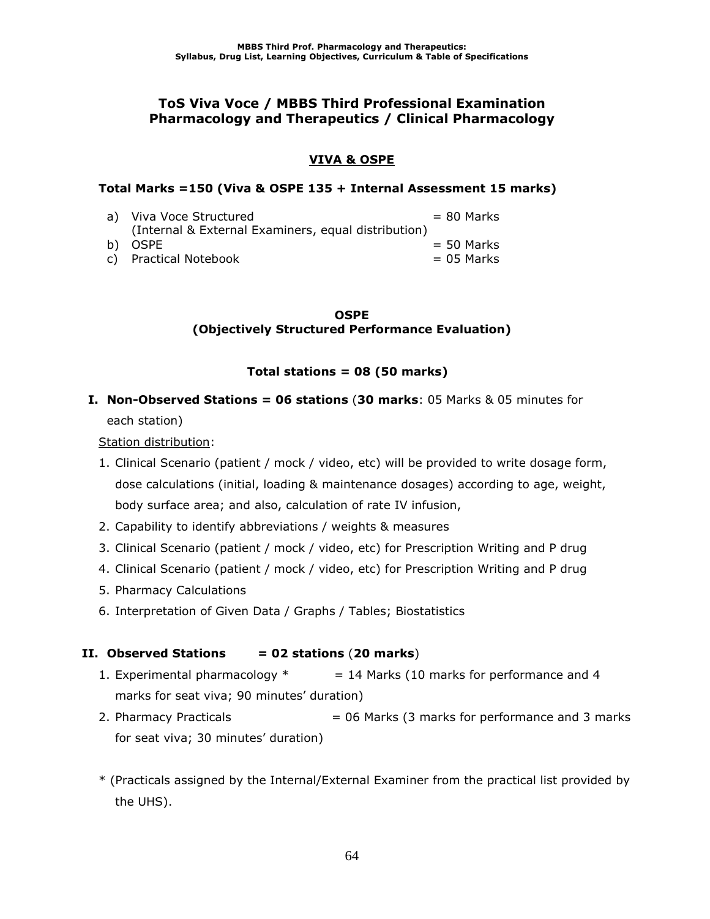# ToS Viva Voce / MBBS Third Professional Examination Pharmacology and Therapeutics / Clinical Pharmacology

## VIVA & OSPE

**Total Marks =150 (Viva & OSPE 135 + Internal Assessment 15 marks)**

a) Viva Voce Structured = 80 Marks
(Internal & External Examiners, equal distribution)
b) OSPE = 50 Marks
c) Practical Notebook = 05 Marks

## OSPE
## (Objectively Structured Performance Evaluation)

### Total stations = 08 (50 marks)

**I. Non-Observed Stations = 06 stations** (**30 marks**: 05 Marks & 05 minutes for each station)

Station distribution:

1. Clinical Scenario (patient / mock / video, etc) will be provided to write dosage form, dose calculations (initial, loading & maintenance dosages) according to age, weight, body surface area; and also, calculation of rate IV infusion,
2. Capability to identify abbreviations / weights & measures
3. Clinical Scenario (patient / mock / video, etc) for Prescription Writing and P drug
4. Clinical Scenario (patient / mock / video, etc) for Prescription Writing and P drug
5. Pharmacy Calculations
6. Interpretation of Given Data / Graphs / Tables; Biostatistics

**II. Observed Stations = 02 stations** (**20 marks**)

1. Experimental pharmacology * = 14 Marks (10 marks for performance and 4 marks for seat viva; 90 minutes' duration)
2. Pharmacy Practicals = 06 Marks (3 marks for performance and 3 marks for seat viva; 30 minutes' duration)

* (Practicals assigned by the Internal/External Examiner from the practical list provided by the UHS).